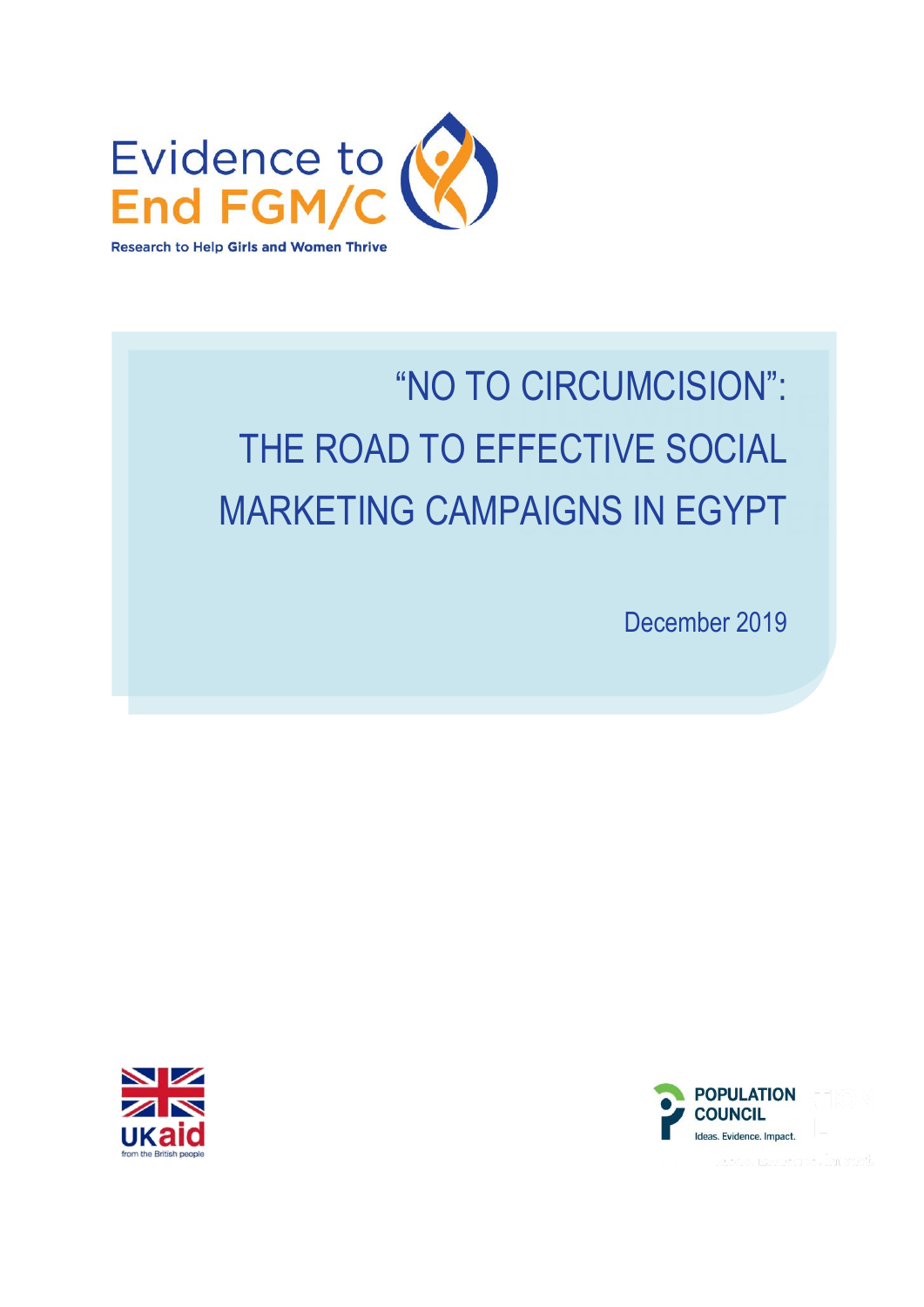Evidence to End FGM/C

Research to Help Girls and Women Thrive

# "NO TO CIRCUMCISION": THE ROAD TO EFFECTIVE SOCIAL MARKETING CAMPAIGNS IN EGYPT

December 2019

UKaid from the British people

POPULATION COUNCIL
Ideas. Evidence. Impact.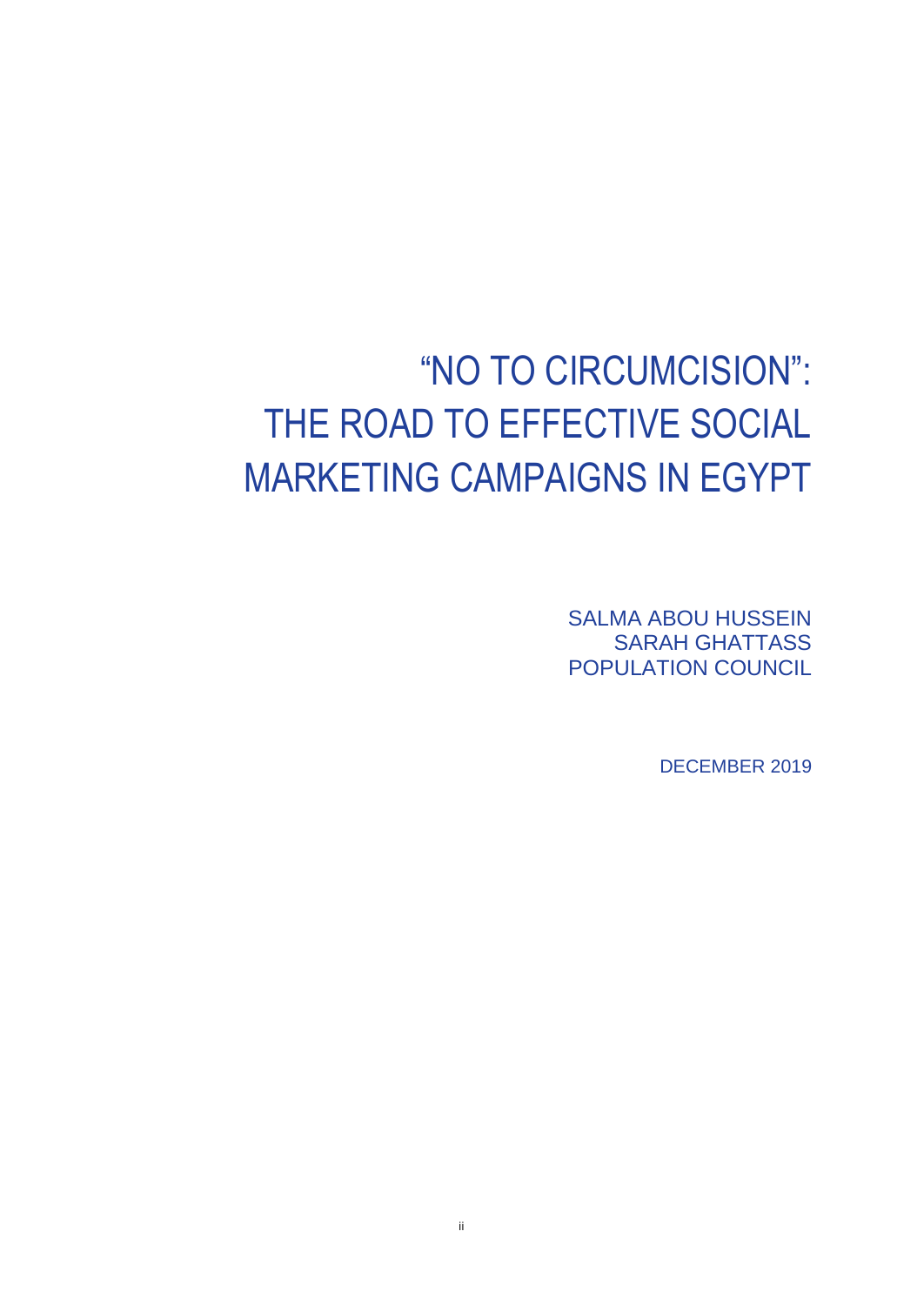# "NO TO CIRCUMCISION": THE ROAD TO EFFECTIVE SOCIAL MARKETING CAMPAIGNS IN EGYPT

SALMA ABOU HUSSEIN
SARAH GHATTASS
POPULATION COUNCIL

DECEMBER 2019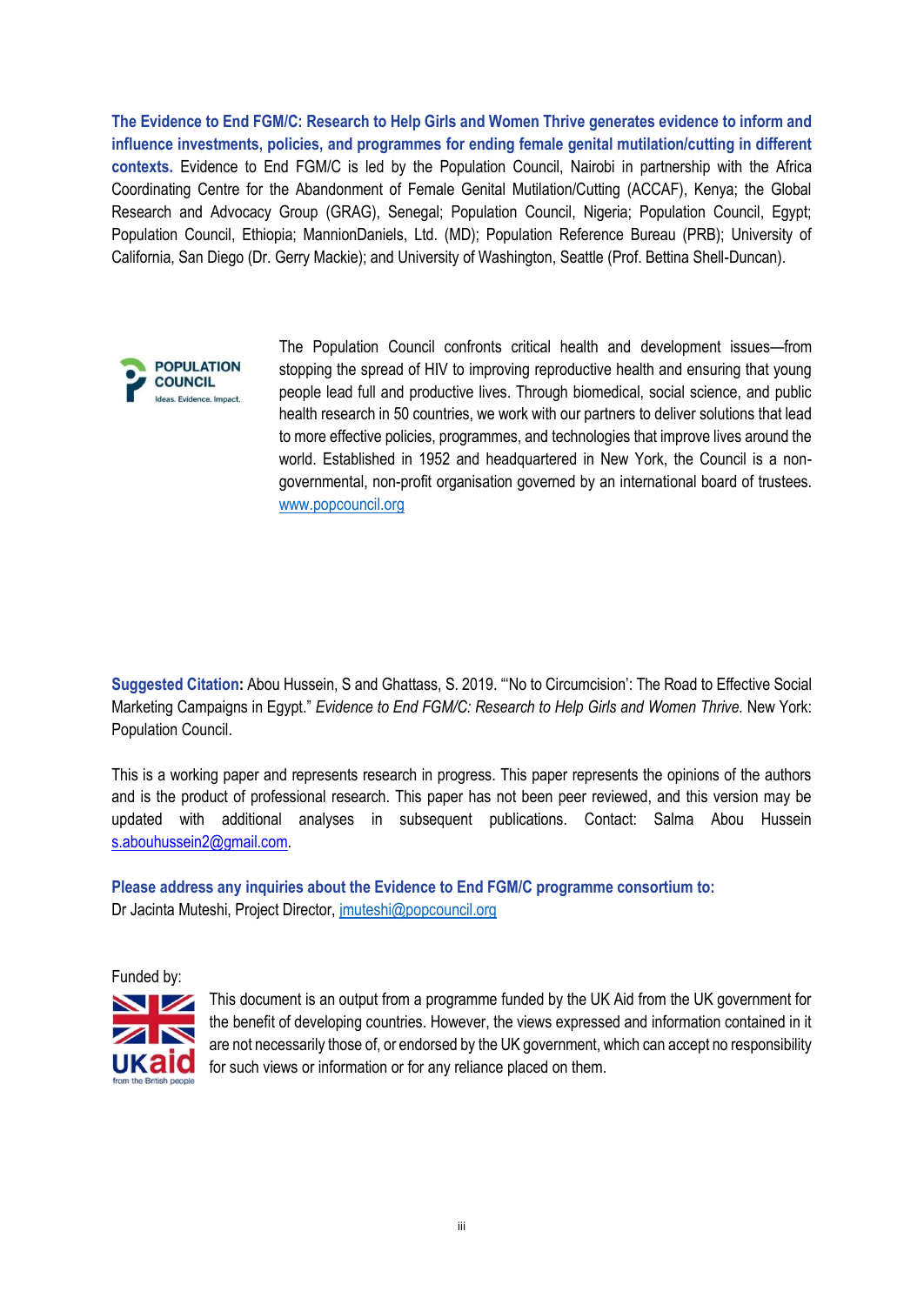**The Evidence to End FGM/C: Research to Help Girls and Women Thrive generates evidence to inform and influence investments, policies, and programmes for ending female genital mutilation/cutting in different contexts.** Evidence to End FGM/C is led by the Population Council, Nairobi in partnership with the Africa Coordinating Centre for the Abandonment of Female Genital Mutilation/Cutting (ACCAF), Kenya; the Global Research and Advocacy Group (GRAG), Senegal; Population Council, Nigeria; Population Council, Egypt; Population Council, Ethiopia; MannionDaniels, Ltd. (MD); Population Reference Bureau (PRB); University of California, San Diego (Dr. Gerry Mackie); and University of Washington, Seattle (Prof. Bettina Shell-Duncan).

The Population Council confronts critical health and development issues—from stopping the spread of HIV to improving reproductive health and ensuring that young people lead full and productive lives. Through biomedical, social science, and public health research in 50 countries, we work with our partners to deliver solutions that lead to more effective policies, programmes, and technologies that improve lives around the world. Established in 1952 and headquartered in New York, the Council is a non-governmental, non-profit organisation governed by an international board of trustees. www.popcouncil.org

**Suggested Citation:** Abou Hussein, S and Ghattass, S. 2019. "'No to Circumcision': The Road to Effective Social Marketing Campaigns in Egypt." *Evidence to End FGM/C: Research to Help Girls and Women Thrive.* New York: Population Council.

This is a working paper and represents research in progress. This paper represents the opinions of the authors and is the product of professional research. This paper has not been peer reviewed, and this version may be updated with additional analyses in subsequent publications. Contact: Salma Abou Hussein s.abouhussein2@gmail.com.

**Please address any inquiries about the Evidence to End FGM/C programme consortium to:**
Dr Jacinta Muteshi, Project Director, jmuteshi@popcouncil.org

Funded by:

This document is an output from a programme funded by the UK Aid from the UK government for the benefit of developing countries. However, the views expressed and information contained in it are not necessarily those of, or endorsed by the UK government, which can accept no responsibility for such views or information or for any reliance placed on them.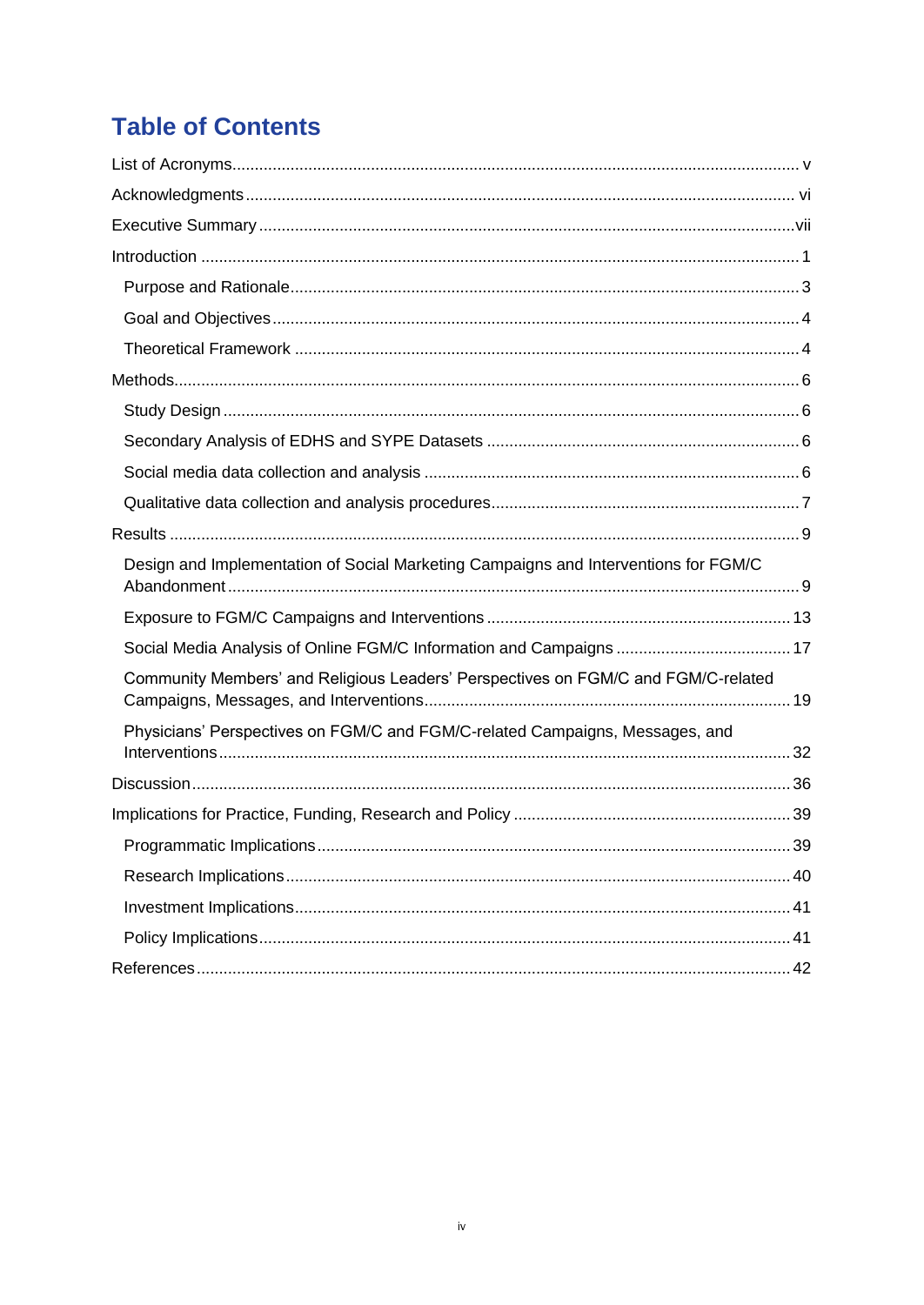# Table of Contents

List of Acronyms ..... v

Acknowledgments ..... vi

Executive Summary ..... vii

Introduction ..... 1

- Purpose and Rationale ..... 3
- Goal and Objectives ..... 4
- Theoretical Framework ..... 4

Methods ..... 6

- Study Design ..... 6
- Secondary Analysis of EDHS and SYPE Datasets ..... 6
- Social media data collection and analysis ..... 6
- Qualitative data collection and analysis procedures ..... 7

Results ..... 9

- Design and Implementation of Social Marketing Campaigns and Interventions for FGM/C Abandonment ..... 9
- Exposure to FGM/C Campaigns and Interventions ..... 13
- Social Media Analysis of Online FGM/C Information and Campaigns ..... 17
- Community Members' and Religious Leaders' Perspectives on FGM/C and FGM/C-related Campaigns, Messages, and Interventions ..... 19
- Physicians' Perspectives on FGM/C and FGM/C-related Campaigns, Messages, and Interventions ..... 32

Discussion ..... 36

Implications for Practice, Funding, Research and Policy ..... 39

- Programmatic Implications ..... 39
- Research Implications ..... 40
- Investment Implications ..... 41
- Policy Implications ..... 41

References ..... 42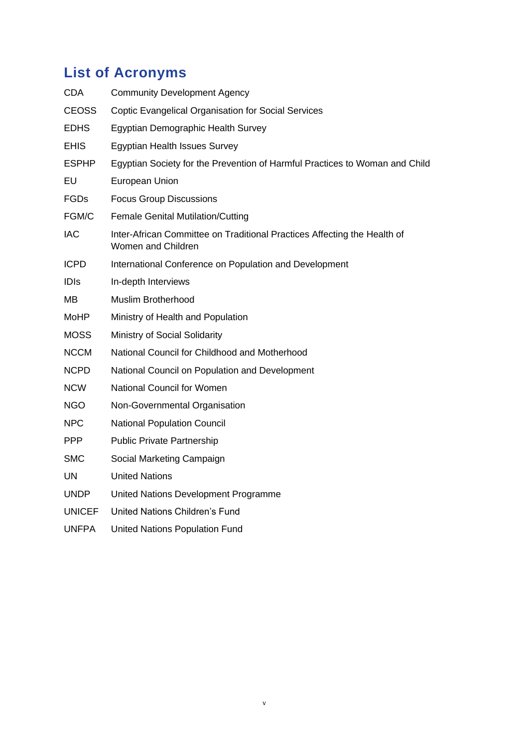## List of Acronyms

| | |
|---|---|
| CDA | Community Development Agency |
| CEOSS | Coptic Evangelical Organisation for Social Services |
| EDHS | Egyptian Demographic Health Survey |
| EHIS | Egyptian Health Issues Survey |
| ESPHP | Egyptian Society for the Prevention of Harmful Practices to Woman and Child |
| EU | European Union |
| FGDs | Focus Group Discussions |
| FGM/C | Female Genital Mutilation/Cutting |
| IAC | Inter-African Committee on Traditional Practices Affecting the Health of Women and Children |
| ICPD | International Conference on Population and Development |
| IDIs | In-depth Interviews |
| MB | Muslim Brotherhood |
| MoHP | Ministry of Health and Population |
| MOSS | Ministry of Social Solidarity |
| NCCM | National Council for Childhood and Motherhood |
| NCPD | National Council on Population and Development |
| NCW | National Council for Women |
| NGO | Non-Governmental Organisation |
| NPC | National Population Council |
| PPP | Public Private Partnership |
| SMC | Social Marketing Campaign |
| UN | United Nations |
| UNDP | United Nations Development Programme |
| UNICEF | United Nations Children's Fund |
| UNFPA | United Nations Population Fund |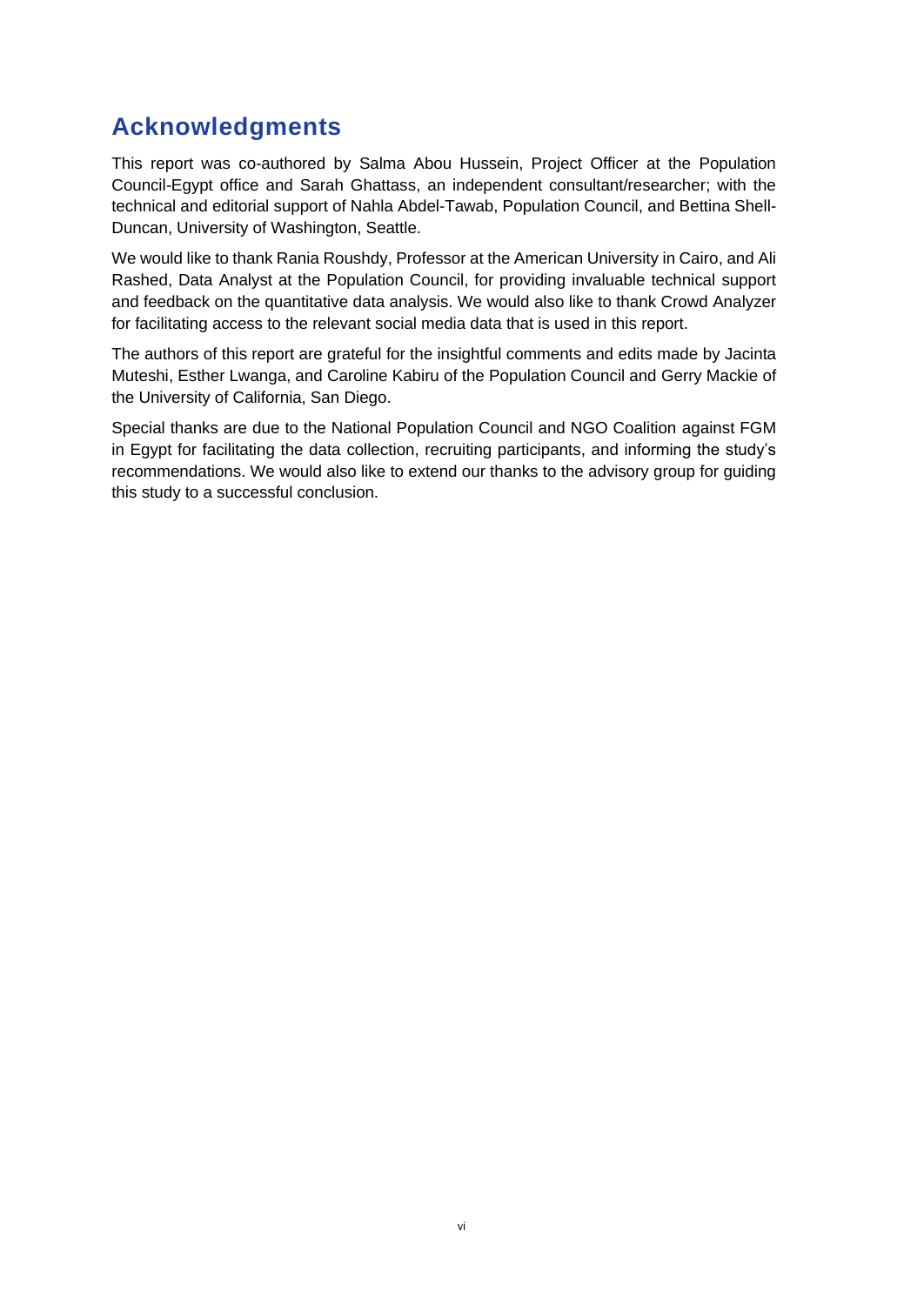## Acknowledgments

This report was co-authored by Salma Abou Hussein, Project Officer at the Population Council-Egypt office and Sarah Ghattass, an independent consultant/researcher; with the technical and editorial support of Nahla Abdel-Tawab, Population Council, and Bettina Shell-Duncan, University of Washington, Seattle.

We would like to thank Rania Roushdy, Professor at the American University in Cairo, and Ali Rashed, Data Analyst at the Population Council, for providing invaluable technical support and feedback on the quantitative data analysis. We would also like to thank Crowd Analyzer for facilitating access to the relevant social media data that is used in this report.

The authors of this report are grateful for the insightful comments and edits made by Jacinta Muteshi, Esther Lwanga, and Caroline Kabiru of the Population Council and Gerry Mackie of the University of California, San Diego.

Special thanks are due to the National Population Council and NGO Coalition against FGM in Egypt for facilitating the data collection, recruiting participants, and informing the study's recommendations. We would also like to extend our thanks to the advisory group for guiding this study to a successful conclusion.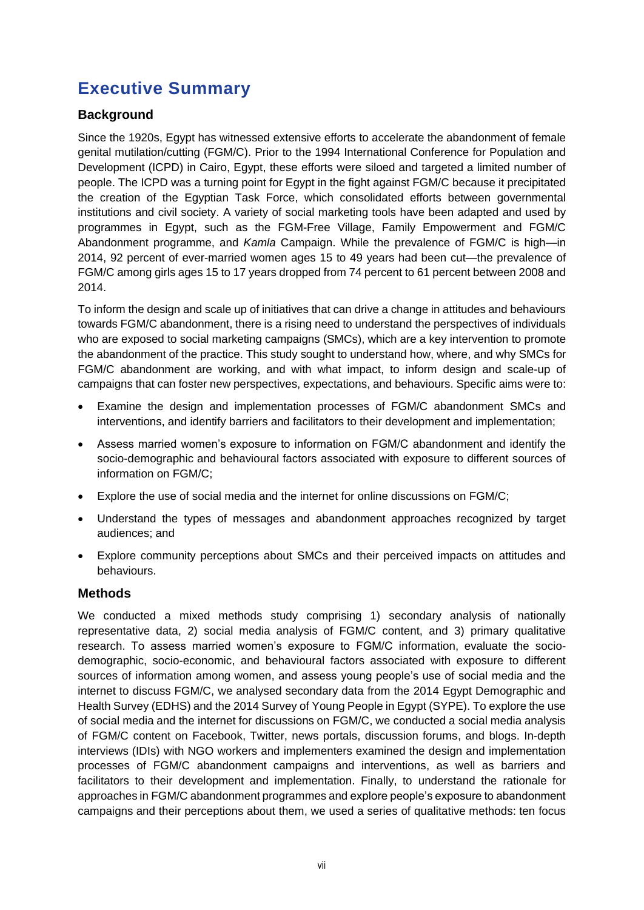# Executive Summary

## Background

Since the 1920s, Egypt has witnessed extensive efforts to accelerate the abandonment of female genital mutilation/cutting (FGM/C). Prior to the 1994 International Conference for Population and Development (ICPD) in Cairo, Egypt, these efforts were siloed and targeted a limited number of people. The ICPD was a turning point for Egypt in the fight against FGM/C because it precipitated the creation of the Egyptian Task Force, which consolidated efforts between governmental institutions and civil society. A variety of social marketing tools have been adapted and used by programmes in Egypt, such as the FGM-Free Village, Family Empowerment and FGM/C Abandonment programme, and *Kamla* Campaign. While the prevalence of FGM/C is high—in 2014, 92 percent of ever-married women ages 15 to 49 years had been cut—the prevalence of FGM/C among girls ages 15 to 17 years dropped from 74 percent to 61 percent between 2008 and 2014.

To inform the design and scale up of initiatives that can drive a change in attitudes and behaviours towards FGM/C abandonment, there is a rising need to understand the perspectives of individuals who are exposed to social marketing campaigns (SMCs), which are a key intervention to promote the abandonment of the practice. This study sought to understand how, where, and why SMCs for FGM/C abandonment are working, and with what impact, to inform design and scale-up of campaigns that can foster new perspectives, expectations, and behaviours. Specific aims were to:

- Examine the design and implementation processes of FGM/C abandonment SMCs and interventions, and identify barriers and facilitators to their development and implementation;
- Assess married women's exposure to information on FGM/C abandonment and identify the socio-demographic and behavioural factors associated with exposure to different sources of information on FGM/C;
- Explore the use of social media and the internet for online discussions on FGM/C;
- Understand the types of messages and abandonment approaches recognized by target audiences; and
- Explore community perceptions about SMCs and their perceived impacts on attitudes and behaviours.

## Methods

We conducted a mixed methods study comprising 1) secondary analysis of nationally representative data, 2) social media analysis of FGM/C content, and 3) primary qualitative research. To assess married women's exposure to FGM/C information, evaluate the socio-demographic, socio-economic, and behavioural factors associated with exposure to different sources of information among women, and assess young people's use of social media and the internet to discuss FGM/C, we analysed secondary data from the 2014 Egypt Demographic and Health Survey (EDHS) and the 2014 Survey of Young People in Egypt (SYPE). To explore the use of social media and the internet for discussions on FGM/C, we conducted a social media analysis of FGM/C content on Facebook, Twitter, news portals, discussion forums, and blogs. In-depth interviews (IDIs) with NGO workers and implementers examined the design and implementation processes of FGM/C abandonment campaigns and interventions, as well as barriers and facilitators to their development and implementation. Finally, to understand the rationale for approaches in FGM/C abandonment programmes and explore people's exposure to abandonment campaigns and their perceptions about them, we used a series of qualitative methods: ten focus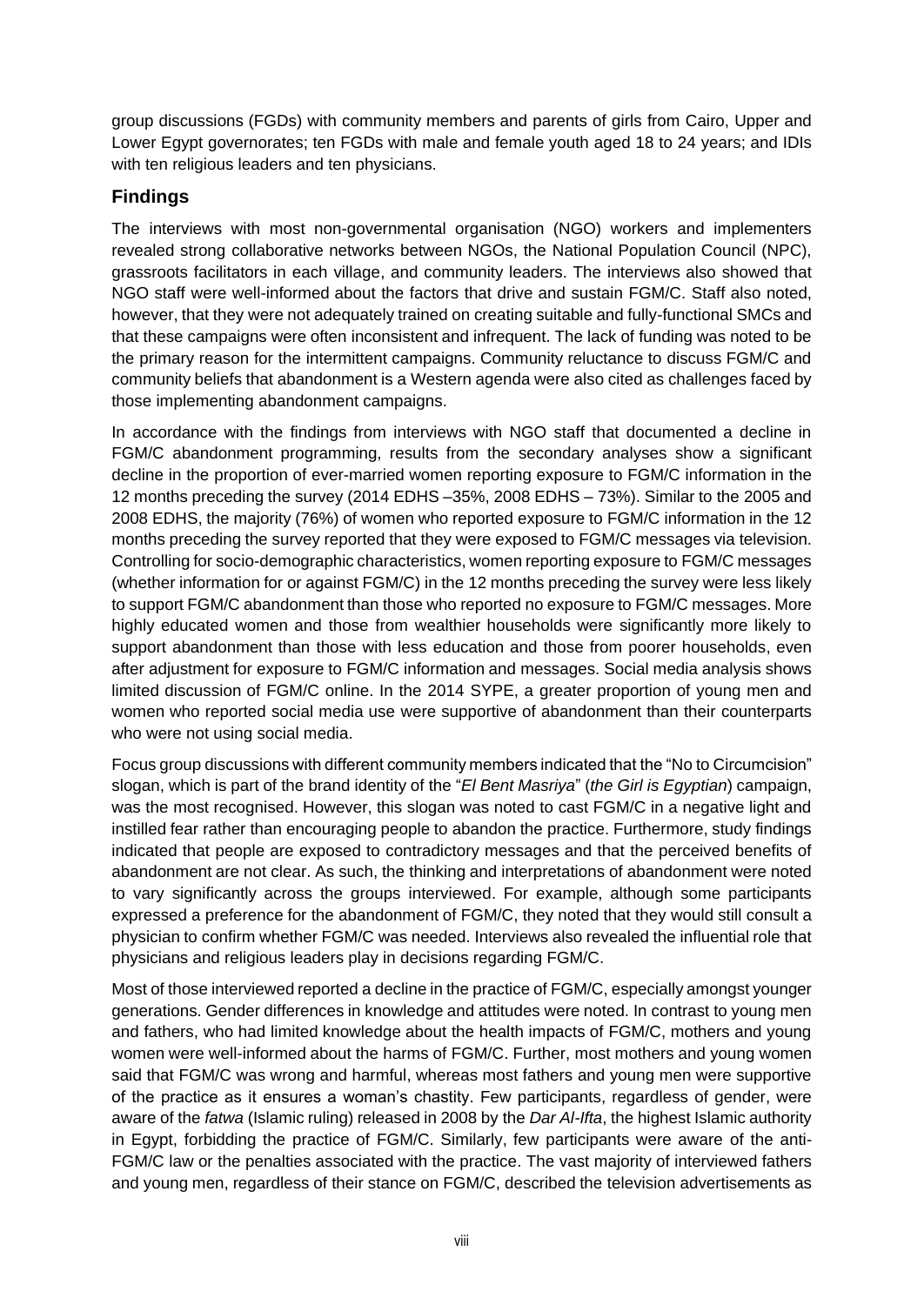group discussions (FGDs) with community members and parents of girls from Cairo, Upper and Lower Egypt governorates; ten FGDs with male and female youth aged 18 to 24 years; and IDIs with ten religious leaders and ten physicians.

## Findings

The interviews with most non-governmental organisation (NGO) workers and implementers revealed strong collaborative networks between NGOs, the National Population Council (NPC), grassroots facilitators in each village, and community leaders. The interviews also showed that NGO staff were well-informed about the factors that drive and sustain FGM/C. Staff also noted, however, that they were not adequately trained on creating suitable and fully-functional SMCs and that these campaigns were often inconsistent and infrequent. The lack of funding was noted to be the primary reason for the intermittent campaigns. Community reluctance to discuss FGM/C and community beliefs that abandonment is a Western agenda were also cited as challenges faced by those implementing abandonment campaigns.

In accordance with the findings from interviews with NGO staff that documented a decline in FGM/C abandonment programming, results from the secondary analyses show a significant decline in the proportion of ever-married women reporting exposure to FGM/C information in the 12 months preceding the survey (2014 EDHS –35%, 2008 EDHS – 73%). Similar to the 2005 and 2008 EDHS, the majority (76%) of women who reported exposure to FGM/C information in the 12 months preceding the survey reported that they were exposed to FGM/C messages via television. Controlling for socio-demographic characteristics, women reporting exposure to FGM/C messages (whether information for or against FGM/C) in the 12 months preceding the survey were less likely to support FGM/C abandonment than those who reported no exposure to FGM/C messages. More highly educated women and those from wealthier households were significantly more likely to support abandonment than those with less education and those from poorer households, even after adjustment for exposure to FGM/C information and messages. Social media analysis shows limited discussion of FGM/C online. In the 2014 SYPE, a greater proportion of young men and women who reported social media use were supportive of abandonment than their counterparts who were not using social media.

Focus group discussions with different community members indicated that the "No to Circumcision" slogan, which is part of the brand identity of the "*El Bent Masriya*" (*the Girl is Egyptian*) campaign, was the most recognised. However, this slogan was noted to cast FGM/C in a negative light and instilled fear rather than encouraging people to abandon the practice. Furthermore, study findings indicated that people are exposed to contradictory messages and that the perceived benefits of abandonment are not clear. As such, the thinking and interpretations of abandonment were noted to vary significantly across the groups interviewed. For example, although some participants expressed a preference for the abandonment of FGM/C, they noted that they would still consult a physician to confirm whether FGM/C was needed. Interviews also revealed the influential role that physicians and religious leaders play in decisions regarding FGM/C.

Most of those interviewed reported a decline in the practice of FGM/C, especially amongst younger generations. Gender differences in knowledge and attitudes were noted. In contrast to young men and fathers, who had limited knowledge about the health impacts of FGM/C, mothers and young women were well-informed about the harms of FGM/C. Further, most mothers and young women said that FGM/C was wrong and harmful, whereas most fathers and young men were supportive of the practice as it ensures a woman's chastity. Few participants, regardless of gender, were aware of the *fatwa* (Islamic ruling) released in 2008 by the *Dar Al-Ifta*, the highest Islamic authority in Egypt, forbidding the practice of FGM/C. Similarly, few participants were aware of the anti-FGM/C law or the penalties associated with the practice. The vast majority of interviewed fathers and young men, regardless of their stance on FGM/C, described the television advertisements as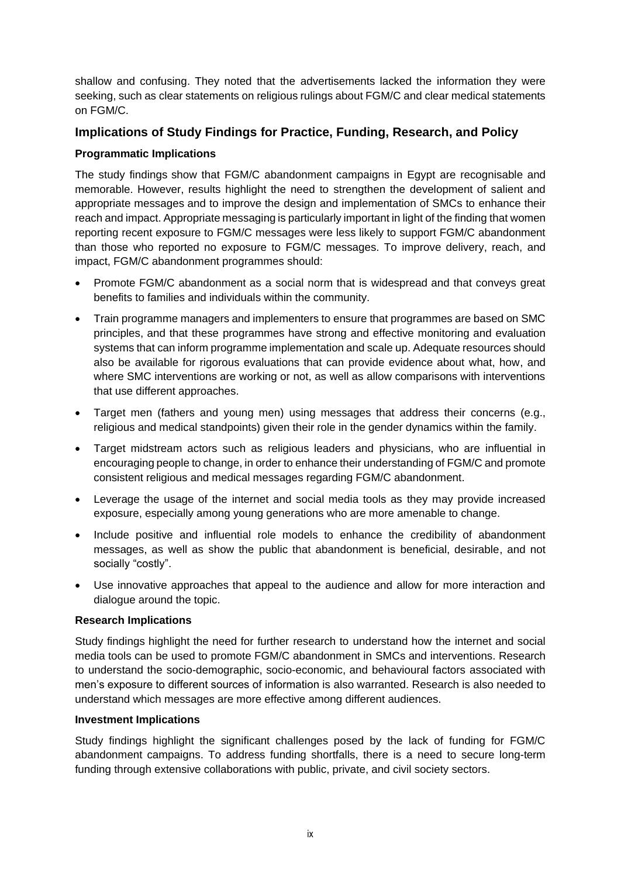shallow and confusing. They noted that the advertisements lacked the information they were seeking, such as clear statements on religious rulings about FGM/C and clear medical statements on FGM/C.

## Implications of Study Findings for Practice, Funding, Research, and Policy

### Programmatic Implications

The study findings show that FGM/C abandonment campaigns in Egypt are recognisable and memorable. However, results highlight the need to strengthen the development of salient and appropriate messages and to improve the design and implementation of SMCs to enhance their reach and impact. Appropriate messaging is particularly important in light of the finding that women reporting recent exposure to FGM/C messages were less likely to support FGM/C abandonment than those who reported no exposure to FGM/C messages. To improve delivery, reach, and impact, FGM/C abandonment programmes should:

- Promote FGM/C abandonment as a social norm that is widespread and that conveys great benefits to families and individuals within the community.
- Train programme managers and implementers to ensure that programmes are based on SMC principles, and that these programmes have strong and effective monitoring and evaluation systems that can inform programme implementation and scale up. Adequate resources should also be available for rigorous evaluations that can provide evidence about what, how, and where SMC interventions are working or not, as well as allow comparisons with interventions that use different approaches.
- Target men (fathers and young men) using messages that address their concerns (e.g., religious and medical standpoints) given their role in the gender dynamics within the family.
- Target midstream actors such as religious leaders and physicians, who are influential in encouraging people to change, in order to enhance their understanding of FGM/C and promote consistent religious and medical messages regarding FGM/C abandonment.
- Leverage the usage of the internet and social media tools as they may provide increased exposure, especially among young generations who are more amenable to change.
- Include positive and influential role models to enhance the credibility of abandonment messages, as well as show the public that abandonment is beneficial, desirable, and not socially "costly".
- Use innovative approaches that appeal to the audience and allow for more interaction and dialogue around the topic.

### Research Implications

Study findings highlight the need for further research to understand how the internet and social media tools can be used to promote FGM/C abandonment in SMCs and interventions. Research to understand the socio-demographic, socio-economic, and behavioural factors associated with men's exposure to different sources of information is also warranted. Research is also needed to understand which messages are more effective among different audiences.

### Investment Implications

Study findings highlight the significant challenges posed by the lack of funding for FGM/C abandonment campaigns. To address funding shortfalls, there is a need to secure long-term funding through extensive collaborations with public, private, and civil society sectors.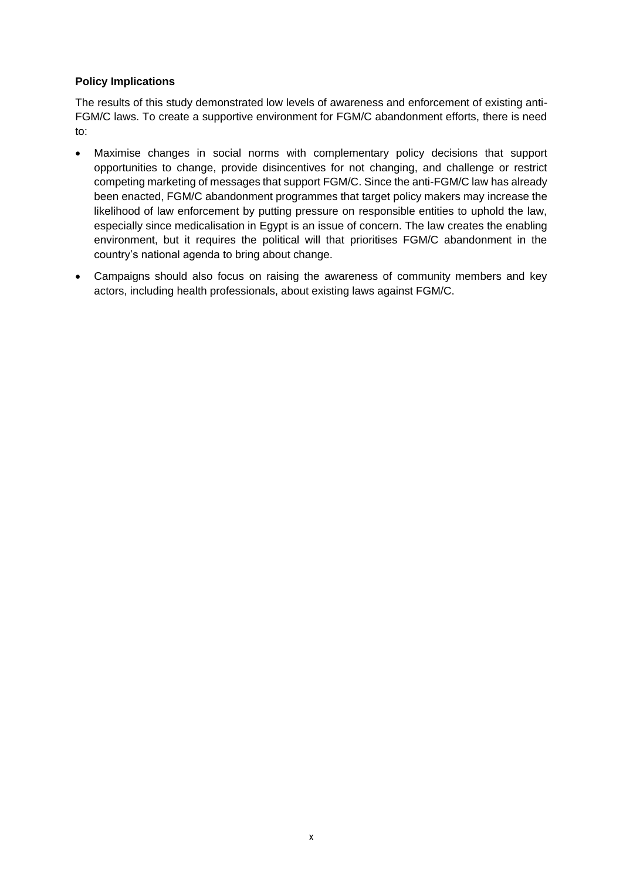**Policy Implications**

The results of this study demonstrated low levels of awareness and enforcement of existing anti-FGM/C laws. To create a supportive environment for FGM/C abandonment efforts, there is need to:

- Maximise changes in social norms with complementary policy decisions that support opportunities to change, provide disincentives for not changing, and challenge or restrict competing marketing of messages that support FGM/C. Since the anti-FGM/C law has already been enacted, FGM/C abandonment programmes that target policy makers may increase the likelihood of law enforcement by putting pressure on responsible entities to uphold the law, especially since medicalisation in Egypt is an issue of concern. The law creates the enabling environment, but it requires the political will that prioritises FGM/C abandonment in the country's national agenda to bring about change.
- Campaigns should also focus on raising the awareness of community members and key actors, including health professionals, about existing laws against FGM/C.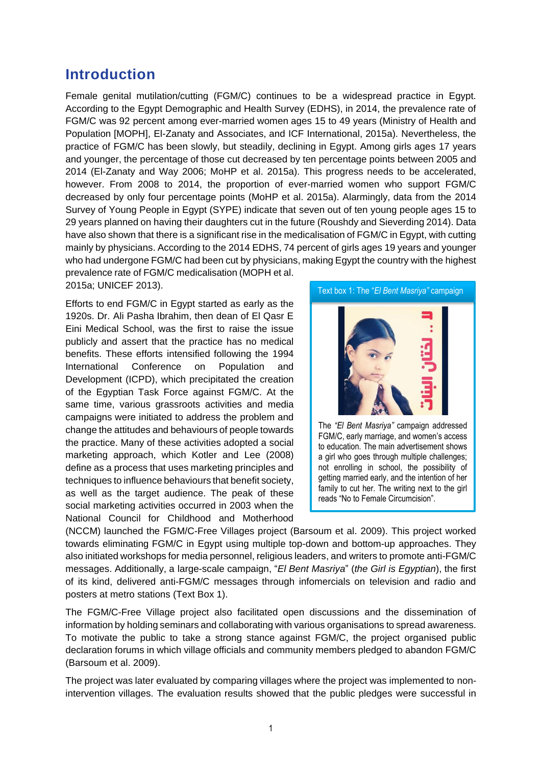## Introduction

Female genital mutilation/cutting (FGM/C) continues to be a widespread practice in Egypt. According to the Egypt Demographic and Health Survey (EDHS), in 2014, the prevalence rate of FGM/C was 92 percent among ever-married women ages 15 to 49 years (Ministry of Health and Population [MOPH], El-Zanaty and Associates, and ICF International, 2015a). Nevertheless, the practice of FGM/C has been slowly, but steadily, declining in Egypt. Among girls ages 17 years and younger, the percentage of those cut decreased by ten percentage points between 2005 and 2014 (El-Zanaty and Way 2006; MoHP et al. 2015a). This progress needs to be accelerated, however. From 2008 to 2014, the proportion of ever-married women who support FGM/C decreased by only four percentage points (MoHP et al. 2015a). Alarmingly, data from the 2014 Survey of Young People in Egypt (SYPE) indicate that seven out of ten young people ages 15 to 29 years planned on having their daughters cut in the future (Roushdy and Sieverding 2014). Data have also shown that there is a significant rise in the medicalisation of FGM/C in Egypt, with cutting mainly by physicians. According to the 2014 EDHS, 74 percent of girls ages 19 years and younger who had undergone FGM/C had been cut by physicians, making Egypt the country with the highest prevalence rate of FGM/C medicalisation (MOPH et al. 2015a; UNICEF 2013).

Efforts to end FGM/C in Egypt started as early as the 1920s. Dr. Ali Pasha Ibrahim, then dean of El Qasr E Eini Medical School, was the first to raise the issue publicly and assert that the practice has no medical benefits. These efforts intensified following the 1994 International Conference on Population and Development (ICPD), which precipitated the creation of the Egyptian Task Force against FGM/C. At the same time, various grassroots activities and media campaigns were initiated to address the problem and change the attitudes and behaviours of people towards the practice. Many of these activities adopted a social marketing approach, which Kotler and Lee (2008) define as a process that uses marketing principles and techniques to influence behaviours that benefit society, as well as the target audience. The peak of these social marketing activities occurred in 2003 when the National Council for Childhood and Motherhood (NCCM) launched the FGM/C-Free Villages project (Barsoum et al. 2009). This project worked towards eliminating FGM/C in Egypt using multiple top-down and bottom-up approaches. They also initiated workshops for media personnel, religious leaders, and writers to promote anti-FGM/C messages. Additionally, a large-scale campaign, "*El Bent Masriya*" (*the Girl is Egyptian*), the first of its kind, delivered anti-FGM/C messages through infomercials on television and radio and posters at metro stations (Text Box 1).

> **Text box 1: The "*El Bent Masriya*" campaign**
>
> The "*El Bent Masriya*" campaign addressed FGM/C, early marriage, and women's access to education. The main advertisement shows a girl who goes through multiple challenges; not enrolling in school, the possibility of getting married early, and the intention of her family to cut her. The writing next to the girl reads "No to Female Circumcision".

The FGM/C-Free Village project also facilitated open discussions and the dissemination of information by holding seminars and collaborating with various organisations to spread awareness. To motivate the public to take a strong stance against FGM/C, the project organised public declaration forums in which village officials and community members pledged to abandon FGM/C (Barsoum et al. 2009).

The project was later evaluated by comparing villages where the project was implemented to non-intervention villages. The evaluation results showed that the public pledges were successful in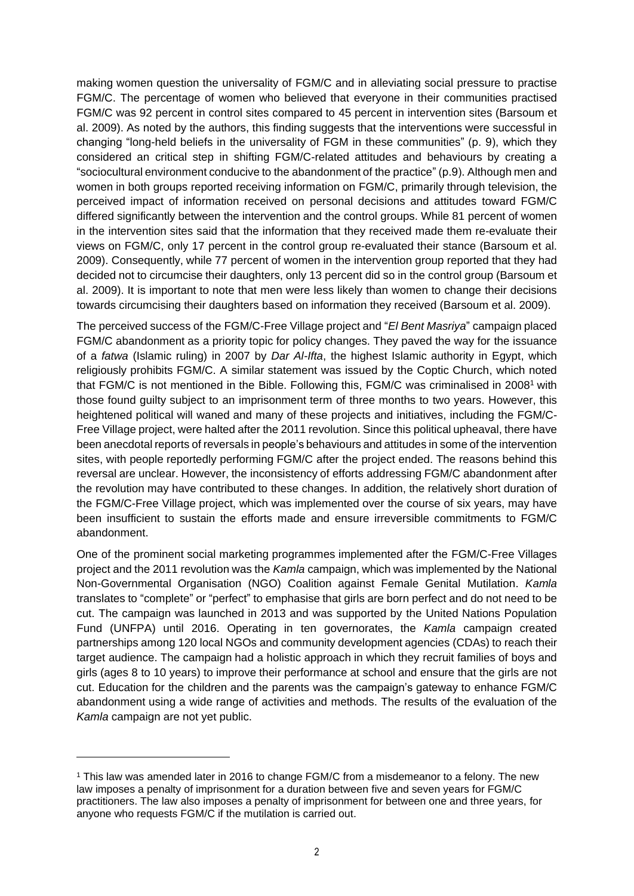making women question the universality of FGM/C and in alleviating social pressure to practise FGM/C. The percentage of women who believed that everyone in their communities practised FGM/C was 92 percent in control sites compared to 45 percent in intervention sites (Barsoum et al. 2009). As noted by the authors, this finding suggests that the interventions were successful in changing "long-held beliefs in the universality of FGM in these communities" (p. 9), which they considered an critical step in shifting FGM/C-related attitudes and behaviours by creating a "sociocultural environment conducive to the abandonment of the practice" (p.9). Although men and women in both groups reported receiving information on FGM/C, primarily through television, the perceived impact of information received on personal decisions and attitudes toward FGM/C differed significantly between the intervention and the control groups. While 81 percent of women in the intervention sites said that the information that they received made them re-evaluate their views on FGM/C, only 17 percent in the control group re-evaluated their stance (Barsoum et al. 2009). Consequently, while 77 percent of women in the intervention group reported that they had decided not to circumcise their daughters, only 13 percent did so in the control group (Barsoum et al. 2009). It is important to note that men were less likely than women to change their decisions towards circumcising their daughters based on information they received (Barsoum et al. 2009).

The perceived success of the FGM/C-Free Village project and "*El Bent Masriya*" campaign placed FGM/C abandonment as a priority topic for policy changes. They paved the way for the issuance of a *fatwa* (Islamic ruling) in 2007 by *Dar Al-Ifta*, the highest Islamic authority in Egypt, which religiously prohibits FGM/C. A similar statement was issued by the Coptic Church, which noted that FGM/C is not mentioned in the Bible. Following this, FGM/C was criminalised in 2008[1] with those found guilty subject to an imprisonment term of three months to two years. However, this heightened political will waned and many of these projects and initiatives, including the FGM/C-Free Village project, were halted after the 2011 revolution. Since this political upheaval, there have been anecdotal reports of reversals in people's behaviours and attitudes in some of the intervention sites, with people reportedly performing FGM/C after the project ended. The reasons behind this reversal are unclear. However, the inconsistency of efforts addressing FGM/C abandonment after the revolution may have contributed to these changes. In addition, the relatively short duration of the FGM/C-Free Village project, which was implemented over the course of six years, may have been insufficient to sustain the efforts made and ensure irreversible commitments to FGM/C abandonment.

One of the prominent social marketing programmes implemented after the FGM/C-Free Villages project and the 2011 revolution was the *Kamla* campaign, which was implemented by the National Non-Governmental Organisation (NGO) Coalition against Female Genital Mutilation. *Kamla* translates to "complete" or "perfect" to emphasise that girls are born perfect and do not need to be cut. The campaign was launched in 2013 and was supported by the United Nations Population Fund (UNFPA) until 2016. Operating in ten governorates, the *Kamla* campaign created partnerships among 120 local NGOs and community development agencies (CDAs) to reach their target audience. The campaign had a holistic approach in which they recruit families of boys and girls (ages 8 to 10 years) to improve their performance at school and ensure that the girls are not cut. Education for the children and the parents was the campaign's gateway to enhance FGM/C abandonment using a wide range of activities and methods. The results of the evaluation of the *Kamla* campaign are not yet public.

[1] This law was amended later in 2016 to change FGM/C from a misdemeanor to a felony. The new law imposes a penalty of imprisonment for a duration between five and seven years for FGM/C practitioners. The law also imposes a penalty of imprisonment for between one and three years, for anyone who requests FGM/C if the mutilation is carried out.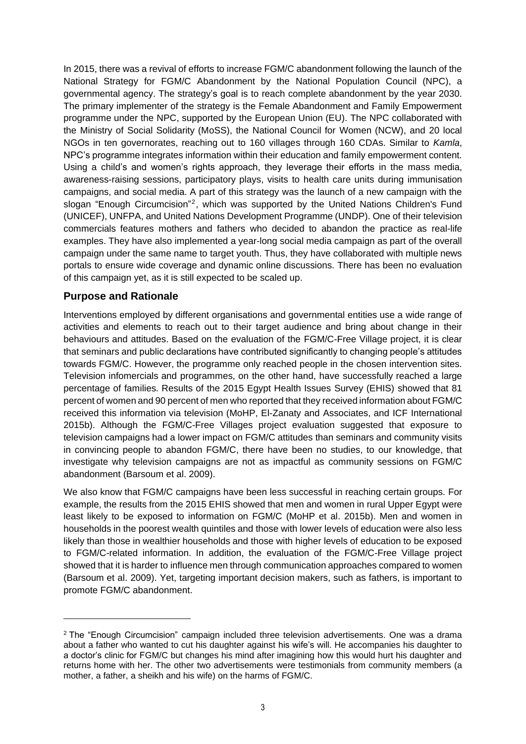In 2015, there was a revival of efforts to increase FGM/C abandonment following the launch of the National Strategy for FGM/C Abandonment by the National Population Council (NPC), a governmental agency. The strategy's goal is to reach complete abandonment by the year 2030. The primary implementer of the strategy is the Female Abandonment and Family Empowerment programme under the NPC, supported by the European Union (EU). The NPC collaborated with the Ministry of Social Solidarity (MoSS), the National Council for Women (NCW), and 20 local NGOs in ten governorates, reaching out to 160 villages through 160 CDAs. Similar to *Kamla*, NPC's programme integrates information within their education and family empowerment content. Using a child's and women's rights approach, they leverage their efforts in the mass media, awareness-raising sessions, participatory plays, visits to health care units during immunisation campaigns, and social media. A part of this strategy was the launch of a new campaign with the slogan "Enough Circumcision"[2], which was supported by the United Nations Children's Fund (UNICEF), UNFPA, and United Nations Development Programme (UNDP). One of their television commercials features mothers and fathers who decided to abandon the practice as real-life examples. They have also implemented a year-long social media campaign as part of the overall campaign under the same name to target youth. Thus, they have collaborated with multiple news portals to ensure wide coverage and dynamic online discussions. There has been no evaluation of this campaign yet, as it is still expected to be scaled up.

## Purpose and Rationale

Interventions employed by different organisations and governmental entities use a wide range of activities and elements to reach out to their target audience and bring about change in their behaviours and attitudes. Based on the evaluation of the FGM/C-Free Village project, it is clear that seminars and public declarations have contributed significantly to changing people's attitudes towards FGM/C. However, the programme only reached people in the chosen intervention sites. Television infomercials and programmes, on the other hand, have successfully reached a large percentage of families. Results of the 2015 Egypt Health Issues Survey (EHIS) showed that 81 percent of women and 90 percent of men who reported that they received information about FGM/C received this information via television (MoHP, El-Zanaty and Associates, and ICF International 2015b). Although the FGM/C-Free Villages project evaluation suggested that exposure to television campaigns had a lower impact on FGM/C attitudes than seminars and community visits in convincing people to abandon FGM/C, there have been no studies, to our knowledge, that investigate why television campaigns are not as impactful as community sessions on FGM/C abandonment (Barsoum et al. 2009).

We also know that FGM/C campaigns have been less successful in reaching certain groups. For example, the results from the 2015 EHIS showed that men and women in rural Upper Egypt were least likely to be exposed to information on FGM/C (MoHP et al. 2015b). Men and women in households in the poorest wealth quintiles and those with lower levels of education were also less likely than those in wealthier households and those with higher levels of education to be exposed to FGM/C-related information. In addition, the evaluation of the FGM/C-Free Village project showed that it is harder to influence men through communication approaches compared to women (Barsoum et al. 2009). Yet, targeting important decision makers, such as fathers, is important to promote FGM/C abandonment.

[2] The "Enough Circumcision" campaign included three television advertisements. One was a drama about a father who wanted to cut his daughter against his wife's will. He accompanies his daughter to a doctor's clinic for FGM/C but changes his mind after imagining how this would hurt his daughter and returns home with her. The other two advertisements were testimonials from community members (a mother, a father, a sheikh and his wife) on the harms of FGM/C.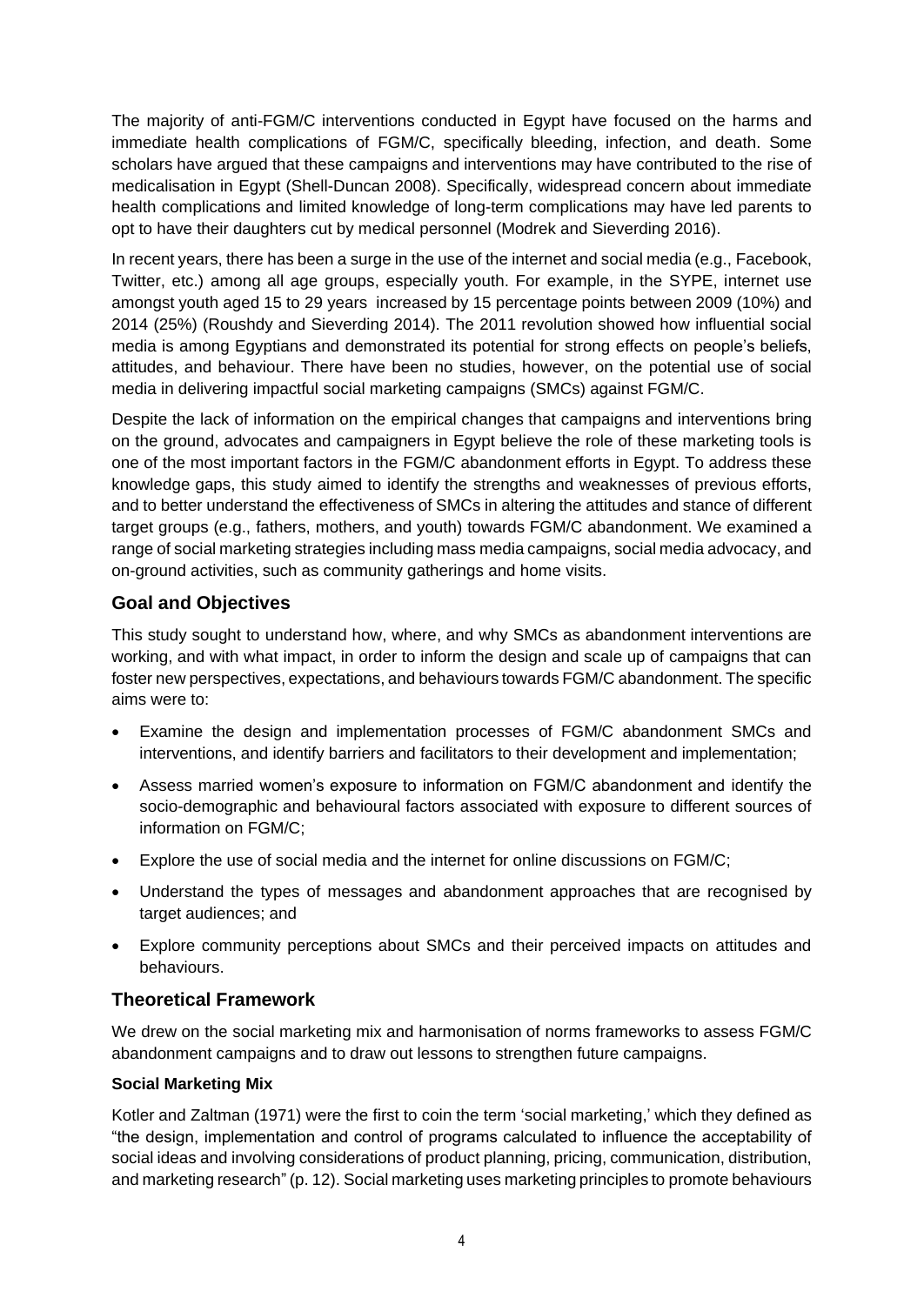The majority of anti-FGM/C interventions conducted in Egypt have focused on the harms and immediate health complications of FGM/C, specifically bleeding, infection, and death. Some scholars have argued that these campaigns and interventions may have contributed to the rise of medicalisation in Egypt (Shell-Duncan 2008). Specifically, widespread concern about immediate health complications and limited knowledge of long-term complications may have led parents to opt to have their daughters cut by medical personnel (Modrek and Sieverding 2016).

In recent years, there has been a surge in the use of the internet and social media (e.g., Facebook, Twitter, etc.) among all age groups, especially youth. For example, in the SYPE, internet use amongst youth aged 15 to 29 years increased by 15 percentage points between 2009 (10%) and 2014 (25%) (Roushdy and Sieverding 2014). The 2011 revolution showed how influential social media is among Egyptians and demonstrated its potential for strong effects on people's beliefs, attitudes, and behaviour. There have been no studies, however, on the potential use of social media in delivering impactful social marketing campaigns (SMCs) against FGM/C.

Despite the lack of information on the empirical changes that campaigns and interventions bring on the ground, advocates and campaigners in Egypt believe the role of these marketing tools is one of the most important factors in the FGM/C abandonment efforts in Egypt. To address these knowledge gaps, this study aimed to identify the strengths and weaknesses of previous efforts, and to better understand the effectiveness of SMCs in altering the attitudes and stance of different target groups (e.g., fathers, mothers, and youth) towards FGM/C abandonment. We examined a range of social marketing strategies including mass media campaigns, social media advocacy, and on-ground activities, such as community gatherings and home visits.

## Goal and Objectives

This study sought to understand how, where, and why SMCs as abandonment interventions are working, and with what impact, in order to inform the design and scale up of campaigns that can foster new perspectives, expectations, and behaviours towards FGM/C abandonment. The specific aims were to:

- Examine the design and implementation processes of FGM/C abandonment SMCs and interventions, and identify barriers and facilitators to their development and implementation;
- Assess married women's exposure to information on FGM/C abandonment and identify the socio-demographic and behavioural factors associated with exposure to different sources of information on FGM/C;
- Explore the use of social media and the internet for online discussions on FGM/C;
- Understand the types of messages and abandonment approaches that are recognised by target audiences; and
- Explore community perceptions about SMCs and their perceived impacts on attitudes and behaviours.

## Theoretical Framework

We drew on the social marketing mix and harmonisation of norms frameworks to assess FGM/C abandonment campaigns and to draw out lessons to strengthen future campaigns.

### Social Marketing Mix

Kotler and Zaltman (1971) were the first to coin the term 'social marketing,' which they defined as "the design, implementation and control of programs calculated to influence the acceptability of social ideas and involving considerations of product planning, pricing, communication, distribution, and marketing research" (p. 12). Social marketing uses marketing principles to promote behaviours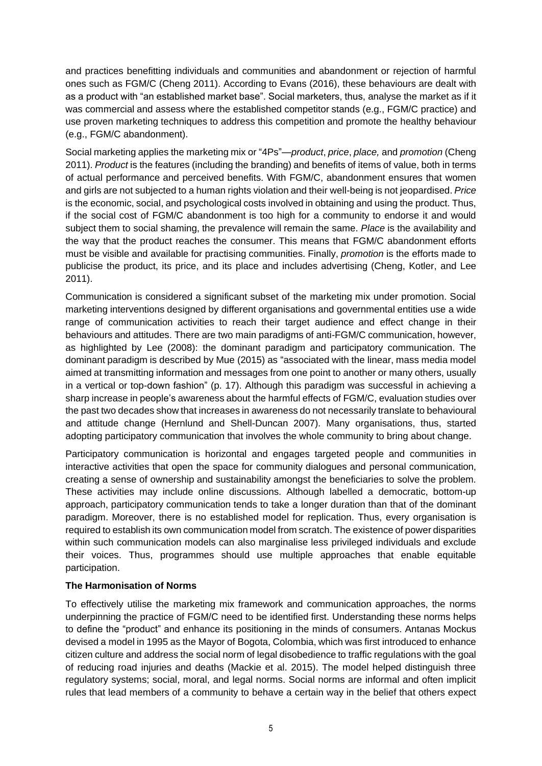and practices benefitting individuals and communities and abandonment or rejection of harmful ones such as FGM/C (Cheng 2011). According to Evans (2016), these behaviours are dealt with as a product with "an established market base". Social marketers, thus, analyse the market as if it was commercial and assess where the established competitor stands (e.g., FGM/C practice) and use proven marketing techniques to address this competition and promote the healthy behaviour (e.g., FGM/C abandonment).

Social marketing applies the marketing mix or "4Ps"—*product*, *price*, *place,* and *promotion* (Cheng 2011). *Product* is the features (including the branding) and benefits of items of value, both in terms of actual performance and perceived benefits. With FGM/C, abandonment ensures that women and girls are not subjected to a human rights violation and their well-being is not jeopardised. *Price* is the economic, social, and psychological costs involved in obtaining and using the product. Thus, if the social cost of FGM/C abandonment is too high for a community to endorse it and would subject them to social shaming, the prevalence will remain the same. *Place* is the availability and the way that the product reaches the consumer. This means that FGM/C abandonment efforts must be visible and available for practising communities. Finally, *promotion* is the efforts made to publicise the product, its price, and its place and includes advertising (Cheng, Kotler, and Lee 2011).

Communication is considered a significant subset of the marketing mix under promotion. Social marketing interventions designed by different organisations and governmental entities use a wide range of communication activities to reach their target audience and effect change in their behaviours and attitudes. There are two main paradigms of anti-FGM/C communication, however, as highlighted by Lee (2008): the dominant paradigm and participatory communication. The dominant paradigm is described by Mue (2015) as "associated with the linear, mass media model aimed at transmitting information and messages from one point to another or many others, usually in a vertical or top-down fashion" (p. 17). Although this paradigm was successful in achieving a sharp increase in people's awareness about the harmful effects of FGM/C, evaluation studies over the past two decades show that increases in awareness do not necessarily translate to behavioural and attitude change (Hernlund and Shell-Duncan 2007). Many organisations, thus, started adopting participatory communication that involves the whole community to bring about change.

Participatory communication is horizontal and engages targeted people and communities in interactive activities that open the space for community dialogues and personal communication, creating a sense of ownership and sustainability amongst the beneficiaries to solve the problem. These activities may include online discussions. Although labelled a democratic, bottom-up approach, participatory communication tends to take a longer duration than that of the dominant paradigm. Moreover, there is no established model for replication. Thus, every organisation is required to establish its own communication model from scratch. The existence of power disparities within such communication models can also marginalise less privileged individuals and exclude their voices. Thus, programmes should use multiple approaches that enable equitable participation.

**The Harmonisation of Norms**

To effectively utilise the marketing mix framework and communication approaches, the norms underpinning the practice of FGM/C need to be identified first. Understanding these norms helps to define the "product" and enhance its positioning in the minds of consumers. Antanas Mockus devised a model in 1995 as the Mayor of Bogota, Colombia, which was first introduced to enhance citizen culture and address the social norm of legal disobedience to traffic regulations with the goal of reducing road injuries and deaths (Mackie et al. 2015). The model helped distinguish three regulatory systems; social, moral, and legal norms. Social norms are informal and often implicit rules that lead members of a community to behave a certain way in the belief that others expect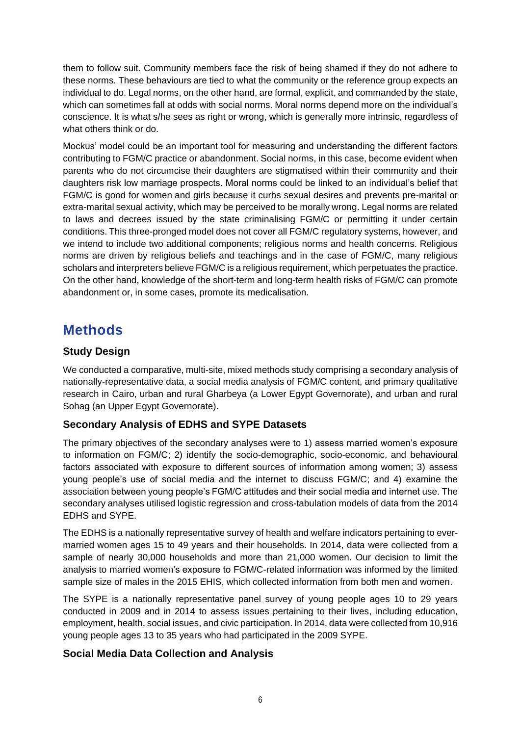them to follow suit. Community members face the risk of being shamed if they do not adhere to these norms. These behaviours are tied to what the community or the reference group expects an individual to do. Legal norms, on the other hand, are formal, explicit, and commanded by the state, which can sometimes fall at odds with social norms. Moral norms depend more on the individual's conscience. It is what s/he sees as right or wrong, which is generally more intrinsic, regardless of what others think or do.

Mockus' model could be an important tool for measuring and understanding the different factors contributing to FGM/C practice or abandonment. Social norms, in this case, become evident when parents who do not circumcise their daughters are stigmatised within their community and their daughters risk low marriage prospects. Moral norms could be linked to an individual's belief that FGM/C is good for women and girls because it curbs sexual desires and prevents pre-marital or extra-marital sexual activity, which may be perceived to be morally wrong. Legal norms are related to laws and decrees issued by the state criminalising FGM/C or permitting it under certain conditions. This three-pronged model does not cover all FGM/C regulatory systems, however, and we intend to include two additional components; religious norms and health concerns. Religious norms are driven by religious beliefs and teachings and in the case of FGM/C, many religious scholars and interpreters believe FGM/C is a religious requirement, which perpetuates the practice. On the other hand, knowledge of the short-term and long-term health risks of FGM/C can promote abandonment or, in some cases, promote its medicalisation.

# Methods

## Study Design

We conducted a comparative, multi-site, mixed methods study comprising a secondary analysis of nationally-representative data, a social media analysis of FGM/C content, and primary qualitative research in Cairo, urban and rural Gharbeya (a Lower Egypt Governorate), and urban and rural Sohag (an Upper Egypt Governorate).

## Secondary Analysis of EDHS and SYPE Datasets

The primary objectives of the secondary analyses were to 1) assess married women's exposure to information on FGM/C; 2) identify the socio-demographic, socio-economic, and behavioural factors associated with exposure to different sources of information among women; 3) assess young people's use of social media and the internet to discuss FGM/C; and 4) examine the association between young people's FGM/C attitudes and their social media and internet use. The secondary analyses utilised logistic regression and cross-tabulation models of data from the 2014 EDHS and SYPE.

The EDHS is a nationally representative survey of health and welfare indicators pertaining to ever-married women ages 15 to 49 years and their households. In 2014, data were collected from a sample of nearly 30,000 households and more than 21,000 women. Our decision to limit the analysis to married women's exposure to FGM/C-related information was informed by the limited sample size of males in the 2015 EHIS, which collected information from both men and women.

The SYPE is a nationally representative panel survey of young people ages 10 to 29 years conducted in 2009 and in 2014 to assess issues pertaining to their lives, including education, employment, health, social issues, and civic participation. In 2014, data were collected from 10,916 young people ages 13 to 35 years who had participated in the 2009 SYPE.

## Social Media Data Collection and Analysis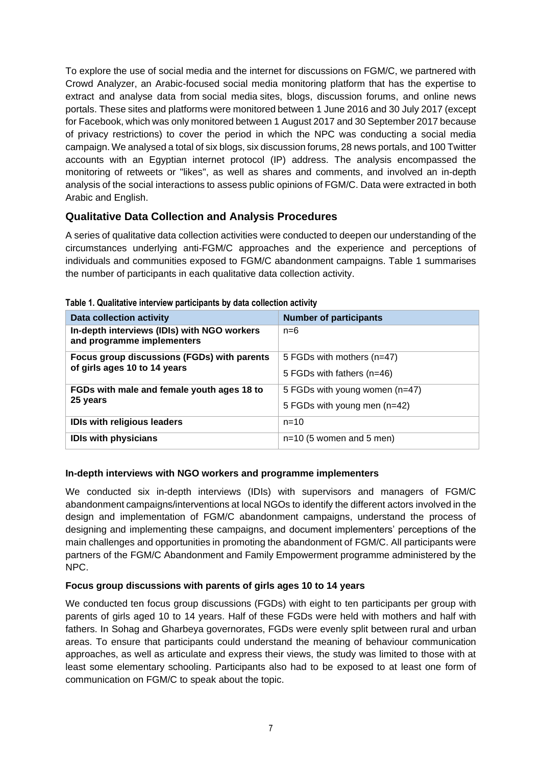To explore the use of social media and the internet for discussions on FGM/C, we partnered with Crowd Analyzer, an Arabic-focused social media monitoring platform that has the expertise to extract and analyse data from social media sites, blogs, discussion forums, and online news portals. These sites and platforms were monitored between 1 June 2016 and 30 July 2017 (except for Facebook, which was only monitored between 1 August 2017 and 30 September 2017 because of privacy restrictions) to cover the period in which the NPC was conducting a social media campaign. We analysed a total of six blogs, six discussion forums, 28 news portals, and 100 Twitter accounts with an Egyptian internet protocol (IP) address. The analysis encompassed the monitoring of retweets or "likes", as well as shares and comments, and involved an in-depth analysis of the social interactions to assess public opinions of FGM/C. Data were extracted in both Arabic and English.

## Qualitative Data Collection and Analysis Procedures

A series of qualitative data collection activities were conducted to deepen our understanding of the circumstances underlying anti-FGM/C approaches and the experience and perceptions of individuals and communities exposed to FGM/C abandonment campaigns. Table 1 summarises the number of participants in each qualitative data collection activity.

**Table 1. Qualitative interview participants by data collection activity**

| Data collection activity | Number of participants |
|---|---|
| **In-depth interviews (IDIs) with NGO workers and programme implementers** | n=6 |
| **Focus group discussions (FGDs) with parents of girls ages 10 to 14 years** | 5 FGDs with mothers (n=47)<br>5 FGDs with fathers (n=46) |
| **FGDs with male and female youth ages 18 to 25 years** | 5 FGDs with young women (n=47)<br>5 FGDs with young men (n=42) |
| **IDIs with religious leaders** | n=10 |
| **IDIs with physicians** | n=10 (5 women and 5 men) |

### In-depth interviews with NGO workers and programme implementers

We conducted six in-depth interviews (IDIs) with supervisors and managers of FGM/C abandonment campaigns/interventions at local NGOs to identify the different actors involved in the design and implementation of FGM/C abandonment campaigns, understand the process of designing and implementing these campaigns, and document implementers' perceptions of the main challenges and opportunities in promoting the abandonment of FGM/C. All participants were partners of the FGM/C Abandonment and Family Empowerment programme administered by the NPC.

### Focus group discussions with parents of girls ages 10 to 14 years

We conducted ten focus group discussions (FGDs) with eight to ten participants per group with parents of girls aged 10 to 14 years. Half of these FGDs were held with mothers and half with fathers. In Sohag and Gharbeya governorates, FGDs were evenly split between rural and urban areas. To ensure that participants could understand the meaning of behaviour communication approaches, as well as articulate and express their views, the study was limited to those with at least some elementary schooling. Participants also had to be exposed to at least one form of communication on FGM/C to speak about the topic.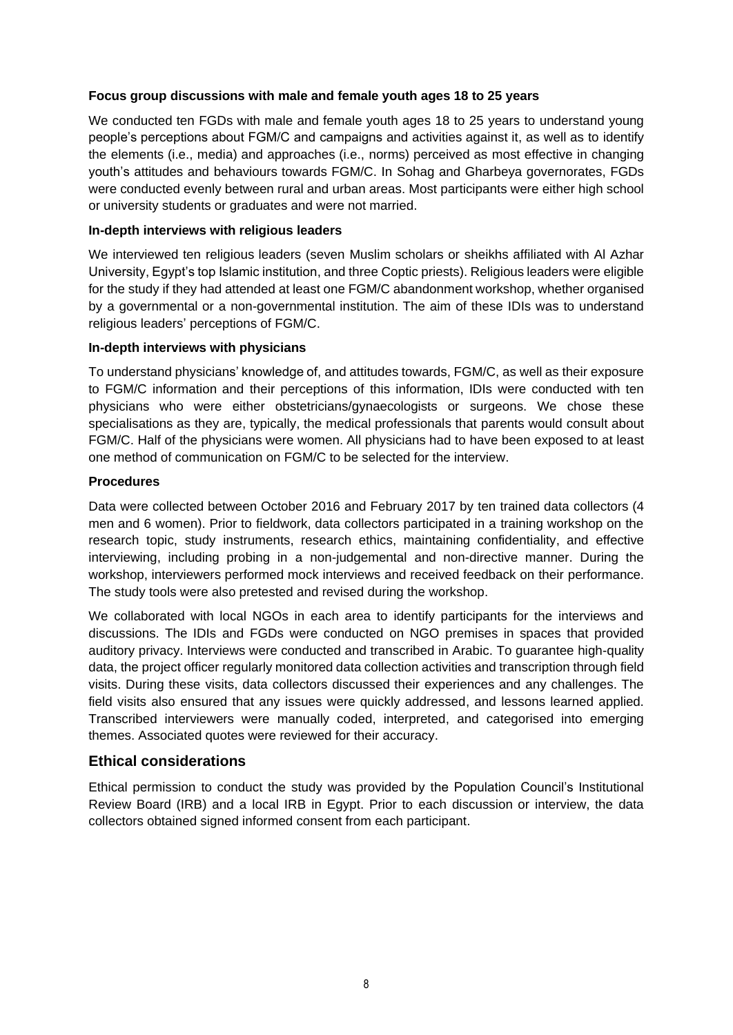**Focus group discussions with male and female youth ages 18 to 25 years**

We conducted ten FGDs with male and female youth ages 18 to 25 years to understand young people's perceptions about FGM/C and campaigns and activities against it, as well as to identify the elements (i.e., media) and approaches (i.e., norms) perceived as most effective in changing youth's attitudes and behaviours towards FGM/C. In Sohag and Gharbeya governorates, FGDs were conducted evenly between rural and urban areas. Most participants were either high school or university students or graduates and were not married.

**In-depth interviews with religious leaders**

We interviewed ten religious leaders (seven Muslim scholars or sheikhs affiliated with Al Azhar University, Egypt's top Islamic institution, and three Coptic priests). Religious leaders were eligible for the study if they had attended at least one FGM/C abandonment workshop, whether organised by a governmental or a non-governmental institution. The aim of these IDIs was to understand religious leaders' perceptions of FGM/C.

**In-depth interviews with physicians**

To understand physicians' knowledge of, and attitudes towards, FGM/C, as well as their exposure to FGM/C information and their perceptions of this information, IDIs were conducted with ten physicians who were either obstetricians/gynaecologists or surgeons. We chose these specialisations as they are, typically, the medical professionals that parents would consult about FGM/C. Half of the physicians were women. All physicians had to have been exposed to at least one method of communication on FGM/C to be selected for the interview.

**Procedures**

Data were collected between October 2016 and February 2017 by ten trained data collectors (4 men and 6 women). Prior to fieldwork, data collectors participated in a training workshop on the research topic, study instruments, research ethics, maintaining confidentiality, and effective interviewing, including probing in a non-judgemental and non-directive manner. During the workshop, interviewers performed mock interviews and received feedback on their performance. The study tools were also pretested and revised during the workshop.

We collaborated with local NGOs in each area to identify participants for the interviews and discussions. The IDIs and FGDs were conducted on NGO premises in spaces that provided auditory privacy. Interviews were conducted and transcribed in Arabic. To guarantee high-quality data, the project officer regularly monitored data collection activities and transcription through field visits. During these visits, data collectors discussed their experiences and any challenges. The field visits also ensured that any issues were quickly addressed, and lessons learned applied. Transcribed interviewers were manually coded, interpreted, and categorised into emerging themes. Associated quotes were reviewed for their accuracy.

## Ethical considerations

Ethical permission to conduct the study was provided by the Population Council's Institutional Review Board (IRB) and a local IRB in Egypt. Prior to each discussion or interview, the data collectors obtained signed informed consent from each participant.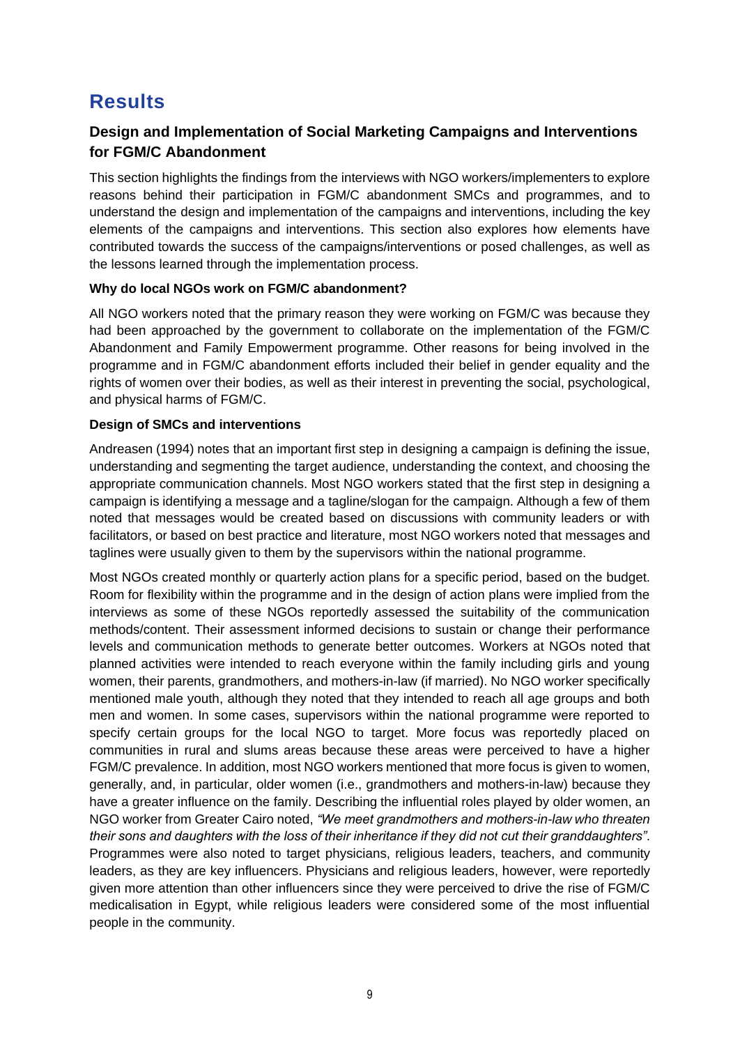# Results

## Design and Implementation of Social Marketing Campaigns and Interventions for FGM/C Abandonment

This section highlights the findings from the interviews with NGO workers/implementers to explore reasons behind their participation in FGM/C abandonment SMCs and programmes, and to understand the design and implementation of the campaigns and interventions, including the key elements of the campaigns and interventions. This section also explores how elements have contributed towards the success of the campaigns/interventions or posed challenges, as well as the lessons learned through the implementation process.

#### Why do local NGOs work on FGM/C abandonment?

All NGO workers noted that the primary reason they were working on FGM/C was because they had been approached by the government to collaborate on the implementation of the FGM/C Abandonment and Family Empowerment programme. Other reasons for being involved in the programme and in FGM/C abandonment efforts included their belief in gender equality and the rights of women over their bodies, as well as their interest in preventing the social, psychological, and physical harms of FGM/C.

#### Design of SMCs and interventions

Andreasen (1994) notes that an important first step in designing a campaign is defining the issue, understanding and segmenting the target audience, understanding the context, and choosing the appropriate communication channels. Most NGO workers stated that the first step in designing a campaign is identifying a message and a tagline/slogan for the campaign. Although a few of them noted that messages would be created based on discussions with community leaders or with facilitators, or based on best practice and literature, most NGO workers noted that messages and taglines were usually given to them by the supervisors within the national programme.

Most NGOs created monthly or quarterly action plans for a specific period, based on the budget. Room for flexibility within the programme and in the design of action plans were implied from the interviews as some of these NGOs reportedly assessed the suitability of the communication methods/content. Their assessment informed decisions to sustain or change their performance levels and communication methods to generate better outcomes. Workers at NGOs noted that planned activities were intended to reach everyone within the family including girls and young women, their parents, grandmothers, and mothers-in-law (if married). No NGO worker specifically mentioned male youth, although they noted that they intended to reach all age groups and both men and women. In some cases, supervisors within the national programme were reported to specify certain groups for the local NGO to target. More focus was reportedly placed on communities in rural and slums areas because these areas were perceived to have a higher FGM/C prevalence. In addition, most NGO workers mentioned that more focus is given to women, generally, and, in particular, older women (i.e., grandmothers and mothers-in-law) because they have a greater influence on the family. Describing the influential roles played by older women, an NGO worker from Greater Cairo noted, *"We meet grandmothers and mothers-in-law who threaten their sons and daughters with the loss of their inheritance if they did not cut their granddaughters"*. Programmes were also noted to target physicians, religious leaders, teachers, and community leaders, as they are key influencers. Physicians and religious leaders, however, were reportedly given more attention than other influencers since they were perceived to drive the rise of FGM/C medicalisation in Egypt, while religious leaders were considered some of the most influential people in the community.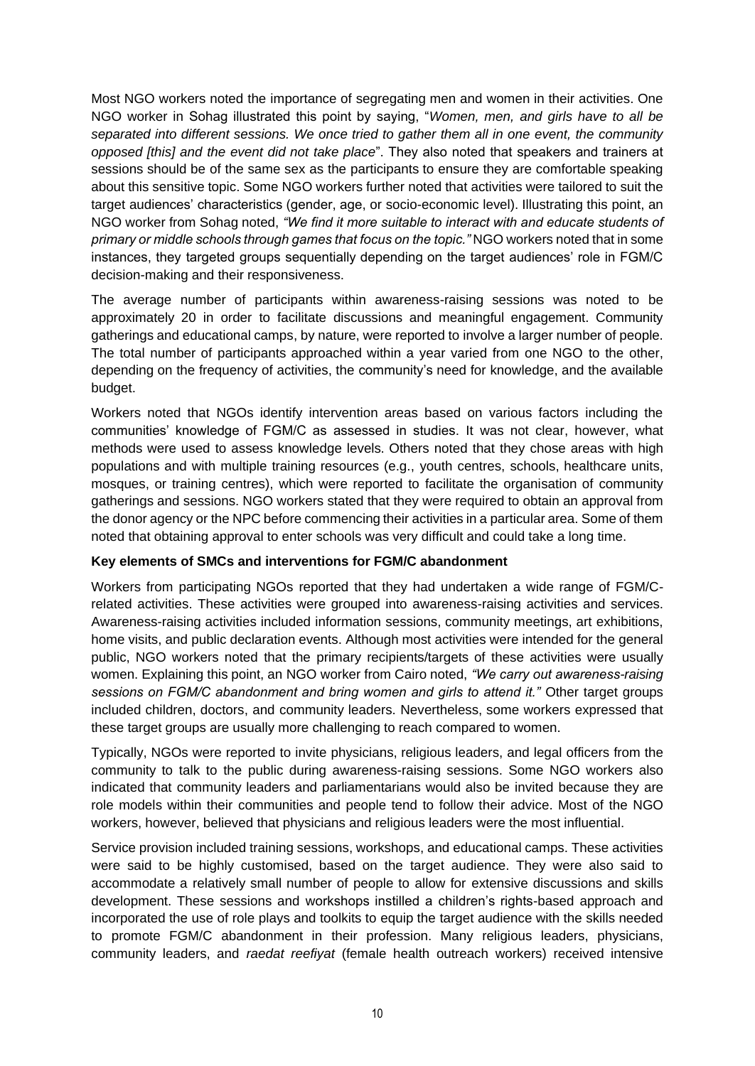Most NGO workers noted the importance of segregating men and women in their activities. One NGO worker in Sohag illustrated this point by saying, "*Women, men, and girls have to all be separated into different sessions. We once tried to gather them all in one event, the community opposed [this] and the event did not take place*". They also noted that speakers and trainers at sessions should be of the same sex as the participants to ensure they are comfortable speaking about this sensitive topic. Some NGO workers further noted that activities were tailored to suit the target audiences' characteristics (gender, age, or socio-economic level). Illustrating this point, an NGO worker from Sohag noted, *"We find it more suitable to interact with and educate students of primary or middle schools through games that focus on the topic."* NGO workers noted that in some instances, they targeted groups sequentially depending on the target audiences' role in FGM/C decision-making and their responsiveness.

The average number of participants within awareness-raising sessions was noted to be approximately 20 in order to facilitate discussions and meaningful engagement. Community gatherings and educational camps, by nature, were reported to involve a larger number of people. The total number of participants approached within a year varied from one NGO to the other, depending on the frequency of activities, the community's need for knowledge, and the available budget.

Workers noted that NGOs identify intervention areas based on various factors including the communities' knowledge of FGM/C as assessed in studies. It was not clear, however, what methods were used to assess knowledge levels. Others noted that they chose areas with high populations and with multiple training resources (e.g., youth centres, schools, healthcare units, mosques, or training centres), which were reported to facilitate the organisation of community gatherings and sessions. NGO workers stated that they were required to obtain an approval from the donor agency or the NPC before commencing their activities in a particular area. Some of them noted that obtaining approval to enter schools was very difficult and could take a long time.

**Key elements of SMCs and interventions for FGM/C abandonment**

Workers from participating NGOs reported that they had undertaken a wide range of FGM/C-related activities. These activities were grouped into awareness-raising activities and services. Awareness-raising activities included information sessions, community meetings, art exhibitions, home visits, and public declaration events. Although most activities were intended for the general public, NGO workers noted that the primary recipients/targets of these activities were usually women. Explaining this point, an NGO worker from Cairo noted, *"We carry out awareness-raising sessions on FGM/C abandonment and bring women and girls to attend it."* Other target groups included children, doctors, and community leaders. Nevertheless, some workers expressed that these target groups are usually more challenging to reach compared to women.

Typically, NGOs were reported to invite physicians, religious leaders, and legal officers from the community to talk to the public during awareness-raising sessions. Some NGO workers also indicated that community leaders and parliamentarians would also be invited because they are role models within their communities and people tend to follow their advice. Most of the NGO workers, however, believed that physicians and religious leaders were the most influential.

Service provision included training sessions, workshops, and educational camps. These activities were said to be highly customised, based on the target audience. They were also said to accommodate a relatively small number of people to allow for extensive discussions and skills development. These sessions and workshops instilled a children's rights-based approach and incorporated the use of role plays and toolkits to equip the target audience with the skills needed to promote FGM/C abandonment in their profession. Many religious leaders, physicians, community leaders, and *raedat reefiyat* (female health outreach workers) received intensive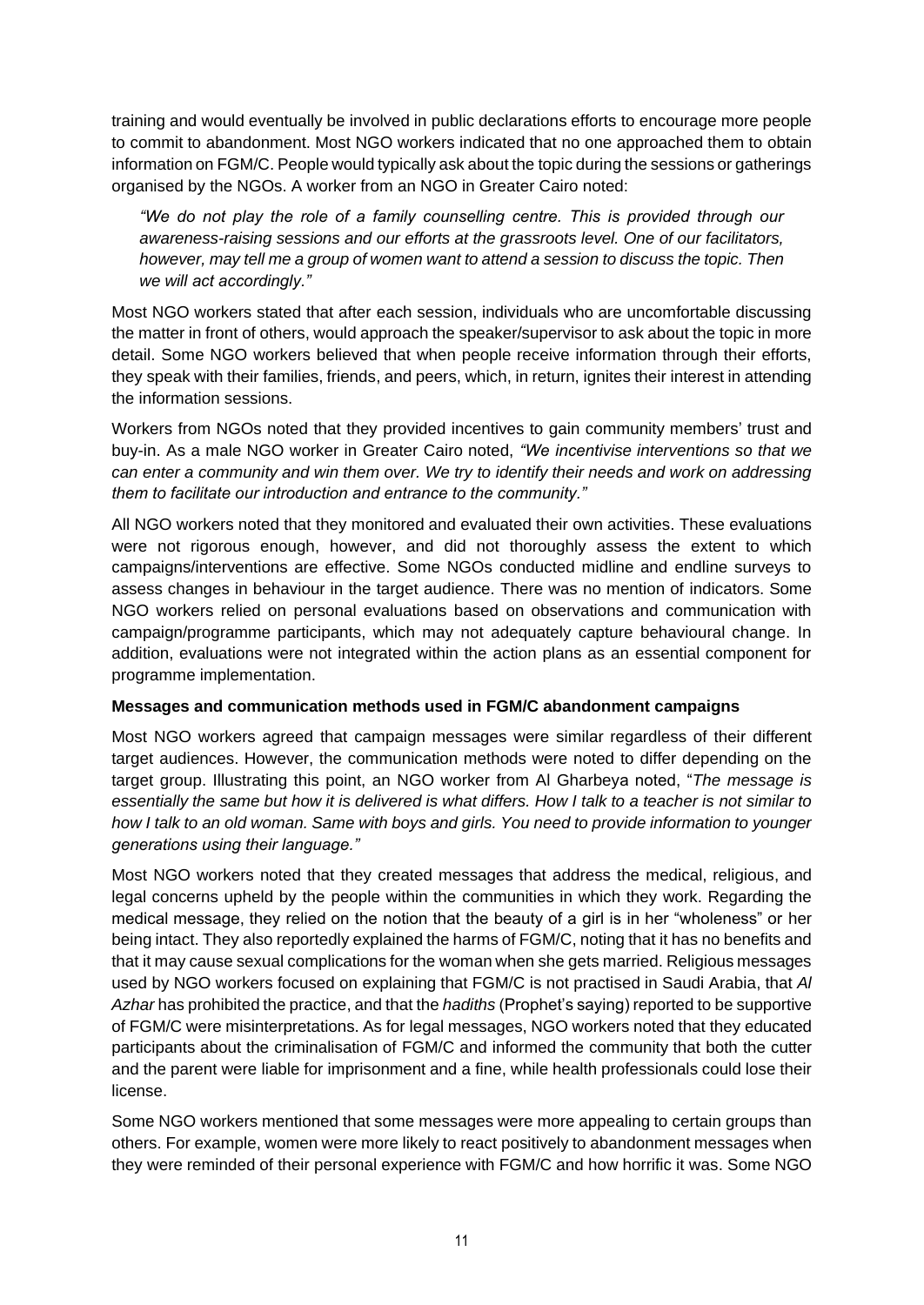training and would eventually be involved in public declarations efforts to encourage more people to commit to abandonment. Most NGO workers indicated that no one approached them to obtain information on FGM/C. People would typically ask about the topic during the sessions or gatherings organised by the NGOs. A worker from an NGO in Greater Cairo noted:

> *"We do not play the role of a family counselling centre. This is provided through our awareness-raising sessions and our efforts at the grassroots level. One of our facilitators, however, may tell me a group of women want to attend a session to discuss the topic. Then we will act accordingly."*

Most NGO workers stated that after each session, individuals who are uncomfortable discussing the matter in front of others, would approach the speaker/supervisor to ask about the topic in more detail. Some NGO workers believed that when people receive information through their efforts, they speak with their families, friends, and peers, which, in return, ignites their interest in attending the information sessions.

Workers from NGOs noted that they provided incentives to gain community members' trust and buy-in. As a male NGO worker in Greater Cairo noted, *"We incentivise interventions so that we can enter a community and win them over. We try to identify their needs and work on addressing them to facilitate our introduction and entrance to the community."*

All NGO workers noted that they monitored and evaluated their own activities. These evaluations were not rigorous enough, however, and did not thoroughly assess the extent to which campaigns/interventions are effective. Some NGOs conducted midline and endline surveys to assess changes in behaviour in the target audience. There was no mention of indicators. Some NGO workers relied on personal evaluations based on observations and communication with campaign/programme participants, which may not adequately capture behavioural change. In addition, evaluations were not integrated within the action plans as an essential component for programme implementation.

**Messages and communication methods used in FGM/C abandonment campaigns**

Most NGO workers agreed that campaign messages were similar regardless of their different target audiences. However, the communication methods were noted to differ depending on the target group. Illustrating this point, an NGO worker from Al Gharbeya noted, "*The message is essentially the same but how it is delivered is what differs. How I talk to a teacher is not similar to how I talk to an old woman. Same with boys and girls. You need to provide information to younger generations using their language."*

Most NGO workers noted that they created messages that address the medical, religious, and legal concerns upheld by the people within the communities in which they work. Regarding the medical message, they relied on the notion that the beauty of a girl is in her "wholeness" or her being intact. They also reportedly explained the harms of FGM/C, noting that it has no benefits and that it may cause sexual complications for the woman when she gets married. Religious messages used by NGO workers focused on explaining that FGM/C is not practised in Saudi Arabia, that *Al Azhar* has prohibited the practice, and that the *hadiths* (Prophet's saying) reported to be supportive of FGM/C were misinterpretations. As for legal messages, NGO workers noted that they educated participants about the criminalisation of FGM/C and informed the community that both the cutter and the parent were liable for imprisonment and a fine, while health professionals could lose their license.

Some NGO workers mentioned that some messages were more appealing to certain groups than others. For example, women were more likely to react positively to abandonment messages when they were reminded of their personal experience with FGM/C and how horrific it was. Some NGO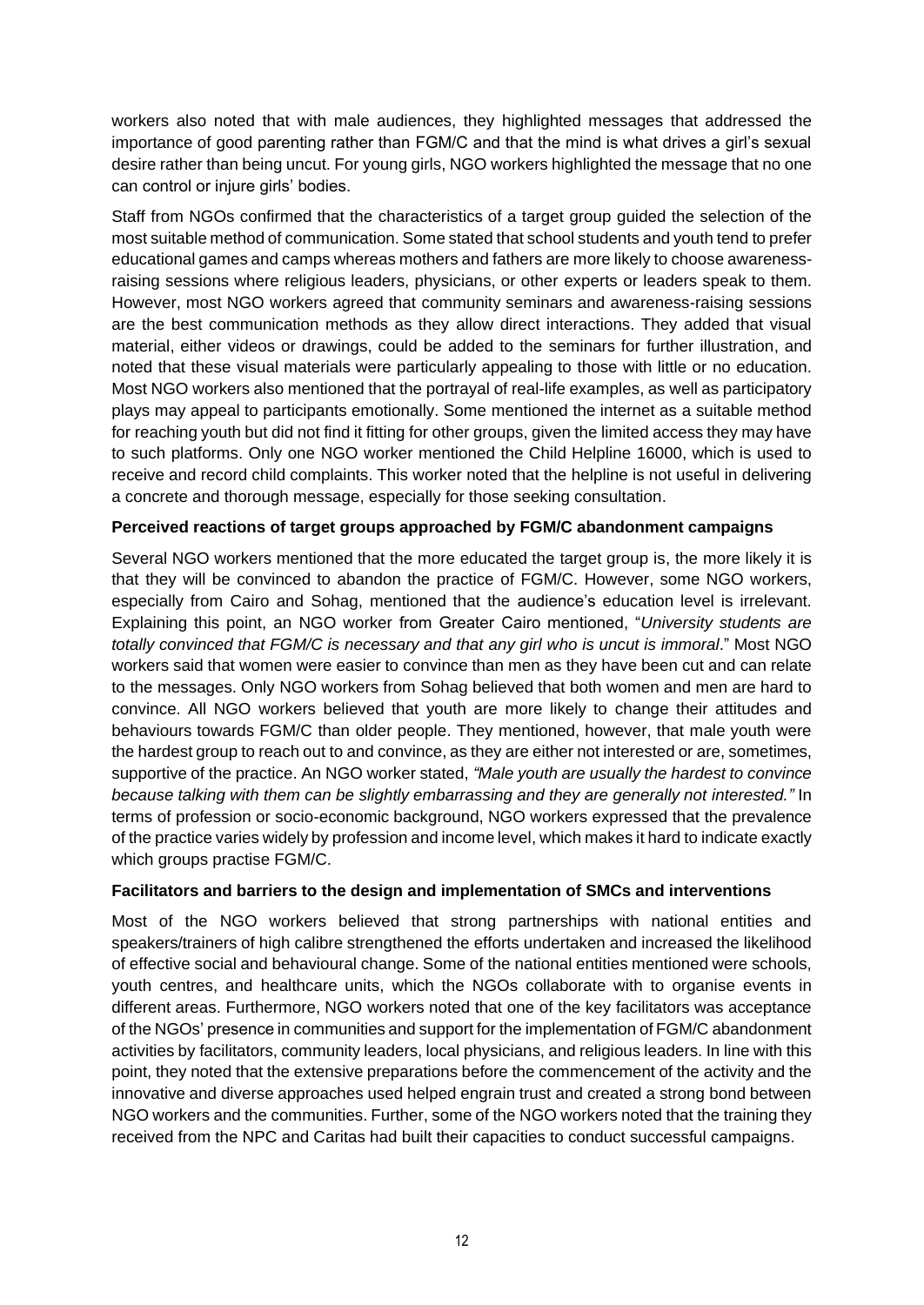workers also noted that with male audiences, they highlighted messages that addressed the importance of good parenting rather than FGM/C and that the mind is what drives a girl's sexual desire rather than being uncut. For young girls, NGO workers highlighted the message that no one can control or injure girls' bodies.

Staff from NGOs confirmed that the characteristics of a target group guided the selection of the most suitable method of communication. Some stated that school students and youth tend to prefer educational games and camps whereas mothers and fathers are more likely to choose awareness-raising sessions where religious leaders, physicians, or other experts or leaders speak to them. However, most NGO workers agreed that community seminars and awareness-raising sessions are the best communication methods as they allow direct interactions. They added that visual material, either videos or drawings, could be added to the seminars for further illustration, and noted that these visual materials were particularly appealing to those with little or no education. Most NGO workers also mentioned that the portrayal of real-life examples, as well as participatory plays may appeal to participants emotionally. Some mentioned the internet as a suitable method for reaching youth but did not find it fitting for other groups, given the limited access they may have to such platforms. Only one NGO worker mentioned the Child Helpline 16000, which is used to receive and record child complaints. This worker noted that the helpline is not useful in delivering a concrete and thorough message, especially for those seeking consultation.

**Perceived reactions of target groups approached by FGM/C abandonment campaigns**

Several NGO workers mentioned that the more educated the target group is, the more likely it is that they will be convinced to abandon the practice of FGM/C. However, some NGO workers, especially from Cairo and Sohag, mentioned that the audience's education level is irrelevant. Explaining this point, an NGO worker from Greater Cairo mentioned, "*University students are totally convinced that FGM/C is necessary and that any girl who is uncut is immoral*." Most NGO workers said that women were easier to convince than men as they have been cut and can relate to the messages. Only NGO workers from Sohag believed that both women and men are hard to convince. All NGO workers believed that youth are more likely to change their attitudes and behaviours towards FGM/C than older people. They mentioned, however, that male youth were the hardest group to reach out to and convince, as they are either not interested or are, sometimes, supportive of the practice. An NGO worker stated, *"Male youth are usually the hardest to convince because talking with them can be slightly embarrassing and they are generally not interested."* In terms of profession or socio-economic background, NGO workers expressed that the prevalence of the practice varies widely by profession and income level, which makes it hard to indicate exactly which groups practise FGM/C.

**Facilitators and barriers to the design and implementation of SMCs and interventions**

Most of the NGO workers believed that strong partnerships with national entities and speakers/trainers of high calibre strengthened the efforts undertaken and increased the likelihood of effective social and behavioural change. Some of the national entities mentioned were schools, youth centres, and healthcare units, which the NGOs collaborate with to organise events in different areas. Furthermore, NGO workers noted that one of the key facilitators was acceptance of the NGOs' presence in communities and support for the implementation of FGM/C abandonment activities by facilitators, community leaders, local physicians, and religious leaders. In line with this point, they noted that the extensive preparations before the commencement of the activity and the innovative and diverse approaches used helped engrain trust and created a strong bond between NGO workers and the communities. Further, some of the NGO workers noted that the training they received from the NPC and Caritas had built their capacities to conduct successful campaigns.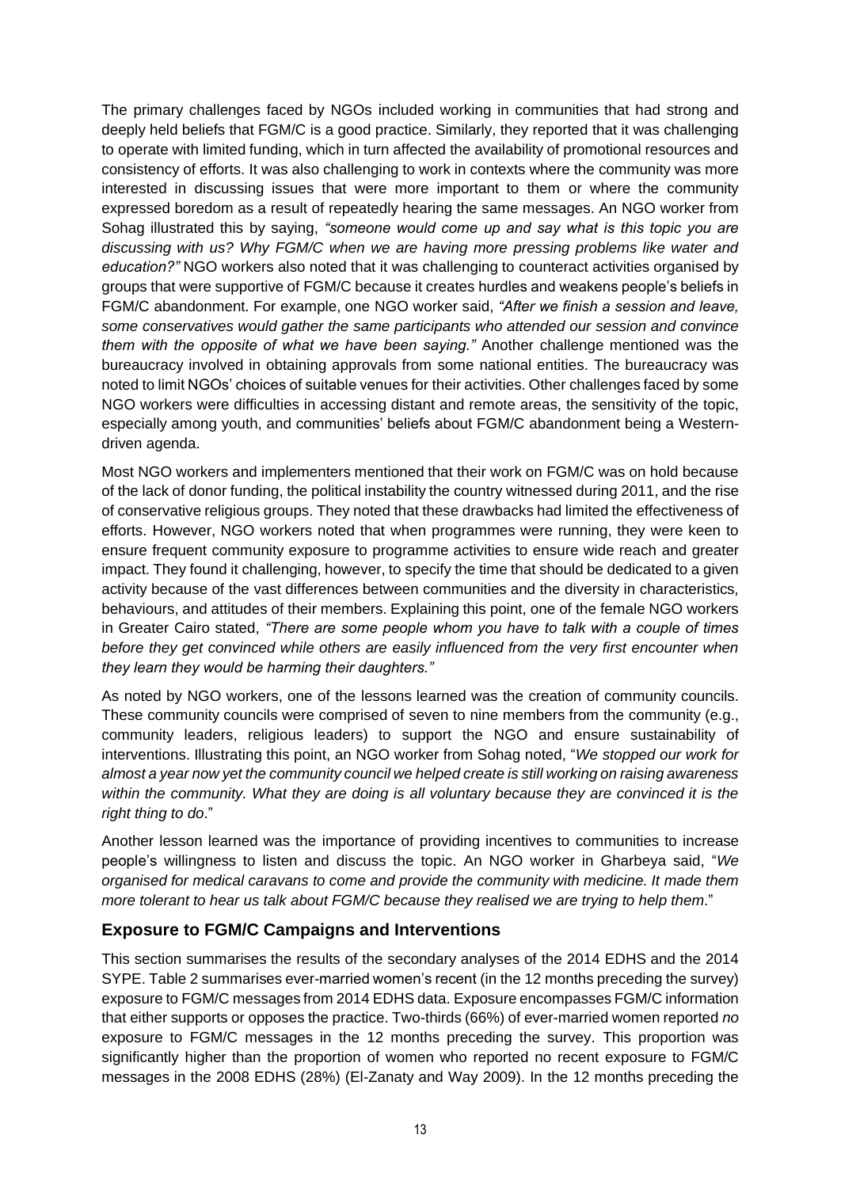The primary challenges faced by NGOs included working in communities that had strong and deeply held beliefs that FGM/C is a good practice. Similarly, they reported that it was challenging to operate with limited funding, which in turn affected the availability of promotional resources and consistency of efforts. It was also challenging to work in contexts where the community was more interested in discussing issues that were more important to them or where the community expressed boredom as a result of repeatedly hearing the same messages. An NGO worker from Sohag illustrated this by saying, *"someone would come up and say what is this topic you are discussing with us? Why FGM/C when we are having more pressing problems like water and education?"* NGO workers also noted that it was challenging to counteract activities organised by groups that were supportive of FGM/C because it creates hurdles and weakens people's beliefs in FGM/C abandonment. For example, one NGO worker said, *"After we finish a session and leave, some conservatives would gather the same participants who attended our session and convince them with the opposite of what we have been saying."* Another challenge mentioned was the bureaucracy involved in obtaining approvals from some national entities. The bureaucracy was noted to limit NGOs' choices of suitable venues for their activities. Other challenges faced by some NGO workers were difficulties in accessing distant and remote areas, the sensitivity of the topic, especially among youth, and communities' beliefs about FGM/C abandonment being a Western-driven agenda.

Most NGO workers and implementers mentioned that their work on FGM/C was on hold because of the lack of donor funding, the political instability the country witnessed during 2011, and the rise of conservative religious groups. They noted that these drawbacks had limited the effectiveness of efforts. However, NGO workers noted that when programmes were running, they were keen to ensure frequent community exposure to programme activities to ensure wide reach and greater impact. They found it challenging, however, to specify the time that should be dedicated to a given activity because of the vast differences between communities and the diversity in characteristics, behaviours, and attitudes of their members. Explaining this point, one of the female NGO workers in Greater Cairo stated, *"There are some people whom you have to talk with a couple of times before they get convinced while others are easily influenced from the very first encounter when they learn they would be harming their daughters."*

As noted by NGO workers, one of the lessons learned was the creation of community councils. These community councils were comprised of seven to nine members from the community (e.g., community leaders, religious leaders) to support the NGO and ensure sustainability of interventions. Illustrating this point, an NGO worker from Sohag noted, "*We stopped our work for almost a year now yet the community council we helped create is still working on raising awareness within the community. What they are doing is all voluntary because they are convinced it is the right thing to do*."

Another lesson learned was the importance of providing incentives to communities to increase people's willingness to listen and discuss the topic. An NGO worker in Gharbeya said, "*We organised for medical caravans to come and provide the community with medicine. It made them more tolerant to hear us talk about FGM/C because they realised we are trying to help them*."

## Exposure to FGM/C Campaigns and Interventions

This section summarises the results of the secondary analyses of the 2014 EDHS and the 2014 SYPE. Table 2 summarises ever-married women's recent (in the 12 months preceding the survey) exposure to FGM/C messages from 2014 EDHS data. Exposure encompasses FGM/C information that either supports or opposes the practice. Two-thirds (66%) of ever-married women reported *no* exposure to FGM/C messages in the 12 months preceding the survey. This proportion was significantly higher than the proportion of women who reported no recent exposure to FGM/C messages in the 2008 EDHS (28%) (El-Zanaty and Way 2009). In the 12 months preceding the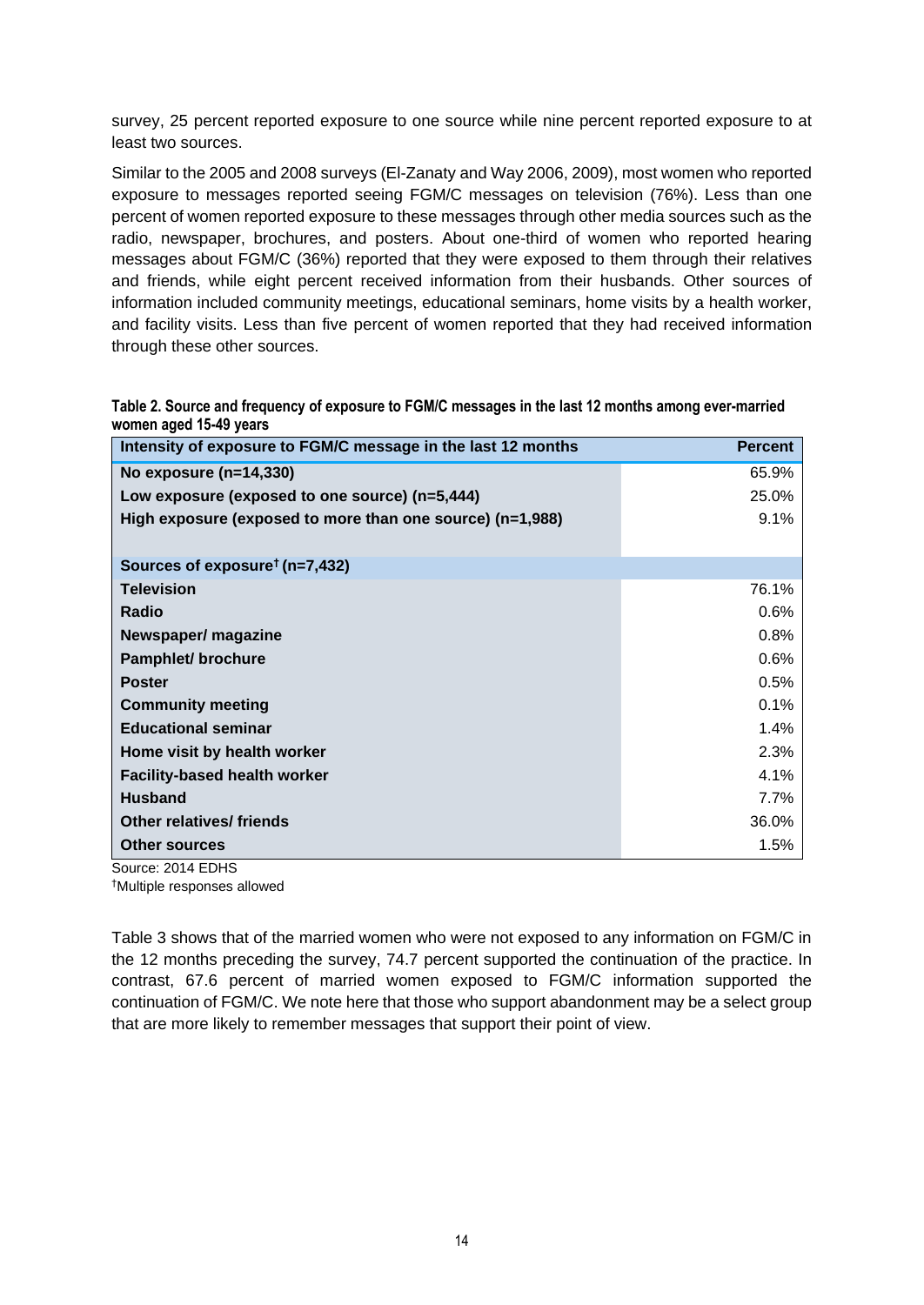survey, 25 percent reported exposure to one source while nine percent reported exposure to at least two sources.

Similar to the 2005 and 2008 surveys (El-Zanaty and Way 2006, 2009), most women who reported exposure to messages reported seeing FGM/C messages on television (76%). Less than one percent of women reported exposure to these messages through other media sources such as the radio, newspaper, brochures, and posters. About one-third of women who reported hearing messages about FGM/C (36%) reported that they were exposed to them through their relatives and friends, while eight percent received information from their husbands. Other sources of information included community meetings, educational seminars, home visits by a health worker, and facility visits. Less than five percent of women reported that they had received information through these other sources.

**Table 2. Source and frequency of exposure to FGM/C messages in the last 12 months among ever-married women aged 15-49 years**

| Intensity of exposure to FGM/C message in the last 12 months | Percent |
|---|---|
| **No exposure (n=14,330)** | 65.9% |
| **Low exposure (exposed to one source) (n=5,444)** | 25.0% |
| **High exposure (exposed to more than one source) (n=1,988)** | 9.1% |
| | |
| **Sources of exposure† (n=7,432)** | |
| **Television** | 76.1% |
| **Radio** | 0.6% |
| **Newspaper/ magazine** | 0.8% |
| **Pamphlet/ brochure** | 0.6% |
| **Poster** | 0.5% |
| **Community meeting** | 0.1% |
| **Educational seminar** | 1.4% |
| **Home visit by health worker** | 2.3% |
| **Facility-based health worker** | 4.1% |
| **Husband** | 7.7% |
| **Other relatives/ friends** | 36.0% |
| **Other sources** | 1.5% |

Source: 2014 EDHS

†Multiple responses allowed

Table 3 shows that of the married women who were not exposed to any information on FGM/C in the 12 months preceding the survey, 74.7 percent supported the continuation of the practice. In contrast, 67.6 percent of married women exposed to FGM/C information supported the continuation of FGM/C. We note here that those who support abandonment may be a select group that are more likely to remember messages that support their point of view.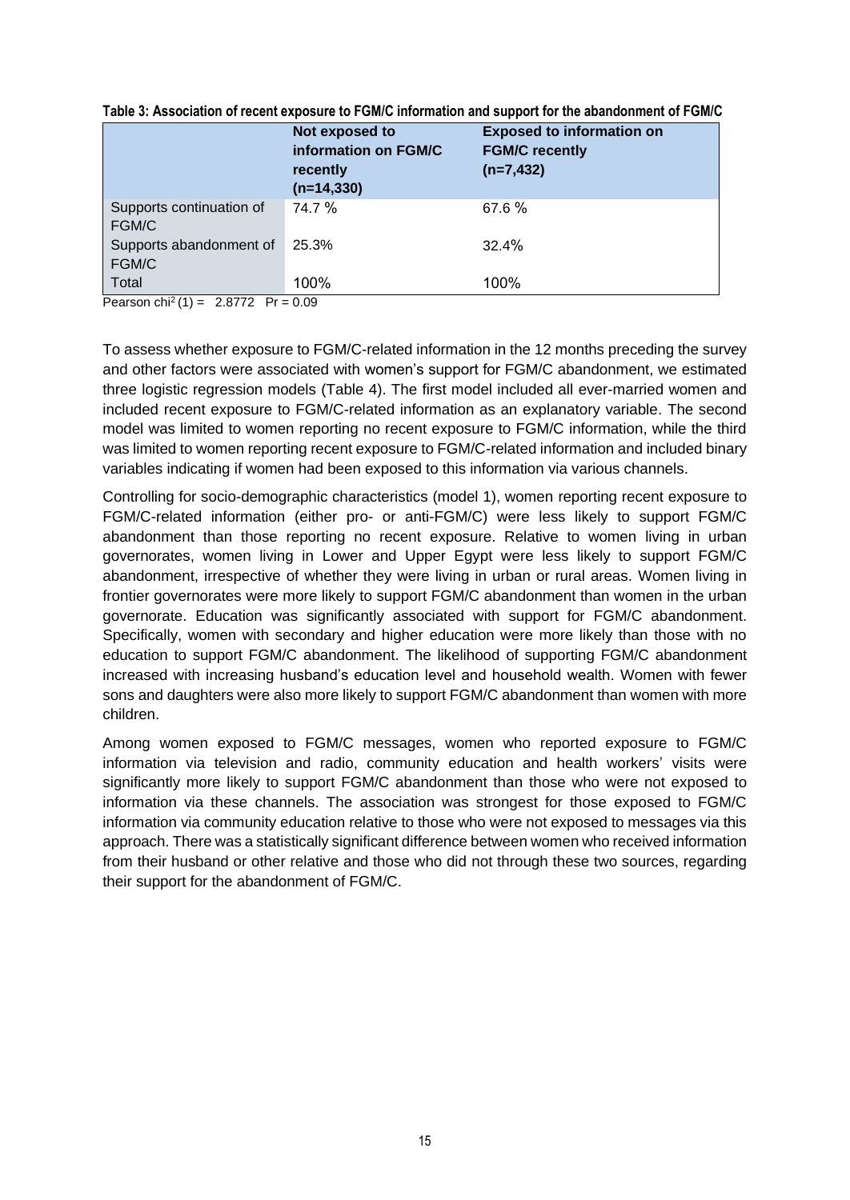**Table 3: Association of recent exposure to FGM/C information and support for the abandonment of FGM/C**

| | Not exposed to information on FGM/C recently (n=14,330) | Exposed to information on FGM/C recently (n=7,432) |
|---|---|---|
| Supports continuation of FGM/C | 74.7 % | 67.6 % |
| Supports abandonment of FGM/C | 25.3% | 32.4% |
| Total | 100% | 100% |

Pearson $chi^2(1) = 2.8772$ Pr = 0.09

To assess whether exposure to FGM/C-related information in the 12 months preceding the survey and other factors were associated with women's support for FGM/C abandonment, we estimated three logistic regression models (Table 4). The first model included all ever-married women and included recent exposure to FGM/C-related information as an explanatory variable. The second model was limited to women reporting no recent exposure to FGM/C information, while the third was limited to women reporting recent exposure to FGM/C-related information and included binary variables indicating if women had been exposed to this information via various channels.

Controlling for socio-demographic characteristics (model 1), women reporting recent exposure to FGM/C-related information (either pro- or anti-FGM/C) were less likely to support FGM/C abandonment than those reporting no recent exposure. Relative to women living in urban governorates, women living in Lower and Upper Egypt were less likely to support FGM/C abandonment, irrespective of whether they were living in urban or rural areas. Women living in frontier governorates were more likely to support FGM/C abandonment than women in the urban governorate. Education was significantly associated with support for FGM/C abandonment. Specifically, women with secondary and higher education were more likely than those with no education to support FGM/C abandonment. The likelihood of supporting FGM/C abandonment increased with increasing husband's education level and household wealth. Women with fewer sons and daughters were also more likely to support FGM/C abandonment than women with more children.

Among women exposed to FGM/C messages, women who reported exposure to FGM/C information via television and radio, community education and health workers' visits were significantly more likely to support FGM/C abandonment than those who were not exposed to information via these channels. The association was strongest for those exposed to FGM/C information via community education relative to those who were not exposed to messages via this approach. There was a statistically significant difference between women who received information from their husband or other relative and those who did not through these two sources, regarding their support for the abandonment of FGM/C.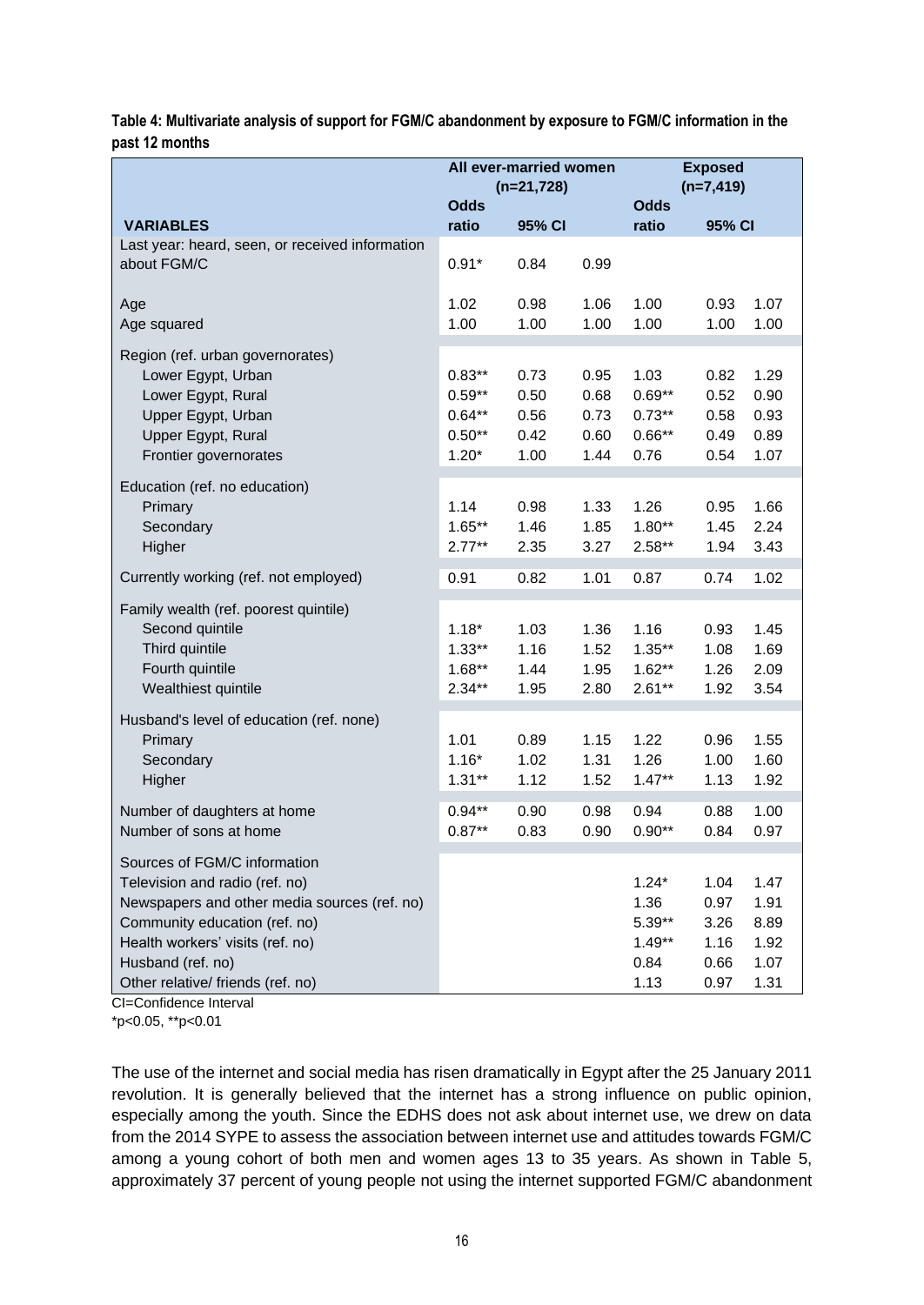**Table 4: Multivariate analysis of support for FGM/C abandonment by exposure to FGM/C information in the past 12 months**

| VARIABLES | All ever-married women (n=21,728) Odds ratio | 95% CI | | Exposed (n=7,419) Odds ratio | 95% CI | |
|---|---|---|---|---|---|---|
| Last year: heard, seen, or received information about FGM/C | 0.91* | 0.84 | 0.99 | | | |
| Age | 1.02 | 0.98 | 1.06 | 1.00 | 0.93 | 1.07 |
| Age squared | 1.00 | 1.00 | 1.00 | 1.00 | 1.00 | 1.00 |
| Region (ref. urban governorates) | | | | | | |
| Lower Egypt, Urban | 0.83** | 0.73 | 0.95 | 1.03 | 0.82 | 1.29 |
| Lower Egypt, Rural | 0.59** | 0.50 | 0.68 | 0.69** | 0.52 | 0.90 |
| Upper Egypt, Urban | 0.64** | 0.56 | 0.73 | 0.73** | 0.58 | 0.93 |
| Upper Egypt, Rural | 0.50** | 0.42 | 0.60 | 0.66** | 0.49 | 0.89 |
| Frontier governorates | 1.20* | 1.00 | 1.44 | 0.76 | 0.54 | 1.07 |
| Education (ref. no education) | | | | | | |
| Primary | 1.14 | 0.98 | 1.33 | 1.26 | 0.95 | 1.66 |
| Secondary | 1.65** | 1.46 | 1.85 | 1.80** | 1.45 | 2.24 |
| Higher | 2.77** | 2.35 | 3.27 | 2.58** | 1.94 | 3.43 |
| Currently working (ref. not employed) | 0.91 | 0.82 | 1.01 | 0.87 | 0.74 | 1.02 |
| Family wealth (ref. poorest quintile) | | | | | | |
| Second quintile | 1.18* | 1.03 | 1.36 | 1.16 | 0.93 | 1.45 |
| Third quintile | 1.33** | 1.16 | 1.52 | 1.35** | 1.08 | 1.69 |
| Fourth quintile | 1.68** | 1.44 | 1.95 | 1.62** | 1.26 | 2.09 |
| Wealthiest quintile | 2.34** | 1.95 | 2.80 | 2.61** | 1.92 | 3.54 |
| Husband's level of education (ref. none) | | | | | | |
| Primary | 1.01 | 0.89 | 1.15 | 1.22 | 0.96 | 1.55 |
| Secondary | 1.16* | 1.02 | 1.31 | 1.26 | 1.00 | 1.60 |
| Higher | 1.31** | 1.12 | 1.52 | 1.47** | 1.13 | 1.92 |
| Number of daughters at home | 0.94** | 0.90 | 0.98 | 0.94 | 0.88 | 1.00 |
| Number of sons at home | 0.87** | 0.83 | 0.90 | 0.90** | 0.84 | 0.97 |
| Sources of FGM/C information | | | | | | |
| Television and radio (ref. no) | | | | 1.24* | 1.04 | 1.47 |
| Newspapers and other media sources (ref. no) | | | | 1.36 | 0.97 | 1.91 |
| Community education (ref. no) | | | | 5.39** | 3.26 | 8.89 |
| Health workers' visits (ref. no) | | | | 1.49** | 1.16 | 1.92 |
| Husband (ref. no) | | | | 0.84 | 0.66 | 1.07 |
| Other relative/ friends (ref. no) | | | | 1.13 | 0.97 | 1.31 |

CI=Confidence Interval

*p<0.05, **p<0.01

The use of the internet and social media has risen dramatically in Egypt after the 25 January 2011 revolution. It is generally believed that the internet has a strong influence on public opinion, especially among the youth. Since the EDHS does not ask about internet use, we drew on data from the 2014 SYPE to assess the association between internet use and attitudes towards FGM/C among a young cohort of both men and women ages 13 to 35 years. As shown in Table 5, approximately 37 percent of young people not using the internet supported FGM/C abandonment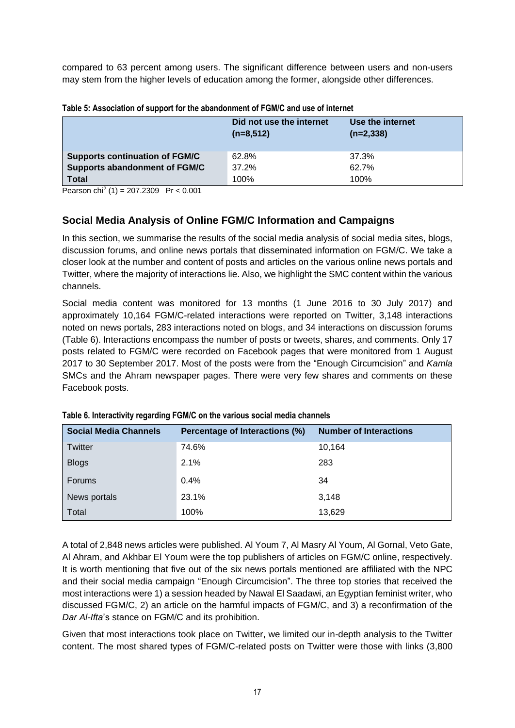compared to 63 percent among users. The significant difference between users and non-users may stem from the higher levels of education among the former, alongside other differences.

**Table 5: Association of support for the abandonment of FGM/C and use of internet**

| | Did not use the internet (n=8,512) | Use the internet (n=2,338) |
|---|---|---|
| **Supports continuation of FGM/C** | 62.8% | 37.3% |
| **Supports abandonment of FGM/C** | 37.2% | 62.7% |
| **Total** | 100% | 100% |

Pearson $chi^2$ (1) = 207.2309 Pr < 0.001

## Social Media Analysis of Online FGM/C Information and Campaigns

In this section, we summarise the results of the social media analysis of social media sites, blogs, discussion forums, and online news portals that disseminated information on FGM/C. We take a closer look at the number and content of posts and articles on the various online news portals and Twitter, where the majority of interactions lie. Also, we highlight the SMC content within the various channels.

Social media content was monitored for 13 months (1 June 2016 to 30 July 2017) and approximately 10,164 FGM/C-related interactions were reported on Twitter, 3,148 interactions noted on news portals, 283 interactions noted on blogs, and 34 interactions on discussion forums (Table 6). Interactions encompass the number of posts or tweets, shares, and comments. Only 17 posts related to FGM/C were recorded on Facebook pages that were monitored from 1 August 2017 to 30 September 2017. Most of the posts were from the "Enough Circumcision" and *Kamla* SMCs and the Ahram newspaper pages. There were very few shares and comments on these Facebook posts.

**Table 6. Interactivity regarding FGM/C on the various social media channels**

| Social Media Channels | Percentage of Interactions (%) | Number of Interactions |
|---|---|---|
| Twitter | 74.6% | 10,164 |
| Blogs | 2.1% | 283 |
| Forums | 0.4% | 34 |
| News portals | 23.1% | 3,148 |
| Total | 100% | 13,629 |

A total of 2,848 news articles were published. Al Youm 7, Al Masry Al Youm, Al Gornal, Veto Gate, Al Ahram, and Akhbar El Youm were the top publishers of articles on FGM/C online, respectively. It is worth mentioning that five out of the six news portals mentioned are affiliated with the NPC and their social media campaign "Enough Circumcision". The three top stories that received the most interactions were 1) a session headed by Nawal El Saadawi, an Egyptian feminist writer, who discussed FGM/C, 2) an article on the harmful impacts of FGM/C, and 3) a reconfirmation of the *Dar Al-Ifta*'s stance on FGM/C and its prohibition.

Given that most interactions took place on Twitter, we limited our in-depth analysis to the Twitter content. The most shared types of FGM/C-related posts on Twitter were those with links (3,800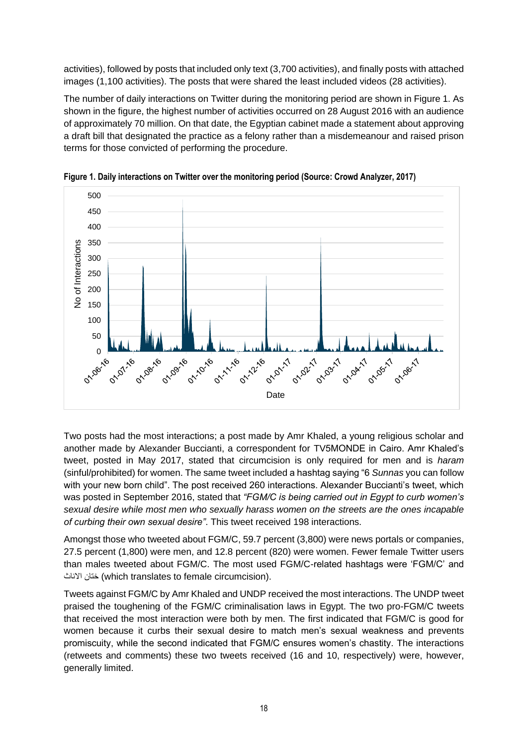activities), followed by posts that included only text (3,700 activities), and finally posts with attached images (1,100 activities). The posts that were shared the least included videos (28 activities).

The number of daily interactions on Twitter during the monitoring period are shown in Figure 1. As shown in the figure, the highest number of activities occurred on 28 August 2016 with an audience of approximately 70 million. On that date, the Egyptian cabinet made a statement about approving a draft bill that designated the practice as a felony rather than a misdemeanour and raised prison terms for those convicted of performing the procedure.

**Figure 1. Daily interactions on Twitter over the monitoring period (Source: Crowd Analyzer, 2017)**

Two posts had the most interactions; a post made by Amr Khaled, a young religious scholar and another made by Alexander Buccianti, a correspondent for TV5MONDE in Cairo. Amr Khaled's tweet, posted in May 2017, stated that circumcision is only required for men and is *haram* (sinful/prohibited) for women. The same tweet included a hashtag saying "6 *Sunnas* you can follow with your new born child". The post received 260 interactions. Alexander Buccianti's tweet, which was posted in September 2016, stated that *"FGM/C is being carried out in Egypt to curb women's sexual desire while most men who sexually harass women on the streets are the ones incapable of curbing their own sexual desire"*. This tweet received 198 interactions.

Amongst those who tweeted about FGM/C, 59.7 percent (3,800) were news portals or companies, 27.5 percent (1,800) were men, and 12.8 percent (820) were women. Fewer female Twitter users than males tweeted about FGM/C. The most used FGM/C-related hashtags were 'FGM/C' and ختان الاناث (which translates to female circumcision).

Tweets against FGM/C by Amr Khaled and UNDP received the most interactions. The UNDP tweet praised the toughening of the FGM/C criminalisation laws in Egypt. The two pro-FGM/C tweets that received the most interaction were both by men. The first indicated that FGM/C is good for women because it curbs their sexual desire to match men's sexual weakness and prevents promiscuity, while the second indicated that FGM/C ensures women's chastity. The interactions (retweets and comments) these two tweets received (16 and 10, respectively) were, however, generally limited.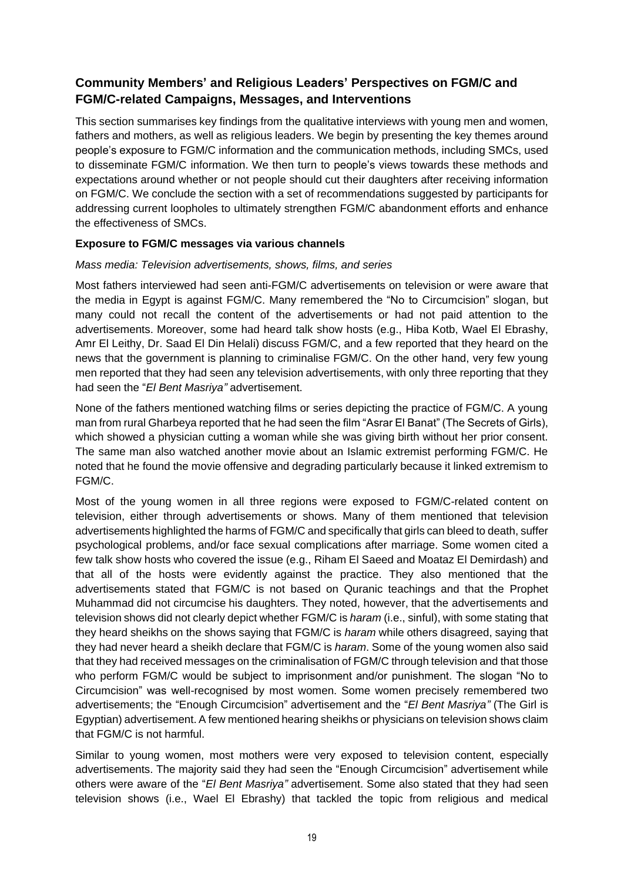## Community Members' and Religious Leaders' Perspectives on FGM/C and FGM/C-related Campaigns, Messages, and Interventions

This section summarises key findings from the qualitative interviews with young men and women, fathers and mothers, as well as religious leaders. We begin by presenting the key themes around people's exposure to FGM/C information and the communication methods, including SMCs, used to disseminate FGM/C information. We then turn to people's views towards these methods and expectations around whether or not people should cut their daughters after receiving information on FGM/C. We conclude the section with a set of recommendations suggested by participants for addressing current loopholes to ultimately strengthen FGM/C abandonment efforts and enhance the effectiveness of SMCs.

### Exposure to FGM/C messages via various channels

*Mass media: Television advertisements, shows, films, and series*

Most fathers interviewed had seen anti-FGM/C advertisements on television or were aware that the media in Egypt is against FGM/C. Many remembered the "No to Circumcision" slogan, but many could not recall the content of the advertisements or had not paid attention to the advertisements. Moreover, some had heard talk show hosts (e.g., Hiba Kotb, Wael El Ebrashy, Amr El Leithy, Dr. Saad El Din Helali) discuss FGM/C, and a few reported that they heard on the news that the government is planning to criminalise FGM/C. On the other hand, very few young men reported that they had seen any television advertisements, with only three reporting that they had seen the "*El Bent Masriya"* advertisement.

None of the fathers mentioned watching films or series depicting the practice of FGM/C. A young man from rural Gharbeya reported that he had seen the film "Asrar El Banat" (The Secrets of Girls), which showed a physician cutting a woman while she was giving birth without her prior consent. The same man also watched another movie about an Islamic extremist performing FGM/C. He noted that he found the movie offensive and degrading particularly because it linked extremism to FGM/C.

Most of the young women in all three regions were exposed to FGM/C-related content on television, either through advertisements or shows. Many of them mentioned that television advertisements highlighted the harms of FGM/C and specifically that girls can bleed to death, suffer psychological problems, and/or face sexual complications after marriage. Some women cited a few talk show hosts who covered the issue (e.g., Riham El Saeed and Moataz El Demirdash) and that all of the hosts were evidently against the practice. They also mentioned that the advertisements stated that FGM/C is not based on Quranic teachings and that the Prophet Muhammad did not circumcise his daughters. They noted, however, that the advertisements and television shows did not clearly depict whether FGM/C is *haram* (i.e., sinful), with some stating that they heard sheikhs on the shows saying that FGM/C is *haram* while others disagreed, saying that they had never heard a sheikh declare that FGM/C is *haram*. Some of the young women also said that they had received messages on the criminalisation of FGM/C through television and that those who perform FGM/C would be subject to imprisonment and/or punishment. The slogan "No to Circumcision" was well-recognised by most women. Some women precisely remembered two advertisements; the "Enough Circumcision" advertisement and the "*El Bent Masriya"* (The Girl is Egyptian) advertisement. A few mentioned hearing sheikhs or physicians on television shows claim that FGM/C is not harmful.

Similar to young women, most mothers were very exposed to television content, especially advertisements. The majority said they had seen the "Enough Circumcision" advertisement while others were aware of the "*El Bent Masriya"* advertisement. Some also stated that they had seen television shows (i.e., Wael El Ebrashy) that tackled the topic from religious and medical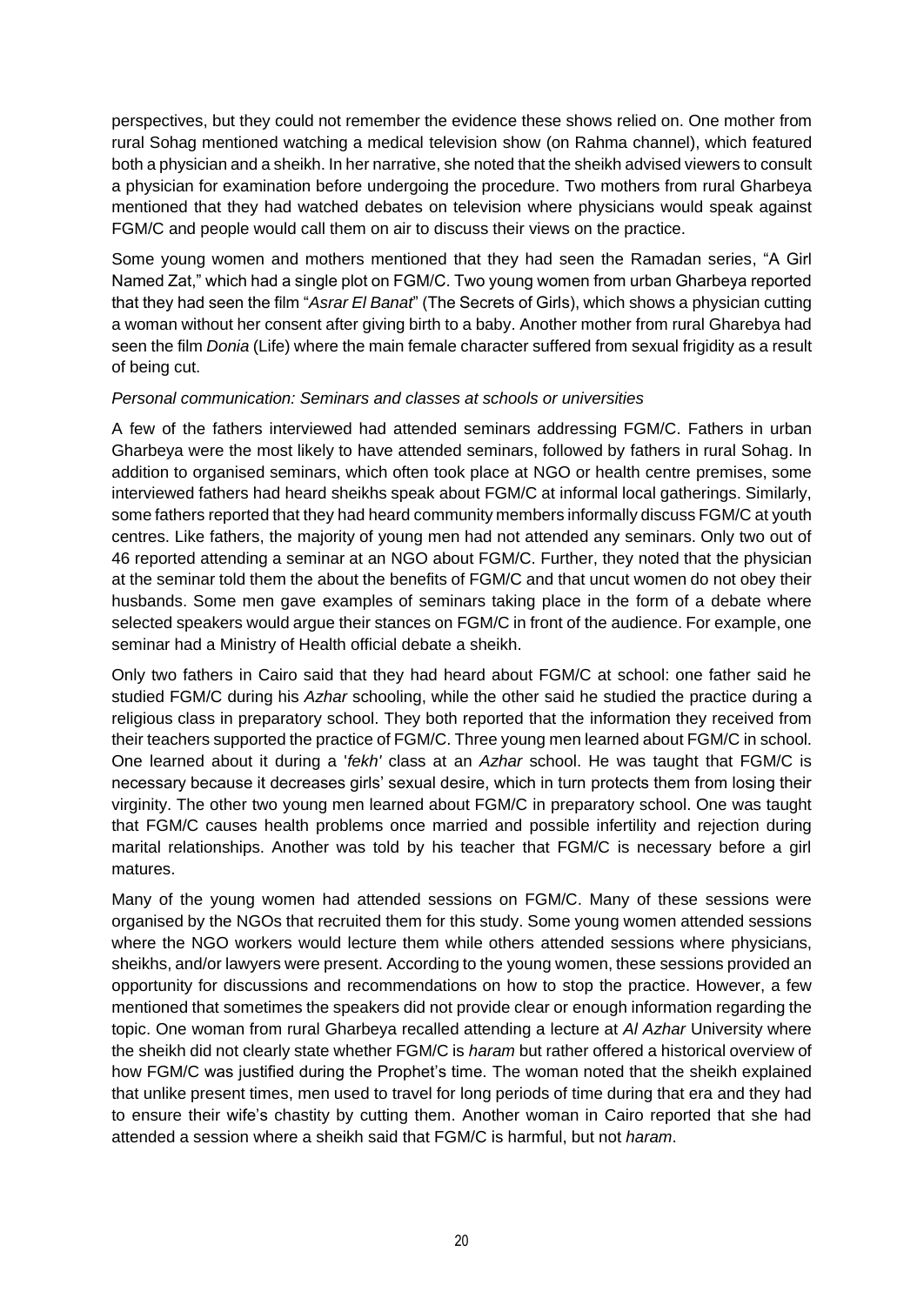perspectives, but they could not remember the evidence these shows relied on. One mother from rural Sohag mentioned watching a medical television show (on Rahma channel), which featured both a physician and a sheikh. In her narrative, she noted that the sheikh advised viewers to consult a physician for examination before undergoing the procedure. Two mothers from rural Gharbeya mentioned that they had watched debates on television where physicians would speak against FGM/C and people would call them on air to discuss their views on the practice.

Some young women and mothers mentioned that they had seen the Ramadan series, "A Girl Named Zat," which had a single plot on FGM/C. Two young women from urban Gharbeya reported that they had seen the film "*Asrar El Banat*" (The Secrets of Girls), which shows a physician cutting a woman without her consent after giving birth to a baby. Another mother from rural Gharebya had seen the film *Donia* (Life) where the main female character suffered from sexual frigidity as a result of being cut.

*Personal communication: Seminars and classes at schools or universities*

A few of the fathers interviewed had attended seminars addressing FGM/C. Fathers in urban Gharbeya were the most likely to have attended seminars, followed by fathers in rural Sohag. In addition to organised seminars, which often took place at NGO or health centre premises, some interviewed fathers had heard sheikhs speak about FGM/C at informal local gatherings. Similarly, some fathers reported that they had heard community members informally discuss FGM/C at youth centres. Like fathers, the majority of young men had not attended any seminars. Only two out of 46 reported attending a seminar at an NGO about FGM/C. Further, they noted that the physician at the seminar told them the about the benefits of FGM/C and that uncut women do not obey their husbands. Some men gave examples of seminars taking place in the form of a debate where selected speakers would argue their stances on FGM/C in front of the audience. For example, one seminar had a Ministry of Health official debate a sheikh.

Only two fathers in Cairo said that they had heard about FGM/C at school: one father said he studied FGM/C during his *Azhar* schooling, while the other said he studied the practice during a religious class in preparatory school. They both reported that the information they received from their teachers supported the practice of FGM/C. Three young men learned about FGM/C in school. One learned about it during a '*fekh'* class at an *Azhar* school. He was taught that FGM/C is necessary because it decreases girls' sexual desire, which in turn protects them from losing their virginity. The other two young men learned about FGM/C in preparatory school. One was taught that FGM/C causes health problems once married and possible infertility and rejection during marital relationships. Another was told by his teacher that FGM/C is necessary before a girl matures.

Many of the young women had attended sessions on FGM/C. Many of these sessions were organised by the NGOs that recruited them for this study. Some young women attended sessions where the NGO workers would lecture them while others attended sessions where physicians, sheikhs, and/or lawyers were present. According to the young women, these sessions provided an opportunity for discussions and recommendations on how to stop the practice. However, a few mentioned that sometimes the speakers did not provide clear or enough information regarding the topic. One woman from rural Gharbeya recalled attending a lecture at *Al Azhar* University where the sheikh did not clearly state whether FGM/C is *haram* but rather offered a historical overview of how FGM/C was justified during the Prophet's time. The woman noted that the sheikh explained that unlike present times, men used to travel for long periods of time during that era and they had to ensure their wife's chastity by cutting them. Another woman in Cairo reported that she had attended a session where a sheikh said that FGM/C is harmful, but not *haram*.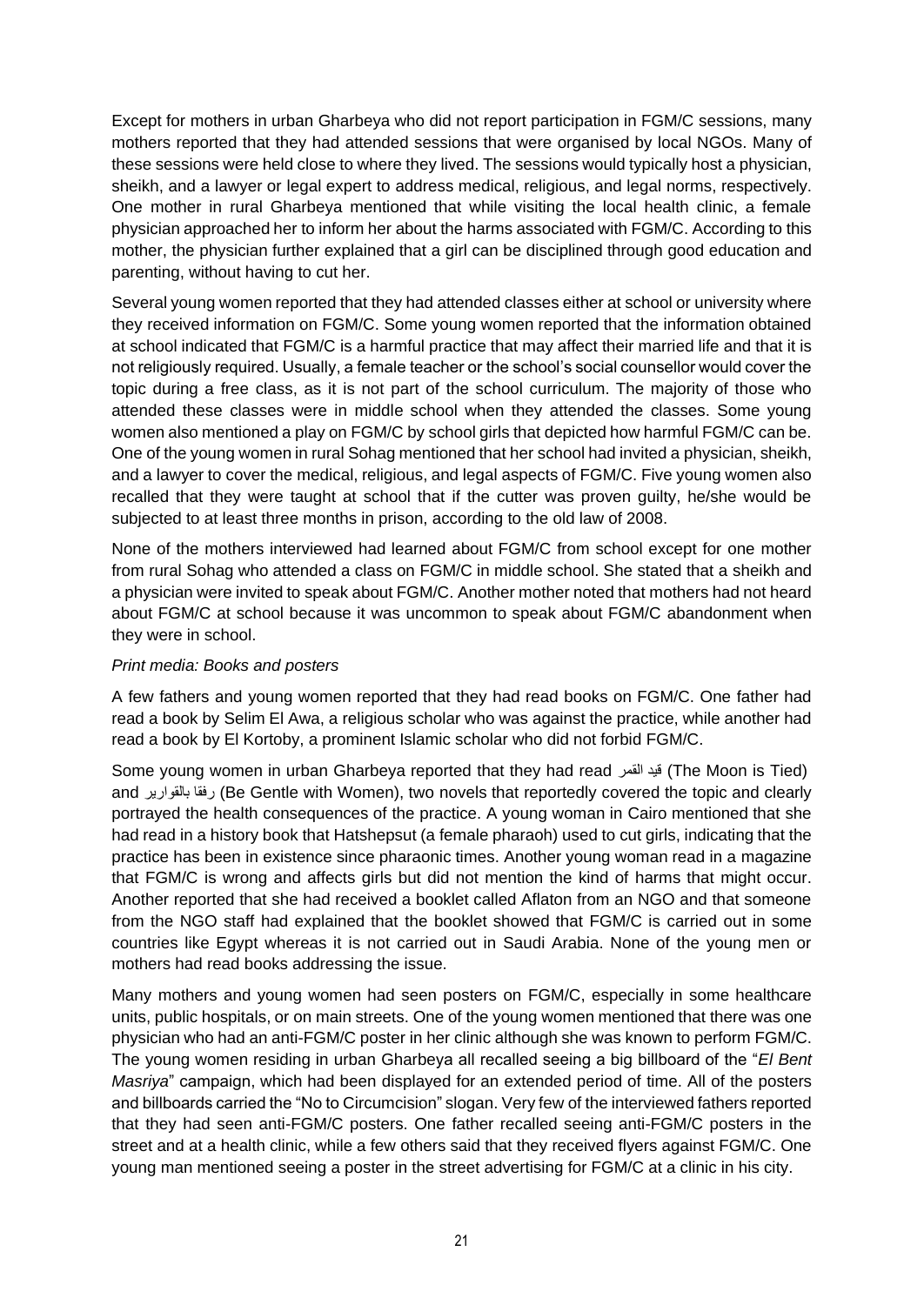Except for mothers in urban Gharbeya who did not report participation in FGM/C sessions, many mothers reported that they had attended sessions that were organised by local NGOs. Many of these sessions were held close to where they lived. The sessions would typically host a physician, sheikh, and a lawyer or legal expert to address medical, religious, and legal norms, respectively. One mother in rural Gharbeya mentioned that while visiting the local health clinic, a female physician approached her to inform her about the harms associated with FGM/C. According to this mother, the physician further explained that a girl can be disciplined through good education and parenting, without having to cut her.

Several young women reported that they had attended classes either at school or university where they received information on FGM/C. Some young women reported that the information obtained at school indicated that FGM/C is a harmful practice that may affect their married life and that it is not religiously required. Usually, a female teacher or the school's social counsellor would cover the topic during a free class, as it is not part of the school curriculum. The majority of those who attended these classes were in middle school when they attended the classes. Some young women also mentioned a play on FGM/C by school girls that depicted how harmful FGM/C can be. One of the young women in rural Sohag mentioned that her school had invited a physician, sheikh, and a lawyer to cover the medical, religious, and legal aspects of FGM/C. Five young women also recalled that they were taught at school that if the cutter was proven guilty, he/she would be subjected to at least three months in prison, according to the old law of 2008.

None of the mothers interviewed had learned about FGM/C from school except for one mother from rural Sohag who attended a class on FGM/C in middle school. She stated that a sheikh and a physician were invited to speak about FGM/C. Another mother noted that mothers had not heard about FGM/C at school because it was uncommon to speak about FGM/C abandonment when they were in school.

*Print media: Books and posters*

A few fathers and young women reported that they had read books on FGM/C. One father had read a book by Selim El Awa, a religious scholar who was against the practice, while another had read a book by El Kortoby, a prominent Islamic scholar who did not forbid FGM/C.

Some young women in urban Gharbeya reported that they had read قيد القمر (The Moon is Tied) and رفقا بالقوارير (Be Gentle with Women), two novels that reportedly covered the topic and clearly portrayed the health consequences of the practice. A young woman in Cairo mentioned that she had read in a history book that Hatshepsut (a female pharaoh) used to cut girls, indicating that the practice has been in existence since pharaonic times. Another young woman read in a magazine that FGM/C is wrong and affects girls but did not mention the kind of harms that might occur. Another reported that she had received a booklet called Aflaton from an NGO and that someone from the NGO staff had explained that the booklet showed that FGM/C is carried out in some countries like Egypt whereas it is not carried out in Saudi Arabia. None of the young men or mothers had read books addressing the issue.

Many mothers and young women had seen posters on FGM/C, especially in some healthcare units, public hospitals, or on main streets. One of the young women mentioned that there was one physician who had an anti-FGM/C poster in her clinic although she was known to perform FGM/C. The young women residing in urban Gharbeya all recalled seeing a big billboard of the "*El Bent Masriya*" campaign, which had been displayed for an extended period of time. All of the posters and billboards carried the "No to Circumcision" slogan. Very few of the interviewed fathers reported that they had seen anti-FGM/C posters. One father recalled seeing anti-FGM/C posters in the street and at a health clinic, while a few others said that they received flyers against FGM/C. One young man mentioned seeing a poster in the street advertising for FGM/C at a clinic in his city.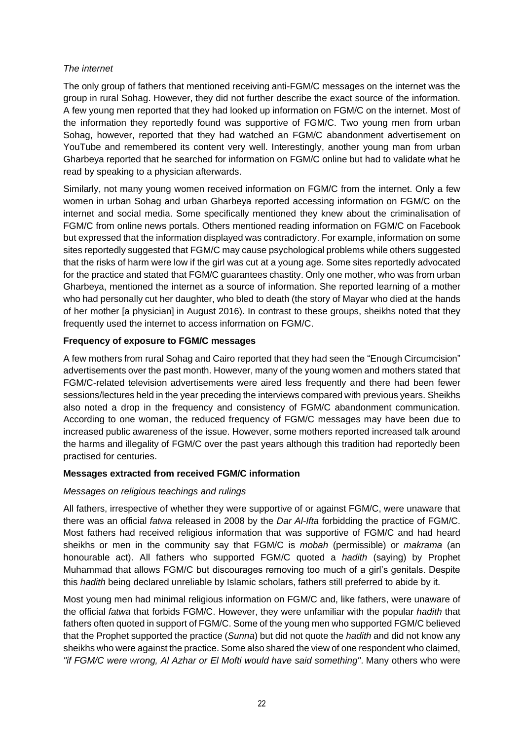*The internet*

The only group of fathers that mentioned receiving anti-FGM/C messages on the internet was the group in rural Sohag. However, they did not further describe the exact source of the information. A few young men reported that they had looked up information on FGM/C on the internet. Most of the information they reportedly found was supportive of FGM/C. Two young men from urban Sohag, however, reported that they had watched an FGM/C abandonment advertisement on YouTube and remembered its content very well. Interestingly, another young man from urban Gharbeya reported that he searched for information on FGM/C online but had to validate what he read by speaking to a physician afterwards.

Similarly, not many young women received information on FGM/C from the internet. Only a few women in urban Sohag and urban Gharbeya reported accessing information on FGM/C on the internet and social media. Some specifically mentioned they knew about the criminalisation of FGM/C from online news portals. Others mentioned reading information on FGM/C on Facebook but expressed that the information displayed was contradictory. For example, information on some sites reportedly suggested that FGM/C may cause psychological problems while others suggested that the risks of harm were low if the girl was cut at a young age. Some sites reportedly advocated for the practice and stated that FGM/C guarantees chastity. Only one mother, who was from urban Gharbeya, mentioned the internet as a source of information. She reported learning of a mother who had personally cut her daughter, who bled to death (the story of Mayar who died at the hands of her mother [a physician] in August 2016). In contrast to these groups, sheikhs noted that they frequently used the internet to access information on FGM/C.

**Frequency of exposure to FGM/C messages**

A few mothers from rural Sohag and Cairo reported that they had seen the "Enough Circumcision" advertisements over the past month. However, many of the young women and mothers stated that FGM/C-related television advertisements were aired less frequently and there had been fewer sessions/lectures held in the year preceding the interviews compared with previous years. Sheikhs also noted a drop in the frequency and consistency of FGM/C abandonment communication. According to one woman, the reduced frequency of FGM/C messages may have been due to increased public awareness of the issue. However, some mothers reported increased talk around the harms and illegality of FGM/C over the past years although this tradition had reportedly been practised for centuries.

**Messages extracted from received FGM/C information**

*Messages on religious teachings and rulings*

All fathers, irrespective of whether they were supportive of or against FGM/C, were unaware that there was an official *fatwa* released in 2008 by the *Dar Al-Ifta* forbidding the practice of FGM/C. Most fathers had received religious information that was supportive of FGM/C and had heard sheikhs or men in the community say that FGM/C is *mobah* (permissible) or *makrama* (an honourable act). All fathers who supported FGM/C quoted a *hadith* (saying) by Prophet Muhammad that allows FGM/C but discourages removing too much of a girl's genitals. Despite this *hadith* being declared unreliable by Islamic scholars, fathers still preferred to abide by it.

Most young men had minimal religious information on FGM/C and, like fathers, were unaware of the official *fatwa* that forbids FGM/C. However, they were unfamiliar with the popular *hadith* that fathers often quoted in support of FGM/C. Some of the young men who supported FGM/C believed that the Prophet supported the practice (*Sunna*) but did not quote the *hadith* and did not know any sheikhs who were against the practice. Some also shared the view of one respondent who claimed, *"if FGM/C were wrong, Al Azhar or El Mofti would have said something"*. Many others who were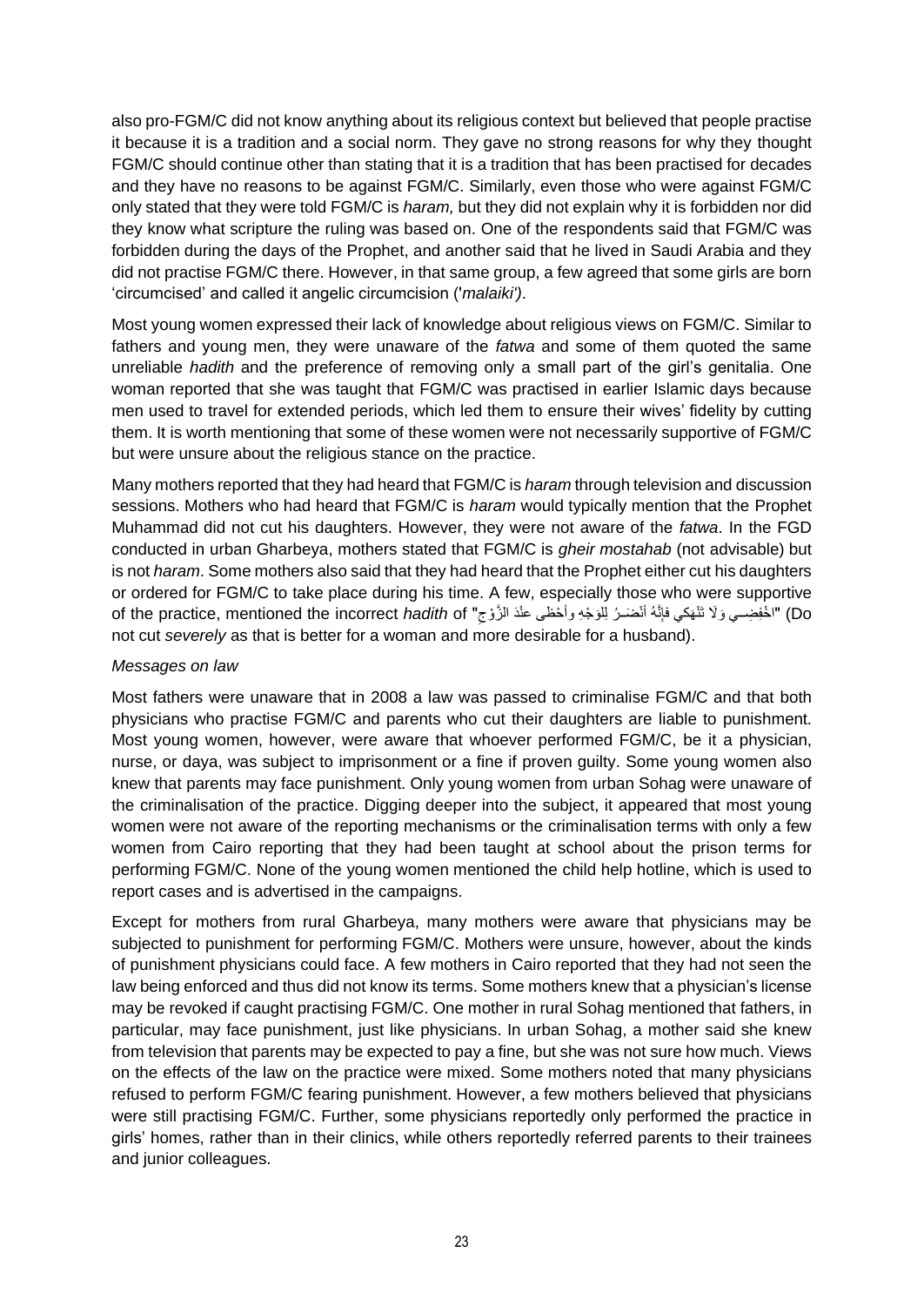also pro-FGM/C did not know anything about its religious context but believed that people practise it because it is a tradition and a social norm. They gave no strong reasons for why they thought FGM/C should continue other than stating that it is a tradition that has been practised for decades and they have no reasons to be against FGM/C. Similarly, even those who were against FGM/C only stated that they were told FGM/C is *haram,* but they did not explain why it is forbidden nor did they know what scripture the ruling was based on. One of the respondents said that FGM/C was forbidden during the days of the Prophet, and another said that he lived in Saudi Arabia and they did not practise FGM/C there. However, in that same group, a few agreed that some girls are born 'circumcised' and called it angelic circumcision ('*malaiki')*.

Most young women expressed their lack of knowledge about religious views on FGM/C. Similar to fathers and young men, they were unaware of the *fatwa* and some of them quoted the same unreliable *hadith* and the preference of removing only a small part of the girl's genitalia. One woman reported that she was taught that FGM/C was practised in earlier Islamic days because men used to travel for extended periods, which led them to ensure their wives' fidelity by cutting them. It is worth mentioning that some of these women were not necessarily supportive of FGM/C but were unsure about the religious stance on the practice.

Many mothers reported that they had heard that FGM/C is *haram* through television and discussion sessions. Mothers who had heard that FGM/C is *haram* would typically mention that the Prophet Muhammad did not cut his daughters. However, they were not aware of the *fatwa*. In the FGD conducted in urban Gharbeya, mothers stated that FGM/C is *gheir mostahab* (not advisable) but is not *haram*. Some mothers also said that they had heard that the Prophet either cut his daughters or ordered for FGM/C to take place during his time. A few, especially those who were supportive of the practice, mentioned the incorrect *hadith* of "اخْفِضِــي وَلاَ تَنْهَكِي فإِنَّهُ أَنْضَــرُ لِلوَجْهِ وأحْظَى عنْدَ الزَّوْجِ" (Do not cut *severely* as that is better for a woman and more desirable for a husband).

*Messages on law*

Most fathers were unaware that in 2008 a law was passed to criminalise FGM/C and that both physicians who practise FGM/C and parents who cut their daughters are liable to punishment. Most young women, however, were aware that whoever performed FGM/C, be it a physician, nurse, or daya, was subject to imprisonment or a fine if proven guilty. Some young women also knew that parents may face punishment. Only young women from urban Sohag were unaware of the criminalisation of the practice. Digging deeper into the subject, it appeared that most young women were not aware of the reporting mechanisms or the criminalisation terms with only a few women from Cairo reporting that they had been taught at school about the prison terms for performing FGM/C. None of the young women mentioned the child help hotline, which is used to report cases and is advertised in the campaigns.

Except for mothers from rural Gharbeya, many mothers were aware that physicians may be subjected to punishment for performing FGM/C. Mothers were unsure, however, about the kinds of punishment physicians could face. A few mothers in Cairo reported that they had not seen the law being enforced and thus did not know its terms. Some mothers knew that a physician's license may be revoked if caught practising FGM/C. One mother in rural Sohag mentioned that fathers, in particular, may face punishment, just like physicians. In urban Sohag, a mother said she knew from television that parents may be expected to pay a fine, but she was not sure how much. Views on the effects of the law on the practice were mixed. Some mothers noted that many physicians refused to perform FGM/C fearing punishment. However, a few mothers believed that physicians were still practising FGM/C. Further, some physicians reportedly only performed the practice in girls' homes, rather than in their clinics, while others reportedly referred parents to their trainees and junior colleagues.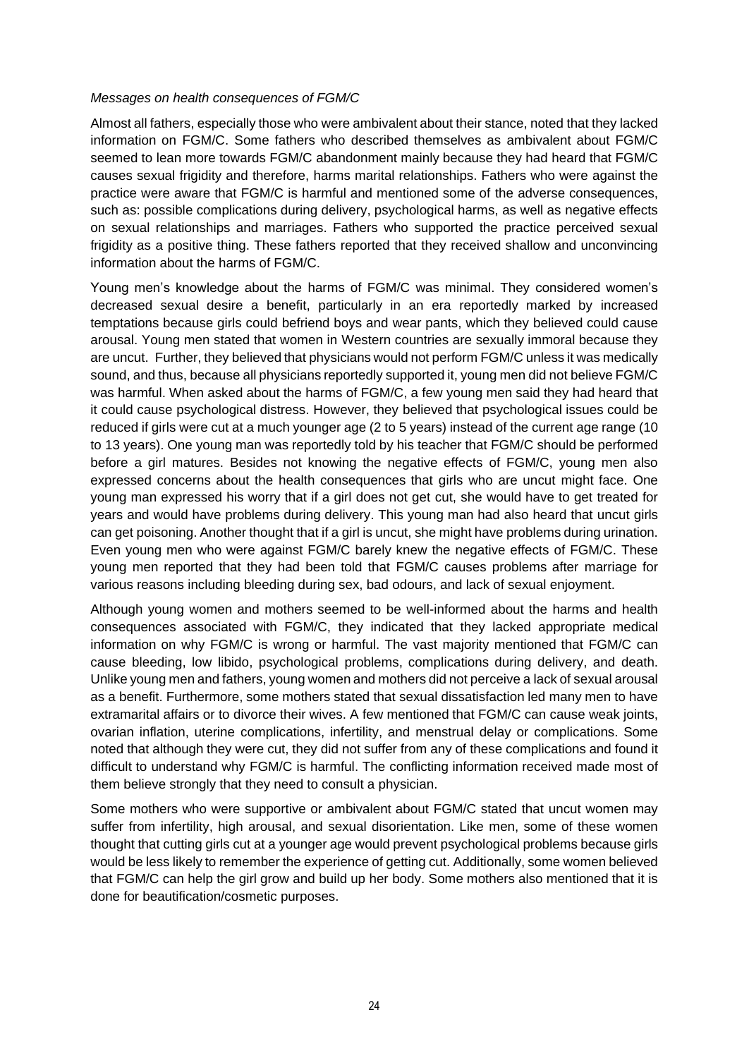*Messages on health consequences of FGM/C*

Almost all fathers, especially those who were ambivalent about their stance, noted that they lacked information on FGM/C. Some fathers who described themselves as ambivalent about FGM/C seemed to lean more towards FGM/C abandonment mainly because they had heard that FGM/C causes sexual frigidity and therefore, harms marital relationships. Fathers who were against the practice were aware that FGM/C is harmful and mentioned some of the adverse consequences, such as: possible complications during delivery, psychological harms, as well as negative effects on sexual relationships and marriages. Fathers who supported the practice perceived sexual frigidity as a positive thing. These fathers reported that they received shallow and unconvincing information about the harms of FGM/C.

Young men's knowledge about the harms of FGM/C was minimal. They considered women's decreased sexual desire a benefit, particularly in an era reportedly marked by increased temptations because girls could befriend boys and wear pants, which they believed could cause arousal. Young men stated that women in Western countries are sexually immoral because they are uncut. Further, they believed that physicians would not perform FGM/C unless it was medically sound, and thus, because all physicians reportedly supported it, young men did not believe FGM/C was harmful. When asked about the harms of FGM/C, a few young men said they had heard that it could cause psychological distress. However, they believed that psychological issues could be reduced if girls were cut at a much younger age (2 to 5 years) instead of the current age range (10 to 13 years). One young man was reportedly told by his teacher that FGM/C should be performed before a girl matures. Besides not knowing the negative effects of FGM/C, young men also expressed concerns about the health consequences that girls who are uncut might face. One young man expressed his worry that if a girl does not get cut, she would have to get treated for years and would have problems during delivery. This young man had also heard that uncut girls can get poisoning. Another thought that if a girl is uncut, she might have problems during urination. Even young men who were against FGM/C barely knew the negative effects of FGM/C. These young men reported that they had been told that FGM/C causes problems after marriage for various reasons including bleeding during sex, bad odours, and lack of sexual enjoyment.

Although young women and mothers seemed to be well-informed about the harms and health consequences associated with FGM/C, they indicated that they lacked appropriate medical information on why FGM/C is wrong or harmful. The vast majority mentioned that FGM/C can cause bleeding, low libido, psychological problems, complications during delivery, and death. Unlike young men and fathers, young women and mothers did not perceive a lack of sexual arousal as a benefit. Furthermore, some mothers stated that sexual dissatisfaction led many men to have extramarital affairs or to divorce their wives. A few mentioned that FGM/C can cause weak joints, ovarian inflation, uterine complications, infertility, and menstrual delay or complications. Some noted that although they were cut, they did not suffer from any of these complications and found it difficult to understand why FGM/C is harmful. The conflicting information received made most of them believe strongly that they need to consult a physician.

Some mothers who were supportive or ambivalent about FGM/C stated that uncut women may suffer from infertility, high arousal, and sexual disorientation. Like men, some of these women thought that cutting girls cut at a younger age would prevent psychological problems because girls would be less likely to remember the experience of getting cut. Additionally, some women believed that FGM/C can help the girl grow and build up her body. Some mothers also mentioned that it is done for beautification/cosmetic purposes.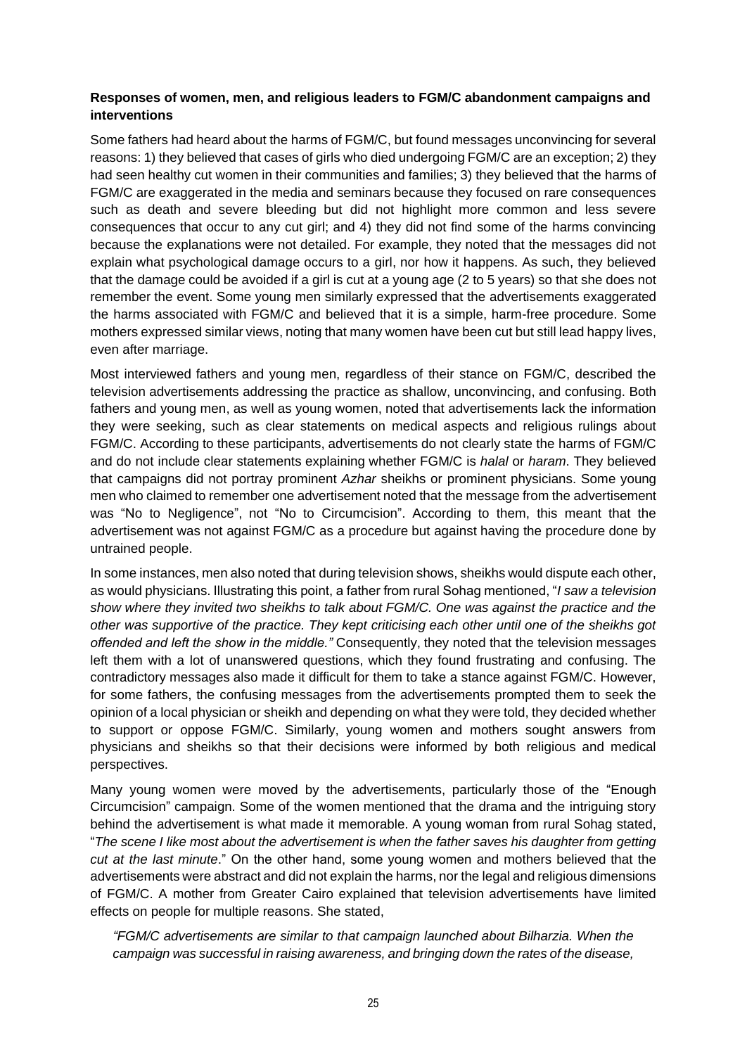**Responses of women, men, and religious leaders to FGM/C abandonment campaigns and interventions**

Some fathers had heard about the harms of FGM/C, but found messages unconvincing for several reasons: 1) they believed that cases of girls who died undergoing FGM/C are an exception; 2) they had seen healthy cut women in their communities and families; 3) they believed that the harms of FGM/C are exaggerated in the media and seminars because they focused on rare consequences such as death and severe bleeding but did not highlight more common and less severe consequences that occur to any cut girl; and 4) they did not find some of the harms convincing because the explanations were not detailed. For example, they noted that the messages did not explain what psychological damage occurs to a girl, nor how it happens. As such, they believed that the damage could be avoided if a girl is cut at a young age (2 to 5 years) so that she does not remember the event. Some young men similarly expressed that the advertisements exaggerated the harms associated with FGM/C and believed that it is a simple, harm-free procedure. Some mothers expressed similar views, noting that many women have been cut but still lead happy lives, even after marriage.

Most interviewed fathers and young men, regardless of their stance on FGM/C, described the television advertisements addressing the practice as shallow, unconvincing, and confusing. Both fathers and young men, as well as young women, noted that advertisements lack the information they were seeking, such as clear statements on medical aspects and religious rulings about FGM/C. According to these participants, advertisements do not clearly state the harms of FGM/C and do not include clear statements explaining whether FGM/C is *halal* or *haram*. They believed that campaigns did not portray prominent *Azhar* sheikhs or prominent physicians. Some young men who claimed to remember one advertisement noted that the message from the advertisement was "No to Negligence", not "No to Circumcision". According to them, this meant that the advertisement was not against FGM/C as a procedure but against having the procedure done by untrained people.

In some instances, men also noted that during television shows, sheikhs would dispute each other, as would physicians. Illustrating this point, a father from rural Sohag mentioned, "*I saw a television show where they invited two sheikhs to talk about FGM/C. One was against the practice and the other was supportive of the practice. They kept criticising each other until one of the sheikhs got offended and left the show in the middle."* Consequently, they noted that the television messages left them with a lot of unanswered questions, which they found frustrating and confusing. The contradictory messages also made it difficult for them to take a stance against FGM/C. However, for some fathers, the confusing messages from the advertisements prompted them to seek the opinion of a local physician or sheikh and depending on what they were told, they decided whether to support or oppose FGM/C. Similarly, young women and mothers sought answers from physicians and sheikhs so that their decisions were informed by both religious and medical perspectives.

Many young women were moved by the advertisements, particularly those of the "Enough Circumcision" campaign. Some of the women mentioned that the drama and the intriguing story behind the advertisement is what made it memorable. A young woman from rural Sohag stated, "*The scene I like most about the advertisement is when the father saves his daughter from getting cut at the last minute*." On the other hand, some young women and mothers believed that the advertisements were abstract and did not explain the harms, nor the legal and religious dimensions of FGM/C. A mother from Greater Cairo explained that television advertisements have limited effects on people for multiple reasons. She stated,

> *"FGM/C advertisements are similar to that campaign launched about Bilharzia. When the campaign was successful in raising awareness, and bringing down the rates of the disease,*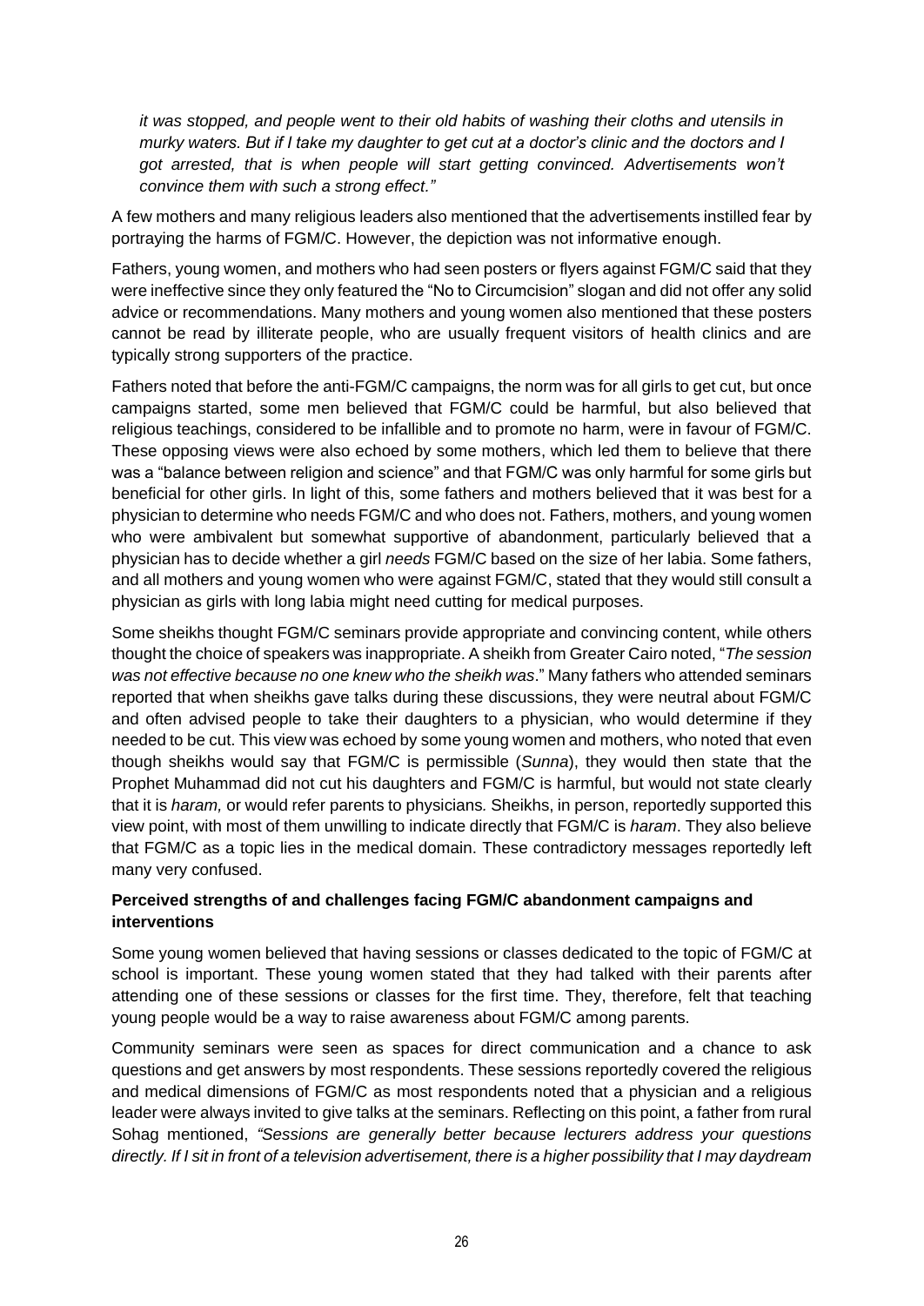*it was stopped, and people went to their old habits of washing their cloths and utensils in murky waters. But if I take my daughter to get cut at a doctor's clinic and the doctors and I got arrested, that is when people will start getting convinced. Advertisements won't convince them with such a strong effect."*

A few mothers and many religious leaders also mentioned that the advertisements instilled fear by portraying the harms of FGM/C. However, the depiction was not informative enough.

Fathers, young women, and mothers who had seen posters or flyers against FGM/C said that they were ineffective since they only featured the "No to Circumcision" slogan and did not offer any solid advice or recommendations. Many mothers and young women also mentioned that these posters cannot be read by illiterate people, who are usually frequent visitors of health clinics and are typically strong supporters of the practice.

Fathers noted that before the anti-FGM/C campaigns, the norm was for all girls to get cut, but once campaigns started, some men believed that FGM/C could be harmful, but also believed that religious teachings, considered to be infallible and to promote no harm, were in favour of FGM/C. These opposing views were also echoed by some mothers, which led them to believe that there was a "balance between religion and science" and that FGM/C was only harmful for some girls but beneficial for other girls. In light of this, some fathers and mothers believed that it was best for a physician to determine who needs FGM/C and who does not. Fathers, mothers, and young women who were ambivalent but somewhat supportive of abandonment, particularly believed that a physician has to decide whether a girl *needs* FGM/C based on the size of her labia. Some fathers, and all mothers and young women who were against FGM/C, stated that they would still consult a physician as girls with long labia might need cutting for medical purposes.

Some sheikhs thought FGM/C seminars provide appropriate and convincing content, while others thought the choice of speakers was inappropriate. A sheikh from Greater Cairo noted, "*The session was not effective because no one knew who the sheikh was*." Many fathers who attended seminars reported that when sheikhs gave talks during these discussions, they were neutral about FGM/C and often advised people to take their daughters to a physician, who would determine if they needed to be cut. This view was echoed by some young women and mothers, who noted that even though sheikhs would say that FGM/C is permissible (*Sunna*), they would then state that the Prophet Muhammad did not cut his daughters and FGM/C is harmful, but would not state clearly that it is *haram,* or would refer parents to physicians. Sheikhs, in person, reportedly supported this view point, with most of them unwilling to indicate directly that FGM/C is *haram*. They also believe that FGM/C as a topic lies in the medical domain. These contradictory messages reportedly left many very confused.

**Perceived strengths of and challenges facing FGM/C abandonment campaigns and interventions**

Some young women believed that having sessions or classes dedicated to the topic of FGM/C at school is important. These young women stated that they had talked with their parents after attending one of these sessions or classes for the first time. They, therefore, felt that teaching young people would be a way to raise awareness about FGM/C among parents.

Community seminars were seen as spaces for direct communication and a chance to ask questions and get answers by most respondents. These sessions reportedly covered the religious and medical dimensions of FGM/C as most respondents noted that a physician and a religious leader were always invited to give talks at the seminars. Reflecting on this point, a father from rural Sohag mentioned, *"Sessions are generally better because lecturers address your questions directly. If I sit in front of a television advertisement, there is a higher possibility that I may daydream*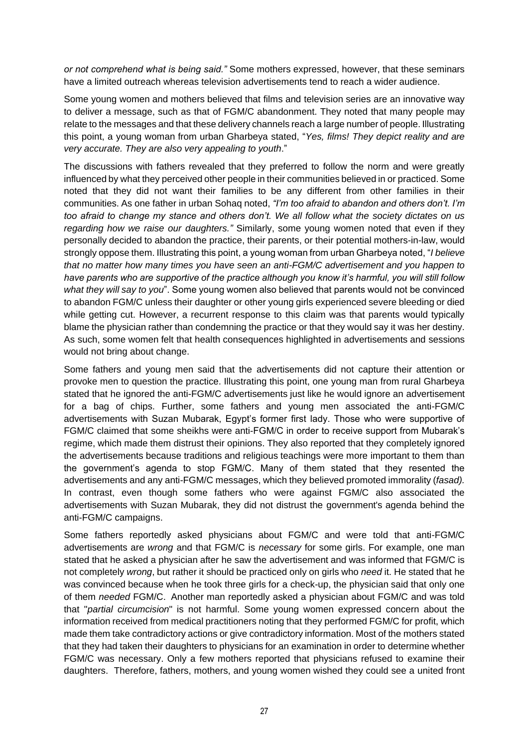*or not comprehend what is being said."* Some mothers expressed, however, that these seminars have a limited outreach whereas television advertisements tend to reach a wider audience.

Some young women and mothers believed that films and television series are an innovative way to deliver a message, such as that of FGM/C abandonment. They noted that many people may relate to the messages and that these delivery channels reach a large number of people. Illustrating this point, a young woman from urban Gharbeya stated, "*Yes, films! They depict reality and are very accurate. They are also very appealing to youth*."

The discussions with fathers revealed that they preferred to follow the norm and were greatly influenced by what they perceived other people in their communities believed in or practiced. Some noted that they did not want their families to be any different from other families in their communities. As one father in urban Sohaq noted, *"I'm too afraid to abandon and others don't. I'm too afraid to change my stance and others don't. We all follow what the society dictates on us regarding how we raise our daughters."* Similarly, some young women noted that even if they personally decided to abandon the practice, their parents, or their potential mothers-in-law, would strongly oppose them. Illustrating this point, a young woman from urban Gharbeya noted, "*I believe that no matter how many times you have seen an anti-FGM/C advertisement and you happen to have parents who are supportive of the practice although you know it's harmful, you will still follow what they will say to you*". Some young women also believed that parents would not be convinced to abandon FGM/C unless their daughter or other young girls experienced severe bleeding or died while getting cut. However, a recurrent response to this claim was that parents would typically blame the physician rather than condemning the practice or that they would say it was her destiny. As such, some women felt that health consequences highlighted in advertisements and sessions would not bring about change.

Some fathers and young men said that the advertisements did not capture their attention or provoke men to question the practice. Illustrating this point, one young man from rural Gharbeya stated that he ignored the anti-FGM/C advertisements just like he would ignore an advertisement for a bag of chips. Further, some fathers and young men associated the anti-FGM/C advertisements with Suzan Mubarak, Egypt's former first lady. Those who were supportive of FGM/C claimed that some sheikhs were anti-FGM/C in order to receive support from Mubarak's regime, which made them distrust their opinions. They also reported that they completely ignored the advertisements because traditions and religious teachings were more important to them than the government's agenda to stop FGM/C. Many of them stated that they resented the advertisements and any anti-FGM/C messages, which they believed promoted immorality (*fasad).* In contrast, even though some fathers who were against FGM/C also associated the advertisements with Suzan Mubarak, they did not distrust the government's agenda behind the anti-FGM/C campaigns.

Some fathers reportedly asked physicians about FGM/C and were told that anti-FGM/C advertisements are *wrong* and that FGM/C is *necessary* for some girls. For example, one man stated that he asked a physician after he saw the advertisement and was informed that FGM/C is not completely *wrong*, but rather it should be practiced only on girls who *need* it. He stated that he was convinced because when he took three girls for a check-up, the physician said that only one of them *needed* FGM/C. Another man reportedly asked a physician about FGM/C and was told that "*partial circumcision*" is not harmful. Some young women expressed concern about the information received from medical practitioners noting that they performed FGM/C for profit, which made them take contradictory actions or give contradictory information. Most of the mothers stated that they had taken their daughters to physicians for an examination in order to determine whether FGM/C was necessary. Only a few mothers reported that physicians refused to examine their daughters. Therefore, fathers, mothers, and young women wished they could see a united front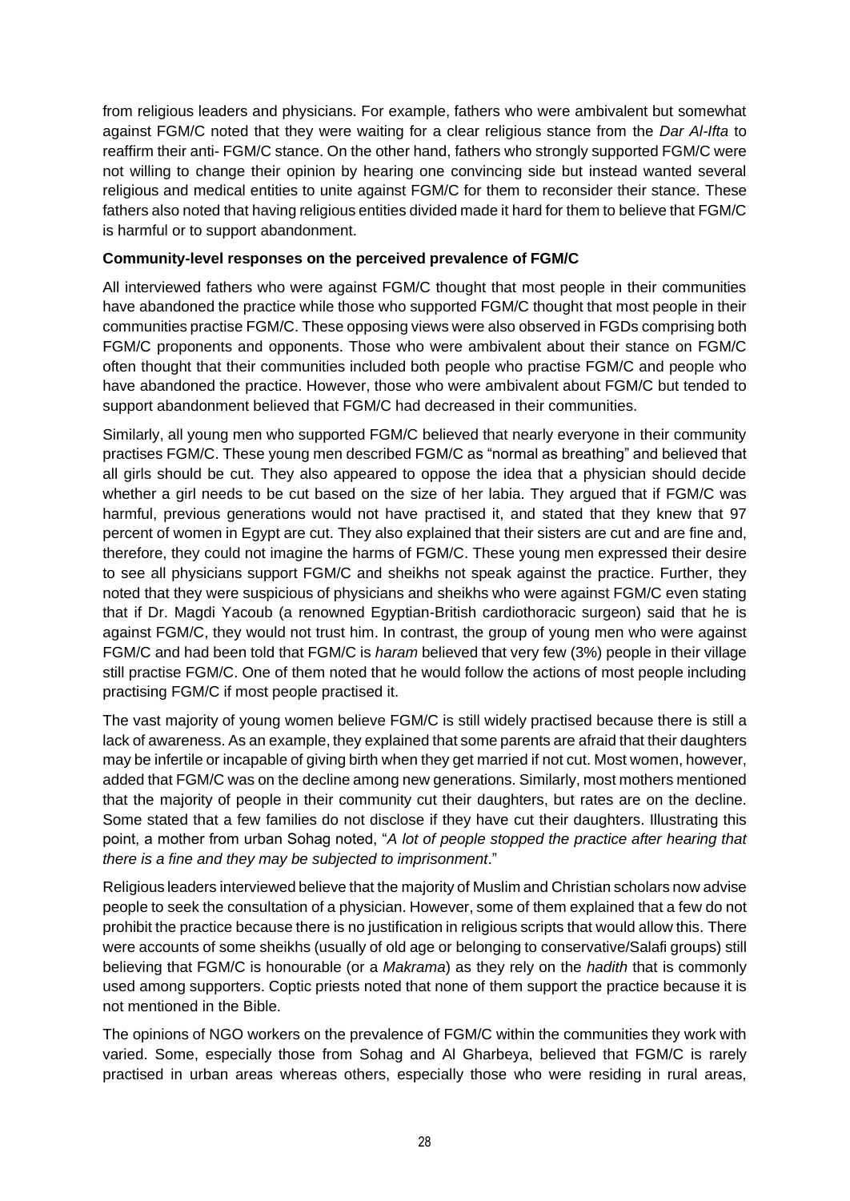from religious leaders and physicians. For example, fathers who were ambivalent but somewhat against FGM/C noted that they were waiting for a clear religious stance from the *Dar Al-Ifta* to reaffirm their anti- FGM/C stance. On the other hand, fathers who strongly supported FGM/C were not willing to change their opinion by hearing one convincing side but instead wanted several religious and medical entities to unite against FGM/C for them to reconsider their stance. These fathers also noted that having religious entities divided made it hard for them to believe that FGM/C is harmful or to support abandonment.

**Community-level responses on the perceived prevalence of FGM/C**

All interviewed fathers who were against FGM/C thought that most people in their communities have abandoned the practice while those who supported FGM/C thought that most people in their communities practise FGM/C. These opposing views were also observed in FGDs comprising both FGM/C proponents and opponents. Those who were ambivalent about their stance on FGM/C often thought that their communities included both people who practise FGM/C and people who have abandoned the practice. However, those who were ambivalent about FGM/C but tended to support abandonment believed that FGM/C had decreased in their communities.

Similarly, all young men who supported FGM/C believed that nearly everyone in their community practises FGM/C. These young men described FGM/C as "normal as breathing" and believed that all girls should be cut. They also appeared to oppose the idea that a physician should decide whether a girl needs to be cut based on the size of her labia. They argued that if FGM/C was harmful, previous generations would not have practised it, and stated that they knew that 97 percent of women in Egypt are cut. They also explained that their sisters are cut and are fine and, therefore, they could not imagine the harms of FGM/C. These young men expressed their desire to see all physicians support FGM/C and sheikhs not speak against the practice. Further, they noted that they were suspicious of physicians and sheikhs who were against FGM/C even stating that if Dr. Magdi Yacoub (a renowned Egyptian-British cardiothoracic surgeon) said that he is against FGM/C, they would not trust him. In contrast, the group of young men who were against FGM/C and had been told that FGM/C is *haram* believed that very few (3%) people in their village still practise FGM/C. One of them noted that he would follow the actions of most people including practising FGM/C if most people practised it.

The vast majority of young women believe FGM/C is still widely practised because there is still a lack of awareness. As an example, they explained that some parents are afraid that their daughters may be infertile or incapable of giving birth when they get married if not cut. Most women, however, added that FGM/C was on the decline among new generations. Similarly, most mothers mentioned that the majority of people in their community cut their daughters, but rates are on the decline. Some stated that a few families do not disclose if they have cut their daughters. Illustrating this point, a mother from urban Sohag noted, "*A lot of people stopped the practice after hearing that there is a fine and they may be subjected to imprisonment*."

Religious leaders interviewed believe that the majority of Muslim and Christian scholars now advise people to seek the consultation of a physician. However, some of them explained that a few do not prohibit the practice because there is no justification in religious scripts that would allow this. There were accounts of some sheikhs (usually of old age or belonging to conservative/Salafi groups) still believing that FGM/C is honourable (or a *Makrama*) as they rely on the *hadith* that is commonly used among supporters. Coptic priests noted that none of them support the practice because it is not mentioned in the Bible.

The opinions of NGO workers on the prevalence of FGM/C within the communities they work with varied. Some, especially those from Sohag and Al Gharbeya, believed that FGM/C is rarely practised in urban areas whereas others, especially those who were residing in rural areas,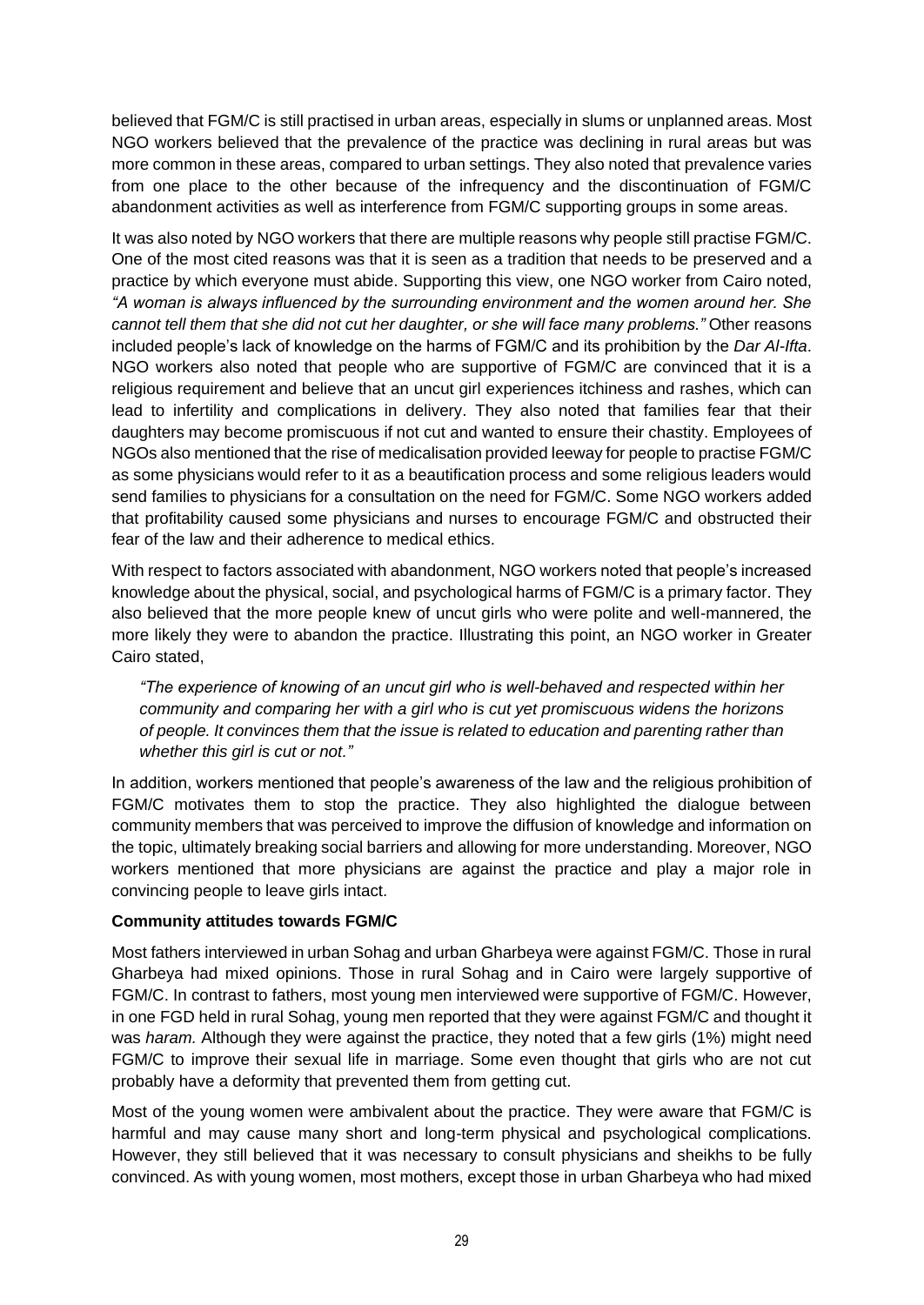believed that FGM/C is still practised in urban areas, especially in slums or unplanned areas. Most NGO workers believed that the prevalence of the practice was declining in rural areas but was more common in these areas, compared to urban settings. They also noted that prevalence varies from one place to the other because of the infrequency and the discontinuation of FGM/C abandonment activities as well as interference from FGM/C supporting groups in some areas.

It was also noted by NGO workers that there are multiple reasons why people still practise FGM/C. One of the most cited reasons was that it is seen as a tradition that needs to be preserved and a practice by which everyone must abide. Supporting this view, one NGO worker from Cairo noted, *"A woman is always influenced by the surrounding environment and the women around her. She cannot tell them that she did not cut her daughter, or she will face many problems."* Other reasons included people's lack of knowledge on the harms of FGM/C and its prohibition by the *Dar Al-Ifta*. NGO workers also noted that people who are supportive of FGM/C are convinced that it is a religious requirement and believe that an uncut girl experiences itchiness and rashes, which can lead to infertility and complications in delivery. They also noted that families fear that their daughters may become promiscuous if not cut and wanted to ensure their chastity. Employees of NGOs also mentioned that the rise of medicalisation provided leeway for people to practise FGM/C as some physicians would refer to it as a beautification process and some religious leaders would send families to physicians for a consultation on the need for FGM/C. Some NGO workers added that profitability caused some physicians and nurses to encourage FGM/C and obstructed their fear of the law and their adherence to medical ethics.

With respect to factors associated with abandonment, NGO workers noted that people's increased knowledge about the physical, social, and psychological harms of FGM/C is a primary factor. They also believed that the more people knew of uncut girls who were polite and well-mannered, the more likely they were to abandon the practice. Illustrating this point, an NGO worker in Greater Cairo stated,

> *"The experience of knowing of an uncut girl who is well-behaved and respected within her community and comparing her with a girl who is cut yet promiscuous widens the horizons of people. It convinces them that the issue is related to education and parenting rather than whether this girl is cut or not."*

In addition, workers mentioned that people's awareness of the law and the religious prohibition of FGM/C motivates them to stop the practice. They also highlighted the dialogue between community members that was perceived to improve the diffusion of knowledge and information on the topic, ultimately breaking social barriers and allowing for more understanding. Moreover, NGO workers mentioned that more physicians are against the practice and play a major role in convincing people to leave girls intact.

**Community attitudes towards FGM/C**

Most fathers interviewed in urban Sohag and urban Gharbeya were against FGM/C. Those in rural Gharbeya had mixed opinions. Those in rural Sohag and in Cairo were largely supportive of FGM/C. In contrast to fathers, most young men interviewed were supportive of FGM/C. However, in one FGD held in rural Sohag, young men reported that they were against FGM/C and thought it was *haram.* Although they were against the practice, they noted that a few girls (1%) might need FGM/C to improve their sexual life in marriage. Some even thought that girls who are not cut probably have a deformity that prevented them from getting cut.

Most of the young women were ambivalent about the practice. They were aware that FGM/C is harmful and may cause many short and long-term physical and psychological complications. However, they still believed that it was necessary to consult physicians and sheikhs to be fully convinced. As with young women, most mothers, except those in urban Gharbeya who had mixed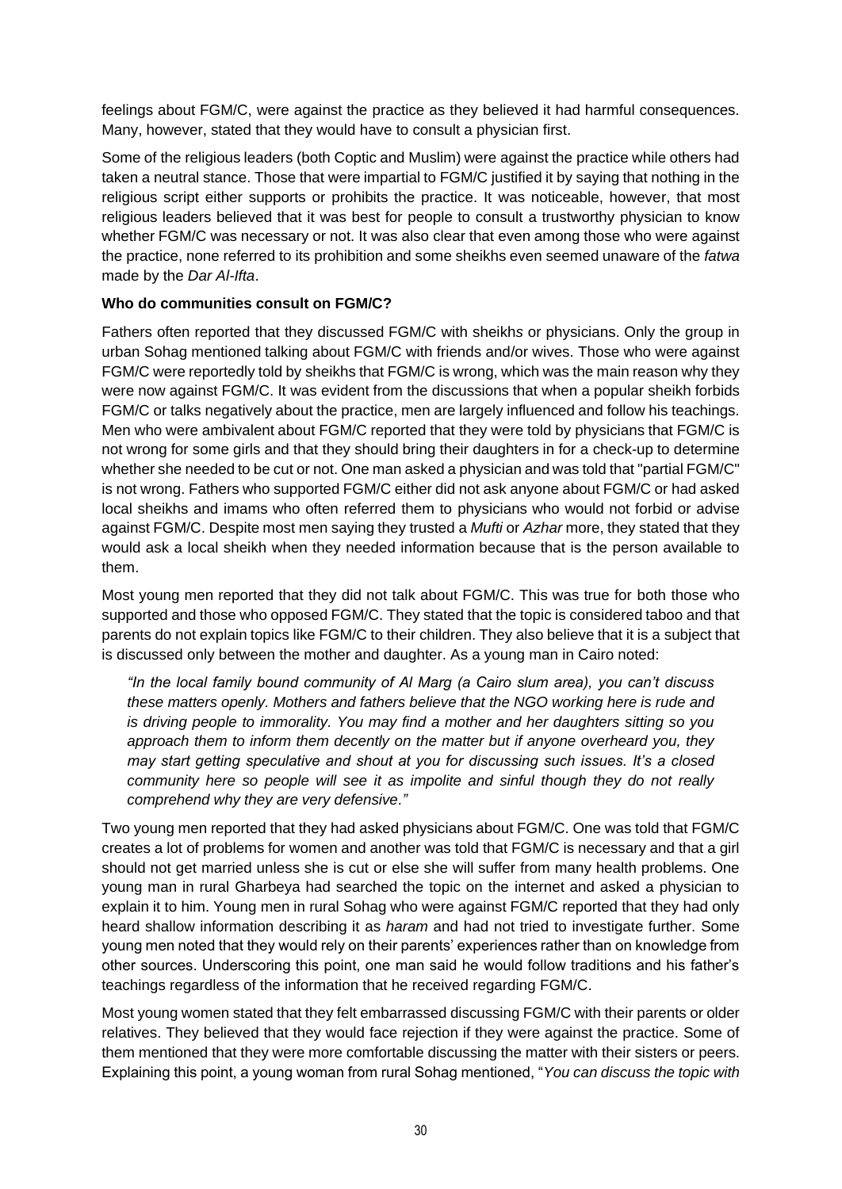feelings about FGM/C, were against the practice as they believed it had harmful consequences. Many, however, stated that they would have to consult a physician first.

Some of the religious leaders (both Coptic and Muslim) were against the practice while others had taken a neutral stance. Those that were impartial to FGM/C justified it by saying that nothing in the religious script either supports or prohibits the practice. It was noticeable, however, that most religious leaders believed that it was best for people to consult a trustworthy physician to know whether FGM/C was necessary or not. It was also clear that even among those who were against the practice, none referred to its prohibition and some sheikhs even seemed unaware of the *fatwa* made by the *Dar Al-Ifta*.

**Who do communities consult on FGM/C?**

Fathers often reported that they discussed FGM/C with sheikhs or physicians. Only the group in urban Sohag mentioned talking about FGM/C with friends and/or wives. Those who were against FGM/C were reportedly told by sheikhs that FGM/C is wrong, which was the main reason why they were now against FGM/C. It was evident from the discussions that when a popular sheikh forbids FGM/C or talks negatively about the practice, men are largely influenced and follow his teachings. Men who were ambivalent about FGM/C reported that they were told by physicians that FGM/C is not wrong for some girls and that they should bring their daughters in for a check-up to determine whether she needed to be cut or not. One man asked a physician and was told that "partial FGM/C" is not wrong. Fathers who supported FGM/C either did not ask anyone about FGM/C or had asked local sheikhs and imams who often referred them to physicians who would not forbid or advise against FGM/C. Despite most men saying they trusted a *Mufti* or *Azhar* more, they stated that they would ask a local sheikh when they needed information because that is the person available to them.

Most young men reported that they did not talk about FGM/C. This was true for both those who supported and those who opposed FGM/C. They stated that the topic is considered taboo and that parents do not explain topics like FGM/C to their children. They also believe that it is a subject that is discussed only between the mother and daughter. As a young man in Cairo noted:

> *"In the local family bound community of Al Marg (a Cairo slum area), you can't discuss these matters openly. Mothers and fathers believe that the NGO working here is rude and is driving people to immorality. You may find a mother and her daughters sitting so you approach them to inform them decently on the matter but if anyone overheard you, they may start getting speculative and shout at you for discussing such issues. It's a closed community here so people will see it as impolite and sinful though they do not really comprehend why they are very defensive."*

Two young men reported that they had asked physicians about FGM/C. One was told that FGM/C creates a lot of problems for women and another was told that FGM/C is necessary and that a girl should not get married unless she is cut or else she will suffer from many health problems. One young man in rural Gharbeya had searched the topic on the internet and asked a physician to explain it to him. Young men in rural Sohag who were against FGM/C reported that they had only heard shallow information describing it as *haram* and had not tried to investigate further. Some young men noted that they would rely on their parents' experiences rather than on knowledge from other sources. Underscoring this point, one man said he would follow traditions and his father's teachings regardless of the information that he received regarding FGM/C.

Most young women stated that they felt embarrassed discussing FGM/C with their parents or older relatives. They believed that they would face rejection if they were against the practice. Some of them mentioned that they were more comfortable discussing the matter with their sisters or peers. Explaining this point, a young woman from rural Sohag mentioned, "*You can discuss the topic with*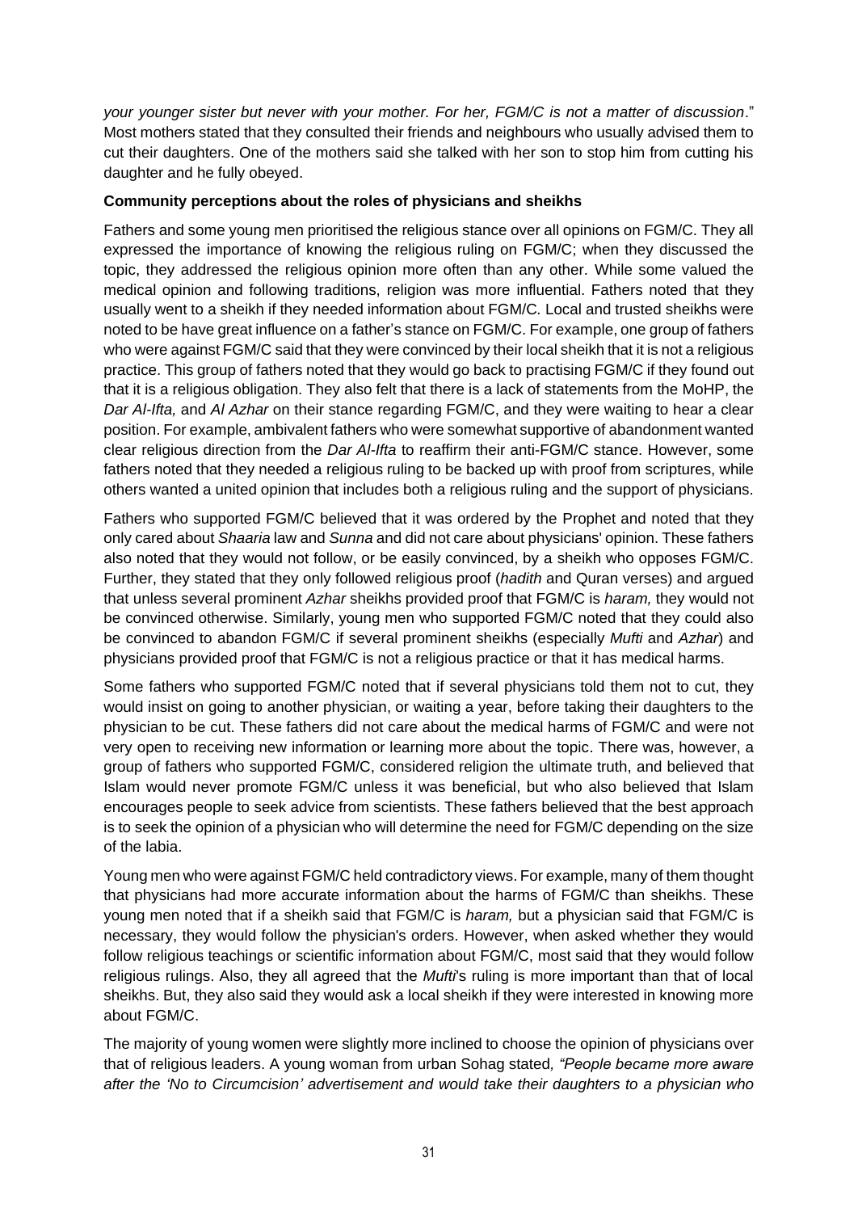*your younger sister but never with your mother. For her, FGM/C is not a matter of discussion*." Most mothers stated that they consulted their friends and neighbours who usually advised them to cut their daughters. One of the mothers said she talked with her son to stop him from cutting his daughter and he fully obeyed.

**Community perceptions about the roles of physicians and sheikhs**

Fathers and some young men prioritised the religious stance over all opinions on FGM/C. They all expressed the importance of knowing the religious ruling on FGM/C; when they discussed the topic, they addressed the religious opinion more often than any other. While some valued the medical opinion and following traditions, religion was more influential. Fathers noted that they usually went to a sheikh if they needed information about FGM/C. Local and trusted sheikhs were noted to be have great influence on a father's stance on FGM/C. For example, one group of fathers who were against FGM/C said that they were convinced by their local sheikh that it is not a religious practice. This group of fathers noted that they would go back to practising FGM/C if they found out that it is a religious obligation. They also felt that there is a lack of statements from the MoHP, the *Dar Al-Ifta,* and *Al Azhar* on their stance regarding FGM/C, and they were waiting to hear a clear position. For example, ambivalent fathers who were somewhat supportive of abandonment wanted clear religious direction from the *Dar Al-Ifta* to reaffirm their anti-FGM/C stance. However, some fathers noted that they needed a religious ruling to be backed up with proof from scriptures, while others wanted a united opinion that includes both a religious ruling and the support of physicians.

Fathers who supported FGM/C believed that it was ordered by the Prophet and noted that they only cared about *Shaaria* law and *Sunna* and did not care about physicians' opinion. These fathers also noted that they would not follow, or be easily convinced, by a sheikh who opposes FGM/C. Further, they stated that they only followed religious proof (*hadith* and Quran verses) and argued that unless several prominent *Azhar* sheikhs provided proof that FGM/C is *haram,* they would not be convinced otherwise. Similarly, young men who supported FGM/C noted that they could also be convinced to abandon FGM/C if several prominent sheikhs (especially *Mufti* and *Azhar*) and physicians provided proof that FGM/C is not a religious practice or that it has medical harms.

Some fathers who supported FGM/C noted that if several physicians told them not to cut, they would insist on going to another physician, or waiting a year, before taking their daughters to the physician to be cut. These fathers did not care about the medical harms of FGM/C and were not very open to receiving new information or learning more about the topic. There was, however, a group of fathers who supported FGM/C, considered religion the ultimate truth, and believed that Islam would never promote FGM/C unless it was beneficial, but who also believed that Islam encourages people to seek advice from scientists. These fathers believed that the best approach is to seek the opinion of a physician who will determine the need for FGM/C depending on the size of the labia.

Young men who were against FGM/C held contradictory views. For example, many of them thought that physicians had more accurate information about the harms of FGM/C than sheikhs. These young men noted that if a sheikh said that FGM/C is *haram,* but a physician said that FGM/C is necessary, they would follow the physician's orders. However, when asked whether they would follow religious teachings or scientific information about FGM/C, most said that they would follow religious rulings. Also, they all agreed that the *Mufti*'s ruling is more important than that of local sheikhs. But, they also said they would ask a local sheikh if they were interested in knowing more about FGM/C.

The majority of young women were slightly more inclined to choose the opinion of physicians over that of religious leaders. A young woman from urban Sohag stated*, "People became more aware after the 'No to Circumcision' advertisement and would take their daughters to a physician who*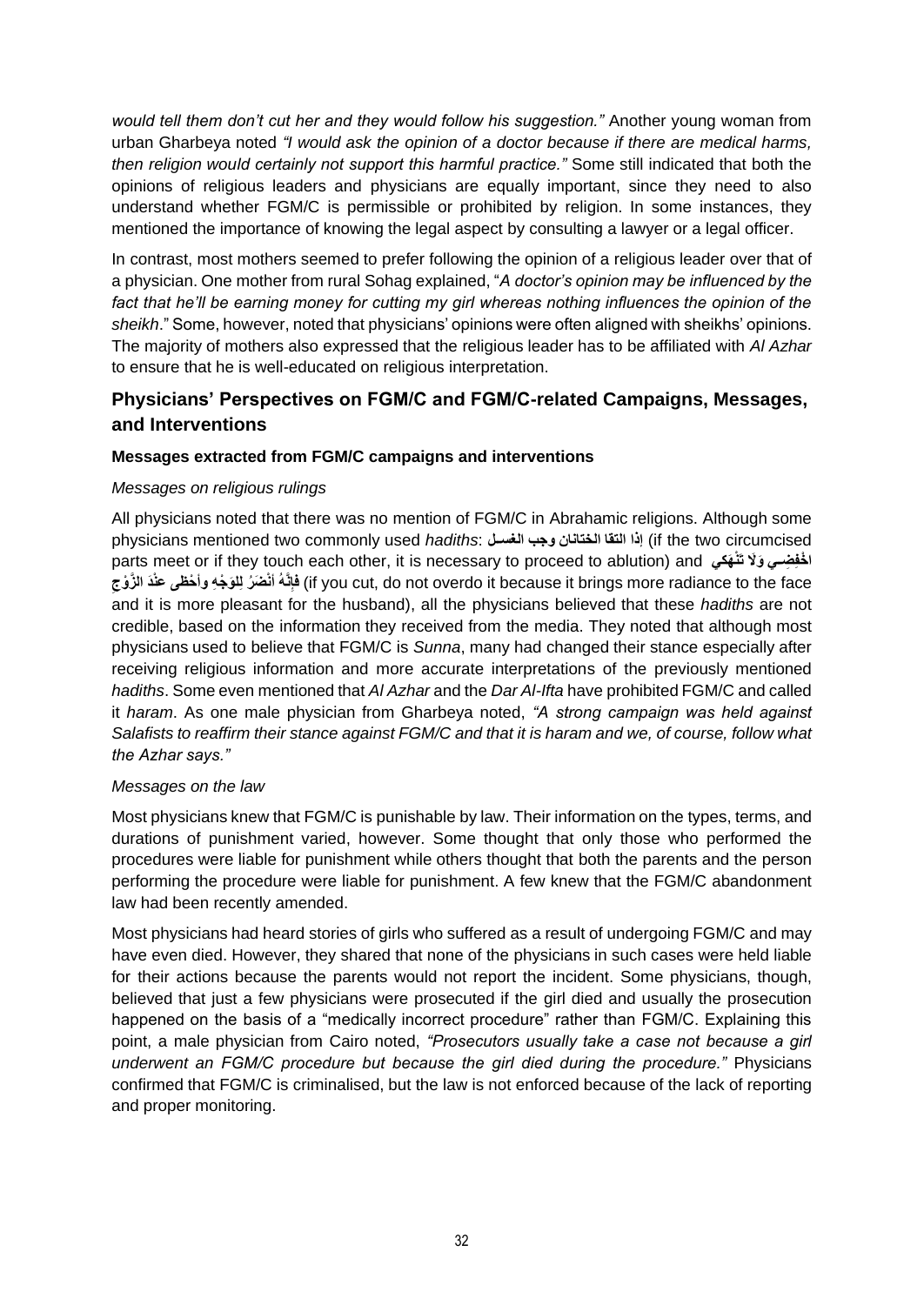*would tell them don't cut her and they would follow his suggestion."* Another young woman from urban Gharbeya noted *"I would ask the opinion of a doctor because if there are medical harms, then religion would certainly not support this harmful practice."* Some still indicated that both the opinions of religious leaders and physicians are equally important, since they need to also understand whether FGM/C is permissible or prohibited by religion. In some instances, they mentioned the importance of knowing the legal aspect by consulting a lawyer or a legal officer.

In contrast, most mothers seemed to prefer following the opinion of a religious leader over that of a physician. One mother from rural Sohag explained, "*A doctor's opinion may be influenced by the fact that he'll be earning money for cutting my girl whereas nothing influences the opinion of the sheikh*." Some, however, noted that physicians' opinions were often aligned with sheikhs' opinions. The majority of mothers also expressed that the religious leader has to be affiliated with *Al Azhar* to ensure that he is well-educated on religious interpretation.

## Physicians' Perspectives on FGM/C and FGM/C-related Campaigns, Messages, and Interventions

### Messages extracted from FGM/C campaigns and interventions

*Messages on religious rulings*

All physicians noted that there was no mention of FGM/C in Abrahamic religions. Although some physicians mentioned two commonly used *hadiths*: **إذا التقا الختانان وجب الغسل** (if the two circumcised parts meet or if they touch each other, it is necessary to proceed to ablution) and **اخْفِضِي وَلَا تَنْهَكِي فإِنَّهُ أَنْضَرُ لِلوَجْهِ وأحْظَى عِنْدَ الزَّوْجِ** (if you cut, do not overdo it because it brings more radiance to the face and it is more pleasant for the husband), all the physicians believed that these *hadiths* are not credible, based on the information they received from the media. They noted that although most physicians used to believe that FGM/C is *Sunna*, many had changed their stance especially after receiving religious information and more accurate interpretations of the previously mentioned *hadiths*. Some even mentioned that *Al Azhar* and the *Dar Al-Ifta* have prohibited FGM/C and called it *haram*. As one male physician from Gharbeya noted, *"A strong campaign was held against Salafists to reaffirm their stance against FGM/C and that it is haram and we, of course, follow what the Azhar says."*

*Messages on the law*

Most physicians knew that FGM/C is punishable by law. Their information on the types, terms, and durations of punishment varied, however. Some thought that only those who performed the procedures were liable for punishment while others thought that both the parents and the person performing the procedure were liable for punishment. A few knew that the FGM/C abandonment law had been recently amended.

Most physicians had heard stories of girls who suffered as a result of undergoing FGM/C and may have even died. However, they shared that none of the physicians in such cases were held liable for their actions because the parents would not report the incident. Some physicians, though, believed that just a few physicians were prosecuted if the girl died and usually the prosecution happened on the basis of a "medically incorrect procedure" rather than FGM/C. Explaining this point, a male physician from Cairo noted, *"Prosecutors usually take a case not because a girl underwent an FGM/C procedure but because the girl died during the procedure."* Physicians confirmed that FGM/C is criminalised, but the law is not enforced because of the lack of reporting and proper monitoring.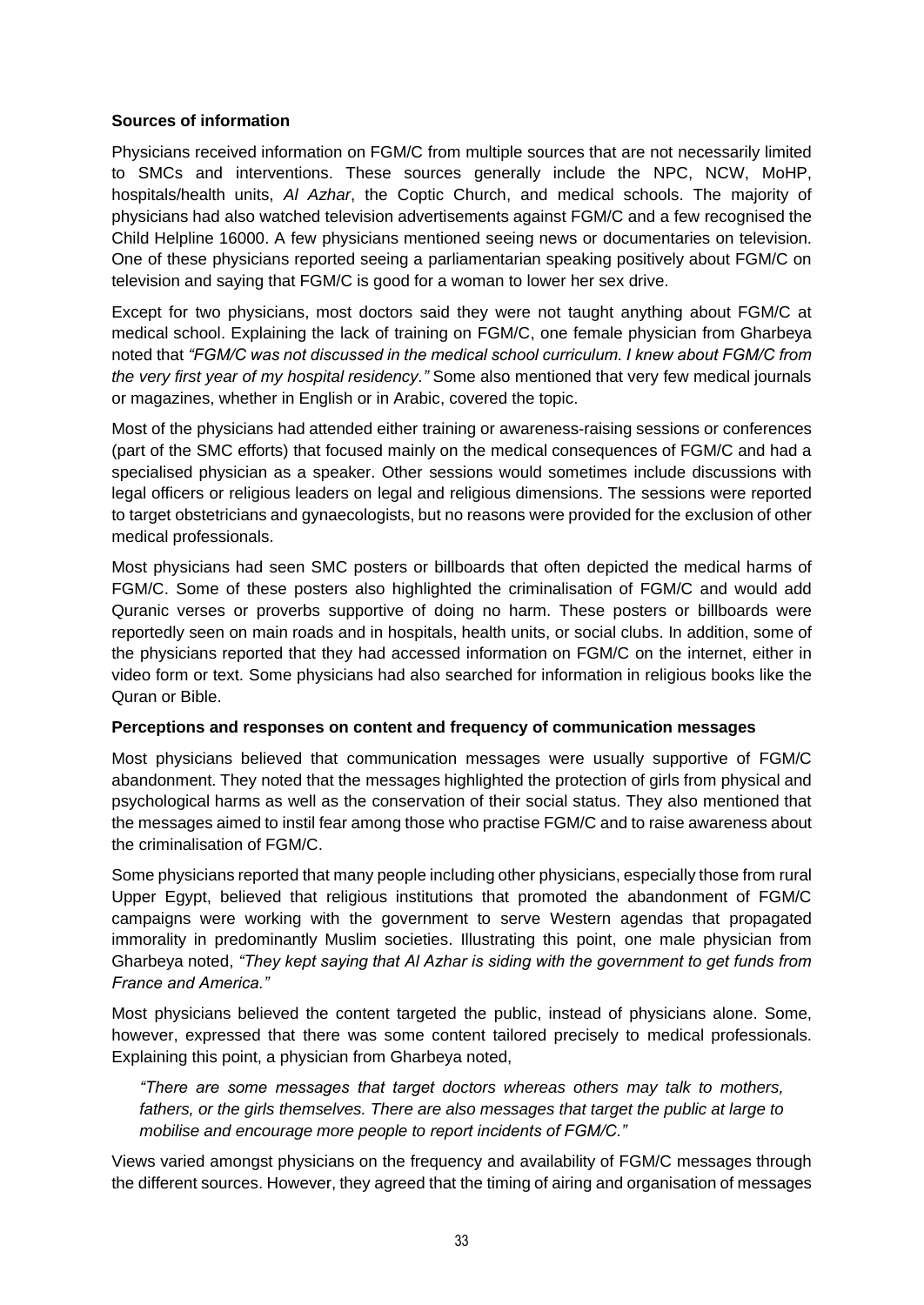**Sources of information**

Physicians received information on FGM/C from multiple sources that are not necessarily limited to SMCs and interventions. These sources generally include the NPC, NCW, MoHP, hospitals/health units, *Al Azhar*, the Coptic Church, and medical schools. The majority of physicians had also watched television advertisements against FGM/C and a few recognised the Child Helpline 16000. A few physicians mentioned seeing news or documentaries on television. One of these physicians reported seeing a parliamentarian speaking positively about FGM/C on television and saying that FGM/C is good for a woman to lower her sex drive.

Except for two physicians, most doctors said they were not taught anything about FGM/C at medical school. Explaining the lack of training on FGM/C, one female physician from Gharbeya noted that *"FGM/C was not discussed in the medical school curriculum. I knew about FGM/C from the very first year of my hospital residency."* Some also mentioned that very few medical journals or magazines, whether in English or in Arabic, covered the topic.

Most of the physicians had attended either training or awareness-raising sessions or conferences (part of the SMC efforts) that focused mainly on the medical consequences of FGM/C and had a specialised physician as a speaker. Other sessions would sometimes include discussions with legal officers or religious leaders on legal and religious dimensions. The sessions were reported to target obstetricians and gynaecologists, but no reasons were provided for the exclusion of other medical professionals.

Most physicians had seen SMC posters or billboards that often depicted the medical harms of FGM/C. Some of these posters also highlighted the criminalisation of FGM/C and would add Quranic verses or proverbs supportive of doing no harm. These posters or billboards were reportedly seen on main roads and in hospitals, health units, or social clubs. In addition, some of the physicians reported that they had accessed information on FGM/C on the internet, either in video form or text. Some physicians had also searched for information in religious books like the Quran or Bible.

**Perceptions and responses on content and frequency of communication messages**

Most physicians believed that communication messages were usually supportive of FGM/C abandonment. They noted that the messages highlighted the protection of girls from physical and psychological harms as well as the conservation of their social status. They also mentioned that the messages aimed to instil fear among those who practise FGM/C and to raise awareness about the criminalisation of FGM/C.

Some physicians reported that many people including other physicians, especially those from rural Upper Egypt, believed that religious institutions that promoted the abandonment of FGM/C campaigns were working with the government to serve Western agendas that propagated immorality in predominantly Muslim societies. Illustrating this point, one male physician from Gharbeya noted, *"They kept saying that Al Azhar is siding with the government to get funds from France and America."*

Most physicians believed the content targeted the public, instead of physicians alone. Some, however, expressed that there was some content tailored precisely to medical professionals. Explaining this point, a physician from Gharbeya noted,

> *"There are some messages that target doctors whereas others may talk to mothers, fathers, or the girls themselves. There are also messages that target the public at large to mobilise and encourage more people to report incidents of FGM/C."*

Views varied amongst physicians on the frequency and availability of FGM/C messages through the different sources. However, they agreed that the timing of airing and organisation of messages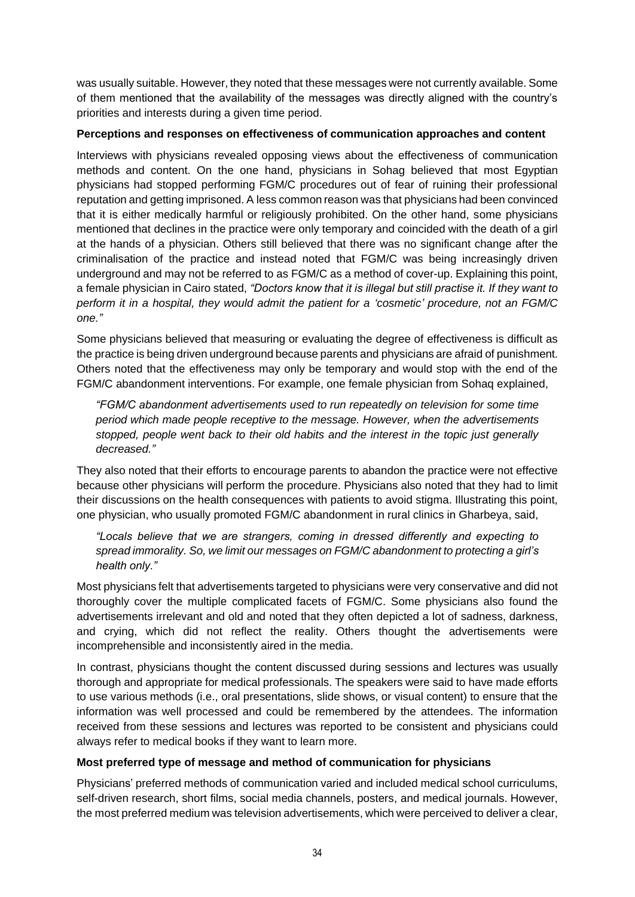was usually suitable. However, they noted that these messages were not currently available. Some of them mentioned that the availability of the messages was directly aligned with the country's priorities and interests during a given time period.

**Perceptions and responses on effectiveness of communication approaches and content**

Interviews with physicians revealed opposing views about the effectiveness of communication methods and content. On the one hand, physicians in Sohag believed that most Egyptian physicians had stopped performing FGM/C procedures out of fear of ruining their professional reputation and getting imprisoned. A less common reason was that physicians had been convinced that it is either medically harmful or religiously prohibited. On the other hand, some physicians mentioned that declines in the practice were only temporary and coincided with the death of a girl at the hands of a physician. Others still believed that there was no significant change after the criminalisation of the practice and instead noted that FGM/C was being increasingly driven underground and may not be referred to as FGM/C as a method of cover-up. Explaining this point, a female physician in Cairo stated, *"Doctors know that it is illegal but still practise it. If they want to perform it in a hospital, they would admit the patient for a 'cosmetic' procedure, not an FGM/C one."*

Some physicians believed that measuring or evaluating the degree of effectiveness is difficult as the practice is being driven underground because parents and physicians are afraid of punishment. Others noted that the effectiveness may only be temporary and would stop with the end of the FGM/C abandonment interventions. For example, one female physician from Sohaq explained,

> *"FGM/C abandonment advertisements used to run repeatedly on television for some time period which made people receptive to the message. However, when the advertisements stopped, people went back to their old habits and the interest in the topic just generally decreased."*

They also noted that their efforts to encourage parents to abandon the practice were not effective because other physicians will perform the procedure. Physicians also noted that they had to limit their discussions on the health consequences with patients to avoid stigma. Illustrating this point, one physician, who usually promoted FGM/C abandonment in rural clinics in Gharbeya, said,

> *"Locals believe that we are strangers, coming in dressed differently and expecting to spread immorality. So, we limit our messages on FGM/C abandonment to protecting a girl's health only."*

Most physicians felt that advertisements targeted to physicians were very conservative and did not thoroughly cover the multiple complicated facets of FGM/C. Some physicians also found the advertisements irrelevant and old and noted that they often depicted a lot of sadness, darkness, and crying, which did not reflect the reality. Others thought the advertisements were incomprehensible and inconsistently aired in the media.

In contrast, physicians thought the content discussed during sessions and lectures was usually thorough and appropriate for medical professionals. The speakers were said to have made efforts to use various methods (i.e., oral presentations, slide shows, or visual content) to ensure that the information was well processed and could be remembered by the attendees. The information received from these sessions and lectures was reported to be consistent and physicians could always refer to medical books if they want to learn more.

**Most preferred type of message and method of communication for physicians**

Physicians' preferred methods of communication varied and included medical school curriculums, self-driven research, short films, social media channels, posters, and medical journals. However, the most preferred medium was television advertisements, which were perceived to deliver a clear,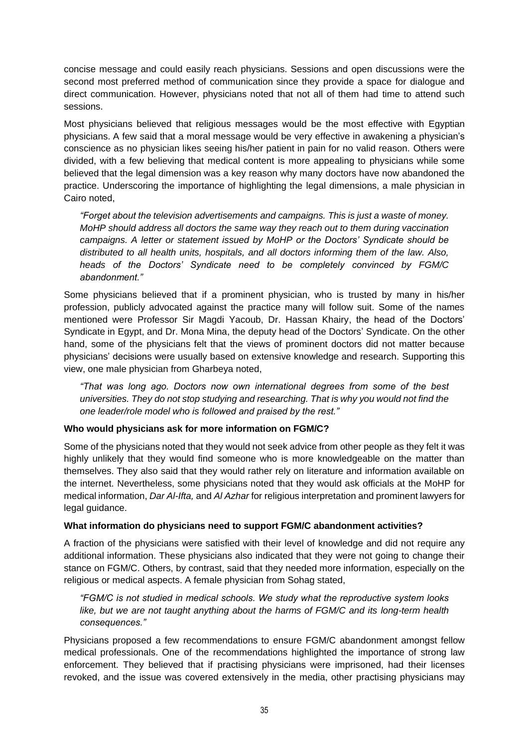concise message and could easily reach physicians. Sessions and open discussions were the second most preferred method of communication since they provide a space for dialogue and direct communication. However, physicians noted that not all of them had time to attend such sessions.

Most physicians believed that religious messages would be the most effective with Egyptian physicians. A few said that a moral message would be very effective in awakening a physician's conscience as no physician likes seeing his/her patient in pain for no valid reason. Others were divided, with a few believing that medical content is more appealing to physicians while some believed that the legal dimension was a key reason why many doctors have now abandoned the practice. Underscoring the importance of highlighting the legal dimensions, a male physician in Cairo noted,

> *"Forget about the television advertisements and campaigns. This is just a waste of money. MoHP should address all doctors the same way they reach out to them during vaccination campaigns. A letter or statement issued by MoHP or the Doctors' Syndicate should be distributed to all health units, hospitals, and all doctors informing them of the law. Also, heads of the Doctors' Syndicate need to be completely convinced by FGM/C abandonment."*

Some physicians believed that if a prominent physician, who is trusted by many in his/her profession, publicly advocated against the practice many will follow suit. Some of the names mentioned were Professor Sir Magdi Yacoub, Dr. Hassan Khairy, the head of the Doctors' Syndicate in Egypt, and Dr. Mona Mina, the deputy head of the Doctors' Syndicate. On the other hand, some of the physicians felt that the views of prominent doctors did not matter because physicians' decisions were usually based on extensive knowledge and research. Supporting this view, one male physician from Gharbeya noted,

> *"That was long ago. Doctors now own international degrees from some of the best universities. They do not stop studying and researching. That is why you would not find the one leader/role model who is followed and praised by the rest."*

**Who would physicians ask for more information on FGM/C?**

Some of the physicians noted that they would not seek advice from other people as they felt it was highly unlikely that they would find someone who is more knowledgeable on the matter than themselves. They also said that they would rather rely on literature and information available on the internet. Nevertheless, some physicians noted that they would ask officials at the MoHP for medical information, *Dar Al-Ifta,* and *Al Azhar* for religious interpretation and prominent lawyers for legal guidance.

**What information do physicians need to support FGM/C abandonment activities?**

A fraction of the physicians were satisfied with their level of knowledge and did not require any additional information. These physicians also indicated that they were not going to change their stance on FGM/C. Others, by contrast, said that they needed more information, especially on the religious or medical aspects. A female physician from Sohag stated,

> *"FGM/C is not studied in medical schools. We study what the reproductive system looks like, but we are not taught anything about the harms of FGM/C and its long-term health consequences."*

Physicians proposed a few recommendations to ensure FGM/C abandonment amongst fellow medical professionals. One of the recommendations highlighted the importance of strong law enforcement. They believed that if practising physicians were imprisoned, had their licenses revoked, and the issue was covered extensively in the media, other practising physicians may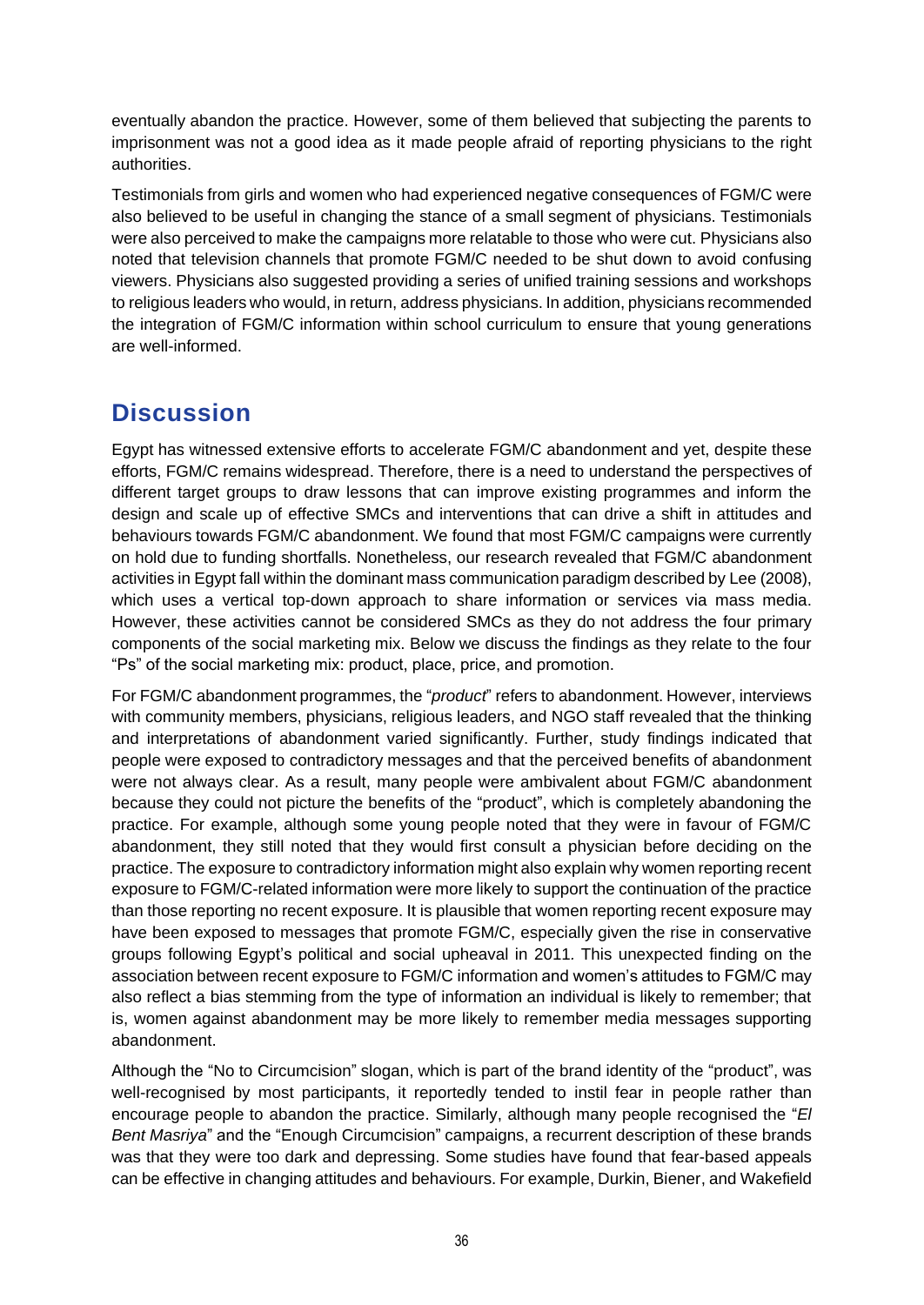eventually abandon the practice. However, some of them believed that subjecting the parents to imprisonment was not a good idea as it made people afraid of reporting physicians to the right authorities.

Testimonials from girls and women who had experienced negative consequences of FGM/C were also believed to be useful in changing the stance of a small segment of physicians. Testimonials were also perceived to make the campaigns more relatable to those who were cut. Physicians also noted that television channels that promote FGM/C needed to be shut down to avoid confusing viewers. Physicians also suggested providing a series of unified training sessions and workshops to religious leaders who would, in return, address physicians. In addition, physicians recommended the integration of FGM/C information within school curriculum to ensure that young generations are well-informed.

## Discussion

Egypt has witnessed extensive efforts to accelerate FGM/C abandonment and yet, despite these efforts, FGM/C remains widespread. Therefore, there is a need to understand the perspectives of different target groups to draw lessons that can improve existing programmes and inform the design and scale up of effective SMCs and interventions that can drive a shift in attitudes and behaviours towards FGM/C abandonment. We found that most FGM/C campaigns were currently on hold due to funding shortfalls. Nonetheless, our research revealed that FGM/C abandonment activities in Egypt fall within the dominant mass communication paradigm described by Lee (2008), which uses a vertical top-down approach to share information or services via mass media. However, these activities cannot be considered SMCs as they do not address the four primary components of the social marketing mix. Below we discuss the findings as they relate to the four "Ps" of the social marketing mix: product, place, price, and promotion.

For FGM/C abandonment programmes, the "*product*" refers to abandonment. However, interviews with community members, physicians, religious leaders, and NGO staff revealed that the thinking and interpretations of abandonment varied significantly. Further, study findings indicated that people were exposed to contradictory messages and that the perceived benefits of abandonment were not always clear. As a result, many people were ambivalent about FGM/C abandonment because they could not picture the benefits of the "product", which is completely abandoning the practice. For example, although some young people noted that they were in favour of FGM/C abandonment, they still noted that they would first consult a physician before deciding on the practice. The exposure to contradictory information might also explain why women reporting recent exposure to FGM/C-related information were more likely to support the continuation of the practice than those reporting no recent exposure. It is plausible that women reporting recent exposure may have been exposed to messages that promote FGM/C, especially given the rise in conservative groups following Egypt's political and social upheaval in 2011. This unexpected finding on the association between recent exposure to FGM/C information and women's attitudes to FGM/C may also reflect a bias stemming from the type of information an individual is likely to remember; that is, women against abandonment may be more likely to remember media messages supporting abandonment.

Although the "No to Circumcision" slogan, which is part of the brand identity of the "product", was well-recognised by most participants, it reportedly tended to instil fear in people rather than encourage people to abandon the practice. Similarly, although many people recognised the "*El Bent Masriya*" and the "Enough Circumcision" campaigns, a recurrent description of these brands was that they were too dark and depressing. Some studies have found that fear-based appeals can be effective in changing attitudes and behaviours. For example, Durkin, Biener, and Wakefield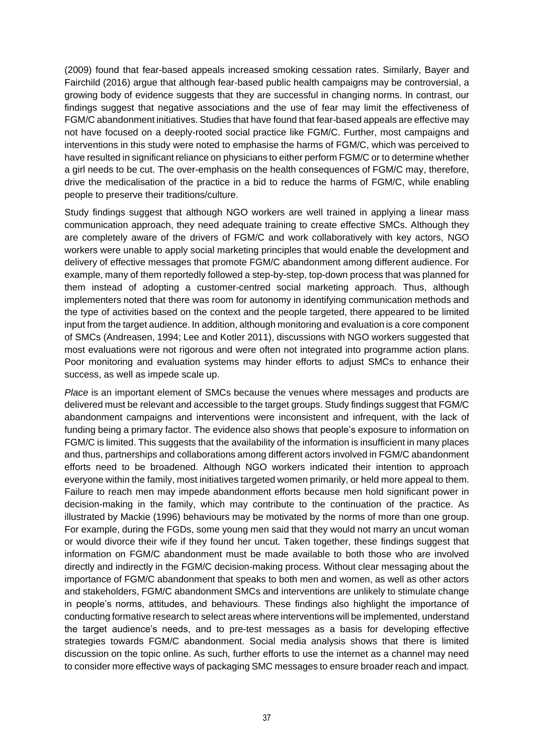(2009) found that fear-based appeals increased smoking cessation rates. Similarly, Bayer and Fairchild (2016) argue that although fear-based public health campaigns may be controversial, a growing body of evidence suggests that they are successful in changing norms. In contrast, our findings suggest that negative associations and the use of fear may limit the effectiveness of FGM/C abandonment initiatives. Studies that have found that fear-based appeals are effective may not have focused on a deeply-rooted social practice like FGM/C. Further, most campaigns and interventions in this study were noted to emphasise the harms of FGM/C, which was perceived to have resulted in significant reliance on physicians to either perform FGM/C or to determine whether a girl needs to be cut. The over-emphasis on the health consequences of FGM/C may, therefore, drive the medicalisation of the practice in a bid to reduce the harms of FGM/C, while enabling people to preserve their traditions/culture.

Study findings suggest that although NGO workers are well trained in applying a linear mass communication approach, they need adequate training to create effective SMCs. Although they are completely aware of the drivers of FGM/C and work collaboratively with key actors, NGO workers were unable to apply social marketing principles that would enable the development and delivery of effective messages that promote FGM/C abandonment among different audience. For example, many of them reportedly followed a step-by-step, top-down process that was planned for them instead of adopting a customer-centred social marketing approach. Thus, although implementers noted that there was room for autonomy in identifying communication methods and the type of activities based on the context and the people targeted, there appeared to be limited input from the target audience. In addition, although monitoring and evaluation is a core component of SMCs (Andreasen, 1994; Lee and Kotler 2011), discussions with NGO workers suggested that most evaluations were not rigorous and were often not integrated into programme action plans. Poor monitoring and evaluation systems may hinder efforts to adjust SMCs to enhance their success, as well as impede scale up.

*Place* is an important element of SMCs because the venues where messages and products are delivered must be relevant and accessible to the target groups. Study findings suggest that FGM/C abandonment campaigns and interventions were inconsistent and infrequent, with the lack of funding being a primary factor. The evidence also shows that people's exposure to information on FGM/C is limited. This suggests that the availability of the information is insufficient in many places and thus, partnerships and collaborations among different actors involved in FGM/C abandonment efforts need to be broadened. Although NGO workers indicated their intention to approach everyone within the family, most initiatives targeted women primarily, or held more appeal to them. Failure to reach men may impede abandonment efforts because men hold significant power in decision-making in the family, which may contribute to the continuation of the practice. As illustrated by Mackie (1996) behaviours may be motivated by the norms of more than one group. For example, during the FGDs, some young men said that they would not marry an uncut woman or would divorce their wife if they found her uncut. Taken together, these findings suggest that information on FGM/C abandonment must be made available to both those who are involved directly and indirectly in the FGM/C decision-making process. Without clear messaging about the importance of FGM/C abandonment that speaks to both men and women, as well as other actors and stakeholders, FGM/C abandonment SMCs and interventions are unlikely to stimulate change in people's norms, attitudes, and behaviours. These findings also highlight the importance of conducting formative research to select areas where interventions will be implemented, understand the target audience's needs, and to pre-test messages as a basis for developing effective strategies towards FGM/C abandonment. Social media analysis shows that there is limited discussion on the topic online. As such, further efforts to use the internet as a channel may need to consider more effective ways of packaging SMC messages to ensure broader reach and impact.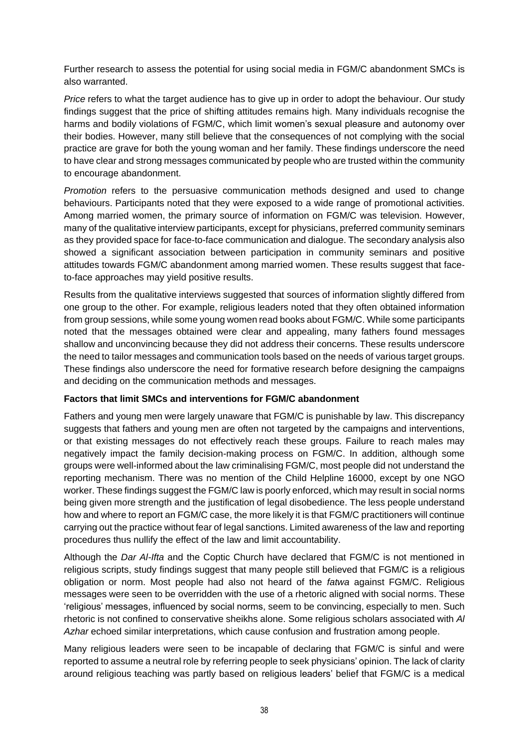Further research to assess the potential for using social media in FGM/C abandonment SMCs is also warranted.

*Price* refers to what the target audience has to give up in order to adopt the behaviour. Our study findings suggest that the price of shifting attitudes remains high. Many individuals recognise the harms and bodily violations of FGM/C, which limit women's sexual pleasure and autonomy over their bodies. However, many still believe that the consequences of not complying with the social practice are grave for both the young woman and her family. These findings underscore the need to have clear and strong messages communicated by people who are trusted within the community to encourage abandonment.

*Promotion* refers to the persuasive communication methods designed and used to change behaviours. Participants noted that they were exposed to a wide range of promotional activities. Among married women, the primary source of information on FGM/C was television. However, many of the qualitative interview participants, except for physicians, preferred community seminars as they provided space for face-to-face communication and dialogue. The secondary analysis also showed a significant association between participation in community seminars and positive attitudes towards FGM/C abandonment among married women. These results suggest that face-to-face approaches may yield positive results.

Results from the qualitative interviews suggested that sources of information slightly differed from one group to the other. For example, religious leaders noted that they often obtained information from group sessions, while some young women read books about FGM/C. While some participants noted that the messages obtained were clear and appealing, many fathers found messages shallow and unconvincing because they did not address their concerns. These results underscore the need to tailor messages and communication tools based on the needs of various target groups. These findings also underscore the need for formative research before designing the campaigns and deciding on the communication methods and messages.

**Factors that limit SMCs and interventions for FGM/C abandonment**

Fathers and young men were largely unaware that FGM/C is punishable by law. This discrepancy suggests that fathers and young men are often not targeted by the campaigns and interventions, or that existing messages do not effectively reach these groups. Failure to reach males may negatively impact the family decision-making process on FGM/C. In addition, although some groups were well-informed about the law criminalising FGM/C, most people did not understand the reporting mechanism. There was no mention of the Child Helpline 16000, except by one NGO worker. These findings suggest the FGM/C law is poorly enforced, which may result in social norms being given more strength and the justification of legal disobedience. The less people understand how and where to report an FGM/C case, the more likely it is that FGM/C practitioners will continue carrying out the practice without fear of legal sanctions. Limited awareness of the law and reporting procedures thus nullify the effect of the law and limit accountability.

Although the *Dar Al-Ifta* and the Coptic Church have declared that FGM/C is not mentioned in religious scripts, study findings suggest that many people still believed that FGM/C is a religious obligation or norm. Most people had also not heard of the *fatwa* against FGM/C. Religious messages were seen to be overridden with the use of a rhetoric aligned with social norms. These 'religious' messages, influenced by social norms, seem to be convincing, especially to men. Such rhetoric is not confined to conservative sheikhs alone. Some religious scholars associated with *Al Azhar* echoed similar interpretations, which cause confusion and frustration among people.

Many religious leaders were seen to be incapable of declaring that FGM/C is sinful and were reported to assume a neutral role by referring people to seek physicians' opinion. The lack of clarity around religious teaching was partly based on religious leaders' belief that FGM/C is a medical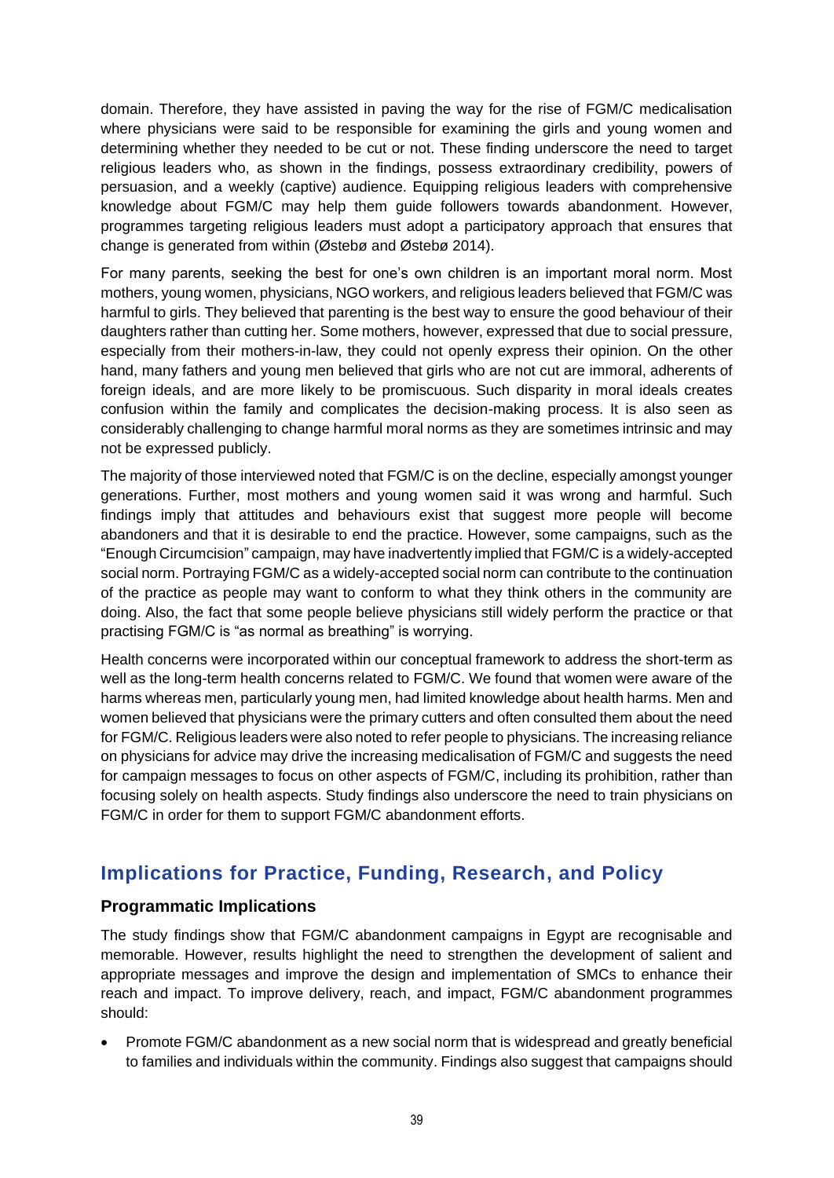domain. Therefore, they have assisted in paving the way for the rise of FGM/C medicalisation where physicians were said to be responsible for examining the girls and young women and determining whether they needed to be cut or not. These finding underscore the need to target religious leaders who, as shown in the findings, possess extraordinary credibility, powers of persuasion, and a weekly (captive) audience. Equipping religious leaders with comprehensive knowledge about FGM/C may help them guide followers towards abandonment. However, programmes targeting religious leaders must adopt a participatory approach that ensures that change is generated from within (Østebø and Østebø 2014).

For many parents, seeking the best for one's own children is an important moral norm. Most mothers, young women, physicians, NGO workers, and religious leaders believed that FGM/C was harmful to girls. They believed that parenting is the best way to ensure the good behaviour of their daughters rather than cutting her. Some mothers, however, expressed that due to social pressure, especially from their mothers-in-law, they could not openly express their opinion. On the other hand, many fathers and young men believed that girls who are not cut are immoral, adherents of foreign ideals, and are more likely to be promiscuous. Such disparity in moral ideals creates confusion within the family and complicates the decision-making process. It is also seen as considerably challenging to change harmful moral norms as they are sometimes intrinsic and may not be expressed publicly.

The majority of those interviewed noted that FGM/C is on the decline, especially amongst younger generations. Further, most mothers and young women said it was wrong and harmful. Such findings imply that attitudes and behaviours exist that suggest more people will become abandoners and that it is desirable to end the practice. However, some campaigns, such as the "Enough Circumcision" campaign, may have inadvertently implied that FGM/C is a widely-accepted social norm. Portraying FGM/C as a widely-accepted social norm can contribute to the continuation of the practice as people may want to conform to what they think others in the community are doing. Also, the fact that some people believe physicians still widely perform the practice or that practising FGM/C is "as normal as breathing" is worrying.

Health concerns were incorporated within our conceptual framework to address the short-term as well as the long-term health concerns related to FGM/C. We found that women were aware of the harms whereas men, particularly young men, had limited knowledge about health harms. Men and women believed that physicians were the primary cutters and often consulted them about the need for FGM/C. Religious leaders were also noted to refer people to physicians. The increasing reliance on physicians for advice may drive the increasing medicalisation of FGM/C and suggests the need for campaign messages to focus on other aspects of FGM/C, including its prohibition, rather than focusing solely on health aspects. Study findings also underscore the need to train physicians on FGM/C in order for them to support FGM/C abandonment efforts.

## Implications for Practice, Funding, Research, and Policy

### Programmatic Implications

The study findings show that FGM/C abandonment campaigns in Egypt are recognisable and memorable. However, results highlight the need to strengthen the development of salient and appropriate messages and improve the design and implementation of SMCs to enhance their reach and impact. To improve delivery, reach, and impact, FGM/C abandonment programmes should:

- Promote FGM/C abandonment as a new social norm that is widespread and greatly beneficial to families and individuals within the community. Findings also suggest that campaigns should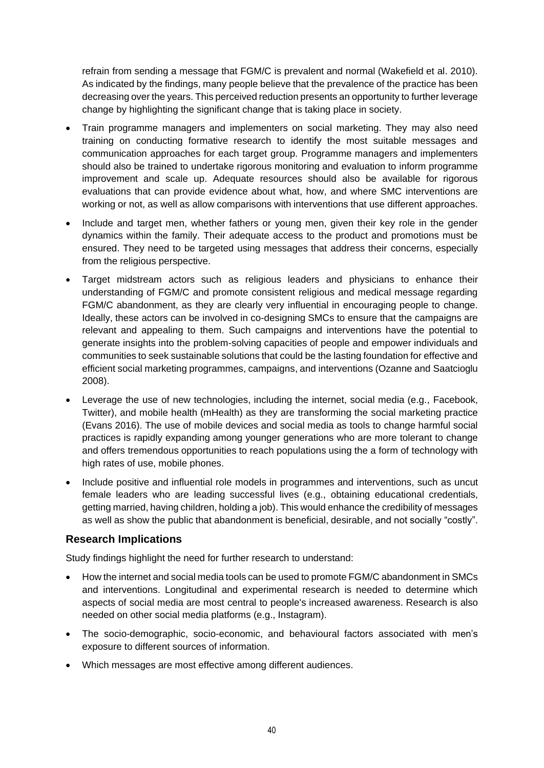refrain from sending a message that FGM/C is prevalent and normal (Wakefield et al. 2010). As indicated by the findings, many people believe that the prevalence of the practice has been decreasing over the years. This perceived reduction presents an opportunity to further leverage change by highlighting the significant change that is taking place in society.

- Train programme managers and implementers on social marketing. They may also need training on conducting formative research to identify the most suitable messages and communication approaches for each target group. Programme managers and implementers should also be trained to undertake rigorous monitoring and evaluation to inform programme improvement and scale up. Adequate resources should also be available for rigorous evaluations that can provide evidence about what, how, and where SMC interventions are working or not, as well as allow comparisons with interventions that use different approaches.
- Include and target men, whether fathers or young men, given their key role in the gender dynamics within the family. Their adequate access to the product and promotions must be ensured. They need to be targeted using messages that address their concerns, especially from the religious perspective.
- Target midstream actors such as religious leaders and physicians to enhance their understanding of FGM/C and promote consistent religious and medical message regarding FGM/C abandonment, as they are clearly very influential in encouraging people to change. Ideally, these actors can be involved in co-designing SMCs to ensure that the campaigns are relevant and appealing to them. Such campaigns and interventions have the potential to generate insights into the problem-solving capacities of people and empower individuals and communities to seek sustainable solutions that could be the lasting foundation for effective and efficient social marketing programmes, campaigns, and interventions (Ozanne and Saatcioglu 2008).
- Leverage the use of new technologies, including the internet, social media (e.g., Facebook, Twitter), and mobile health (mHealth) as they are transforming the social marketing practice (Evans 2016). The use of mobile devices and social media as tools to change harmful social practices is rapidly expanding among younger generations who are more tolerant to change and offers tremendous opportunities to reach populations using the a form of technology with high rates of use, mobile phones.
- Include positive and influential role models in programmes and interventions, such as uncut female leaders who are leading successful lives (e.g., obtaining educational credentials, getting married, having children, holding a job). This would enhance the credibility of messages as well as show the public that abandonment is beneficial, desirable, and not socially "costly".

## Research Implications

Study findings highlight the need for further research to understand:

- How the internet and social media tools can be used to promote FGM/C abandonment in SMCs and interventions. Longitudinal and experimental research is needed to determine which aspects of social media are most central to people's increased awareness. Research is also needed on other social media platforms (e.g., Instagram).
- The socio-demographic, socio-economic, and behavioural factors associated with men's exposure to different sources of information.
- Which messages are most effective among different audiences.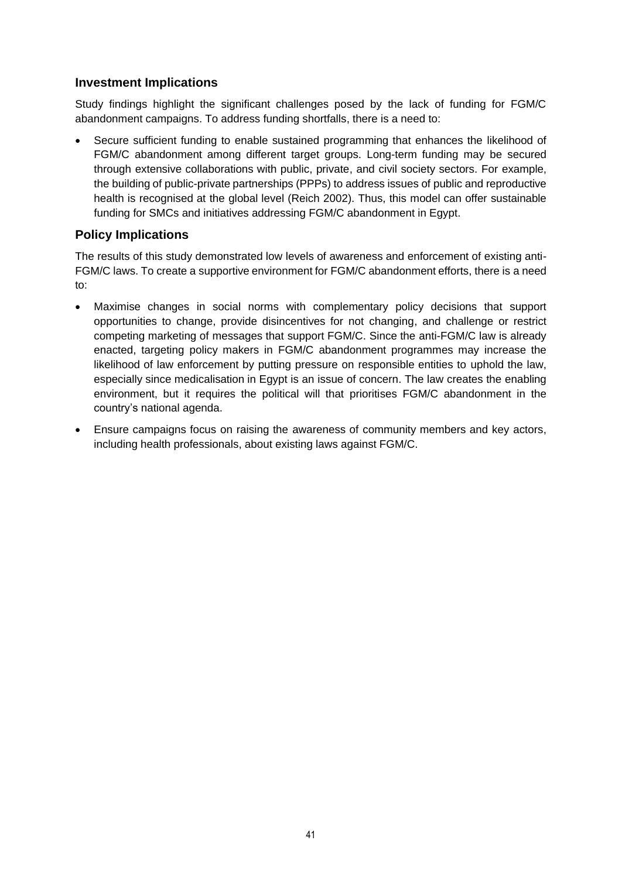### Investment Implications

Study findings highlight the significant challenges posed by the lack of funding for FGM/C abandonment campaigns. To address funding shortfalls, there is a need to:

- Secure sufficient funding to enable sustained programming that enhances the likelihood of FGM/C abandonment among different target groups. Long-term funding may be secured through extensive collaborations with public, private, and civil society sectors. For example, the building of public-private partnerships (PPPs) to address issues of public and reproductive health is recognised at the global level (Reich 2002). Thus, this model can offer sustainable funding for SMCs and initiatives addressing FGM/C abandonment in Egypt.

### Policy Implications

The results of this study demonstrated low levels of awareness and enforcement of existing anti-FGM/C laws. To create a supportive environment for FGM/C abandonment efforts, there is a need to:

- Maximise changes in social norms with complementary policy decisions that support opportunities to change, provide disincentives for not changing, and challenge or restrict competing marketing of messages that support FGM/C. Since the anti-FGM/C law is already enacted, targeting policy makers in FGM/C abandonment programmes may increase the likelihood of law enforcement by putting pressure on responsible entities to uphold the law, especially since medicalisation in Egypt is an issue of concern. The law creates the enabling environment, but it requires the political will that prioritises FGM/C abandonment in the country's national agenda.
- Ensure campaigns focus on raising the awareness of community members and key actors, including health professionals, about existing laws against FGM/C.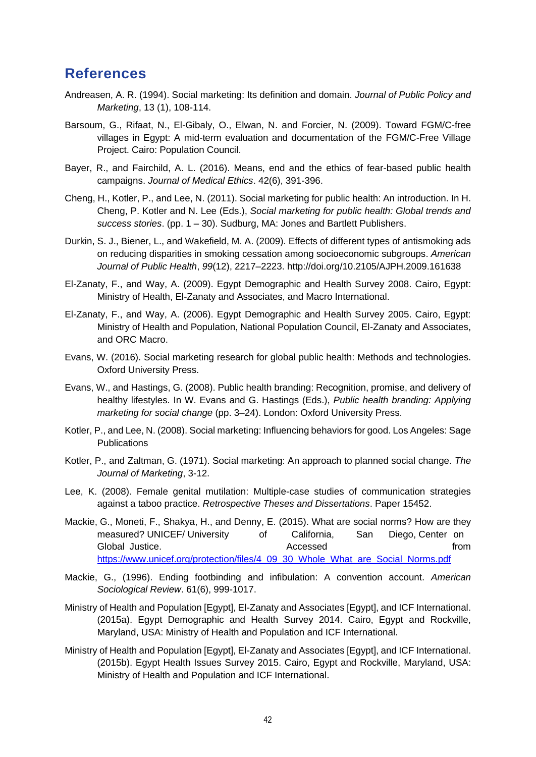## References

Andreasen, A. R. (1994). Social marketing: Its definition and domain. *Journal of Public Policy and Marketing*, 13 (1), 108-114.

Barsoum, G., Rifaat, N., El-Gibaly, O., Elwan, N. and Forcier, N. (2009). Toward FGM/C-free villages in Egypt: A mid-term evaluation and documentation of the FGM/C-Free Village Project. Cairo: Population Council.

Bayer, R., and Fairchild, A. L. (2016). Means, end and the ethics of fear-based public health campaigns. *Journal of Medical Ethics*. 42(6), 391-396.

Cheng, H., Kotler, P., and Lee, N. (2011). Social marketing for public health: An introduction. In H. Cheng, P. Kotler and N. Lee (Eds.), *Social marketing for public health: Global trends and success stories*. (pp. 1 – 30). Sudburg, MA: Jones and Bartlett Publishers.

Durkin, S. J., Biener, L., and Wakefield, M. A. (2009). Effects of different types of antismoking ads on reducing disparities in smoking cessation among socioeconomic subgroups. *American Journal of Public Health*, *99*(12), 2217–2223. http://doi.org/10.2105/AJPH.2009.161638

El-Zanaty, F., and Way, A. (2009). Egypt Demographic and Health Survey 2008. Cairo, Egypt: Ministry of Health, El-Zanaty and Associates, and Macro International.

El-Zanaty, F., and Way, A. (2006). Egypt Demographic and Health Survey 2005. Cairo, Egypt: Ministry of Health and Population, National Population Council, El-Zanaty and Associates, and ORC Macro.

Evans, W. (2016). Social marketing research for global public health: Methods and technologies. Oxford University Press.

Evans, W., and Hastings, G. (2008). Public health branding: Recognition, promise, and delivery of healthy lifestyles. In W. Evans and G. Hastings (Eds.), *Public health branding: Applying marketing for social change* (pp. 3–24). London: Oxford University Press.

Kotler, P., and Lee, N. (2008). Social marketing: Influencing behaviors for good. Los Angeles: Sage Publications

Kotler, P., and Zaltman, G. (1971). Social marketing: An approach to planned social change. *The Journal of Marketing*, 3-12.

Lee, K. (2008). Female genital mutilation: Multiple-case studies of communication strategies against a taboo practice. *Retrospective Theses and Dissertations*. Paper 15452.

Mackie, G., Moneti, F., Shakya, H., and Denny, E. (2015). What are social norms? How are they measured? UNICEF/ University of California, San Diego, Center on Global Justice. Accessed from https://www.unicef.org/protection/files/4_09_30_Whole_What_are_Social_Norms.pdf

Mackie, G., (1996). Ending footbinding and infibulation: A convention account. *American Sociological Review*. 61(6), 999-1017.

Ministry of Health and Population [Egypt], El-Zanaty and Associates [Egypt], and ICF International. (2015a). Egypt Demographic and Health Survey 2014. Cairo, Egypt and Rockville, Maryland, USA: Ministry of Health and Population and ICF International.

Ministry of Health and Population [Egypt], El-Zanaty and Associates [Egypt], and ICF International. (2015b). Egypt Health Issues Survey 2015. Cairo, Egypt and Rockville, Maryland, USA: Ministry of Health and Population and ICF International.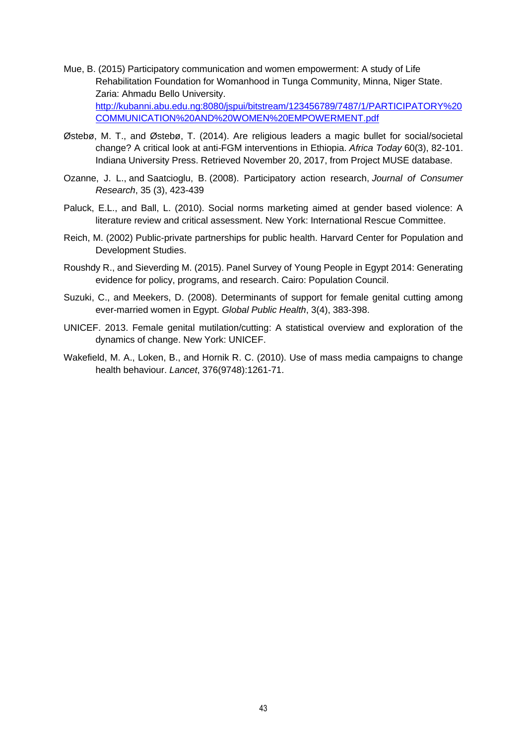Mue, B. (2015) Participatory communication and women empowerment: A study of Life Rehabilitation Foundation for Womanhood in Tunga Community, Minna, Niger State. Zaria: Ahmadu Bello University. http://kubanni.abu.edu.ng:8080/jspui/bitstream/123456789/7487/1/PARTICIPATORY%20COMMUNICATION%20AND%20WOMEN%20EMPOWERMENT.pdf

Østebø, M. T., and Østebø, T. (2014). Are religious leaders a magic bullet for social/societal change? A critical look at anti-FGM interventions in Ethiopia. *Africa Today* 60(3), 82-101. Indiana University Press. Retrieved November 20, 2017, from Project MUSE database.

Ozanne, J. L., and Saatcioglu, B. (2008). Participatory action research, *Journal of Consumer Research*, 35 (3), 423-439

Paluck, E.L., and Ball, L. (2010). Social norms marketing aimed at gender based violence: A literature review and critical assessment. New York: International Rescue Committee.

Reich, M. (2002) Public-private partnerships for public health. Harvard Center for Population and Development Studies.

Roushdy R., and Sieverding M. (2015). Panel Survey of Young People in Egypt 2014: Generating evidence for policy, programs, and research. Cairo: Population Council.

Suzuki, C., and Meekers, D. (2008). Determinants of support for female genital cutting among ever-married women in Egypt. *Global Public Health*, 3(4), 383-398.

UNICEF. 2013. Female genital mutilation/cutting: A statistical overview and exploration of the dynamics of change. New York: UNICEF.

Wakefield, M. A., Loken, B., and Hornik R. C. (2010). Use of mass media campaigns to change health behaviour. *Lancet*, 376(9748):1261-71.